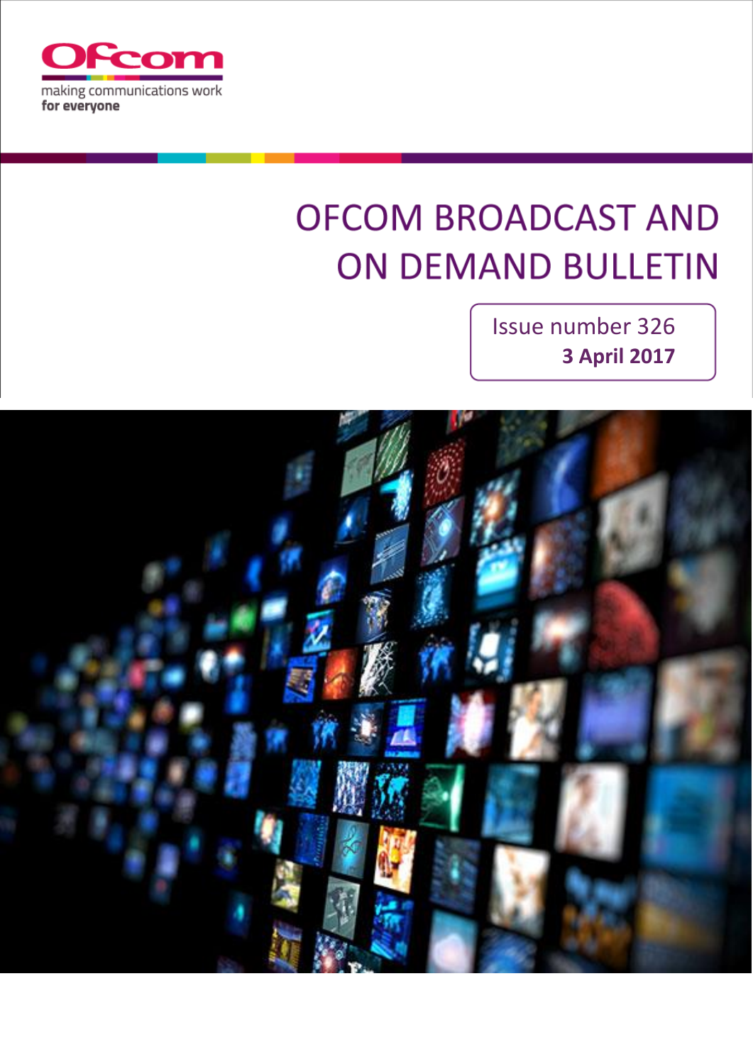Ofcom

making communications work
for everyone

# OFCOM BROADCAST AND ON DEMAND BULLETIN

Issue number 326
**3 April 2017**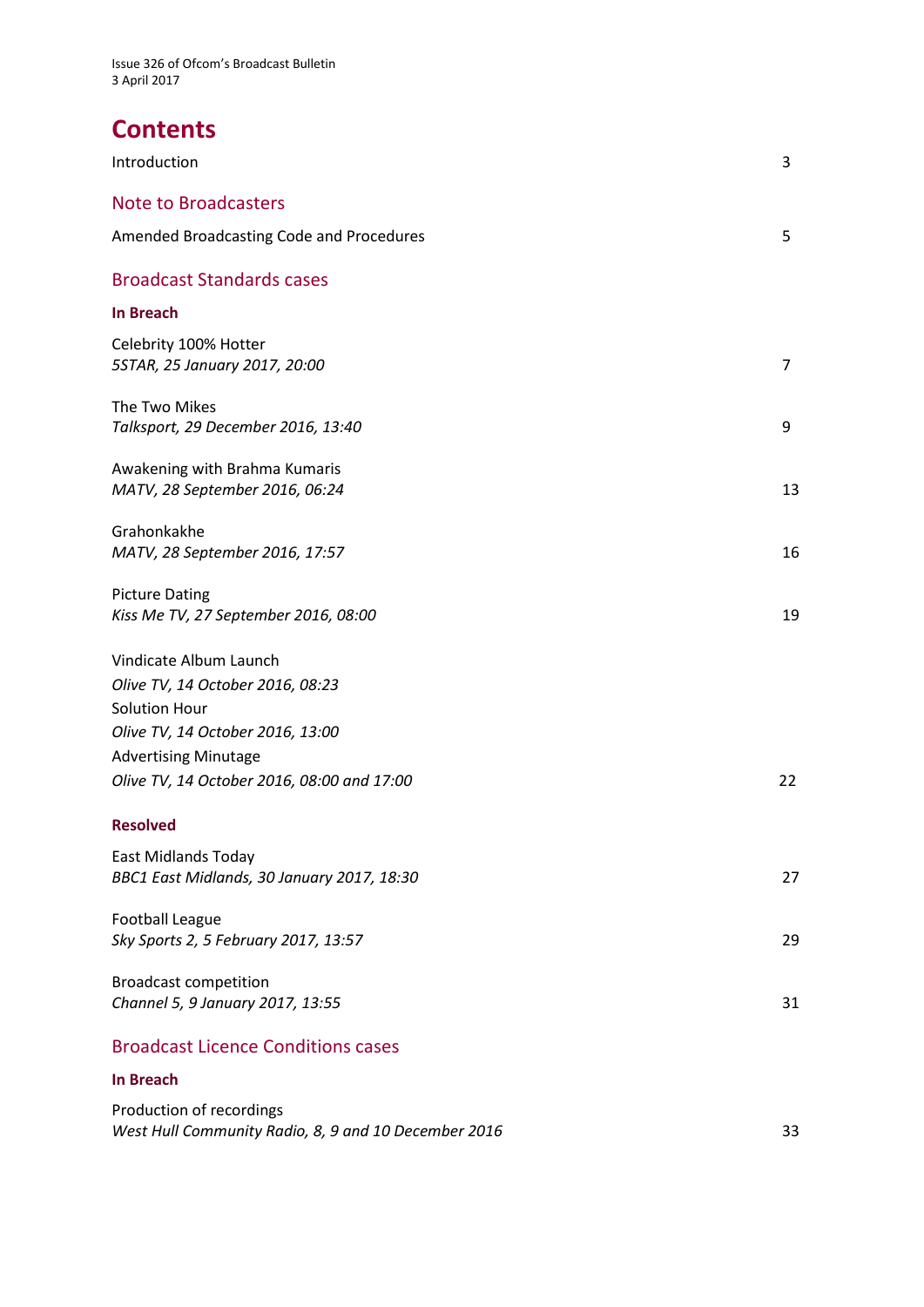Issue 326 of Ofcom's Broadcast Bulletin
3 April 2017

# Contents

Introduction 3

## Note to Broadcasters

Amended Broadcasting Code and Procedures 5

## Broadcast Standards cases

### In Breach

Celebrity 100% Hotter
*5STAR, 25 January 2017, 20:00* 7

The Two Mikes
*Talksport, 29 December 2016, 13:40* 9

Awakening with Brahma Kumaris
*MATV, 28 September 2016, 06:24* 13

Grahonkakhe
*MATV, 28 September 2016, 17:57* 16

Picture Dating
*Kiss Me TV, 27 September 2016, 08:00* 19

Vindicate Album Launch
*Olive TV, 14 October 2016, 08:23*
Solution Hour
*Olive TV, 14 October 2016, 13:00*
Advertising Minutage
*Olive TV, 14 October 2016, 08:00 and 17:00* 22

### Resolved

East Midlands Today
*BBC1 East Midlands, 30 January 2017, 18:30* 27

Football League
*Sky Sports 2, 5 February 2017, 13:57* 29

Broadcast competition
*Channel 5, 9 January 2017, 13:55* 31

## Broadcast Licence Conditions cases

### In Breach

Production of recordings
*West Hull Community Radio, 8, 9 and 10 December 2016* 33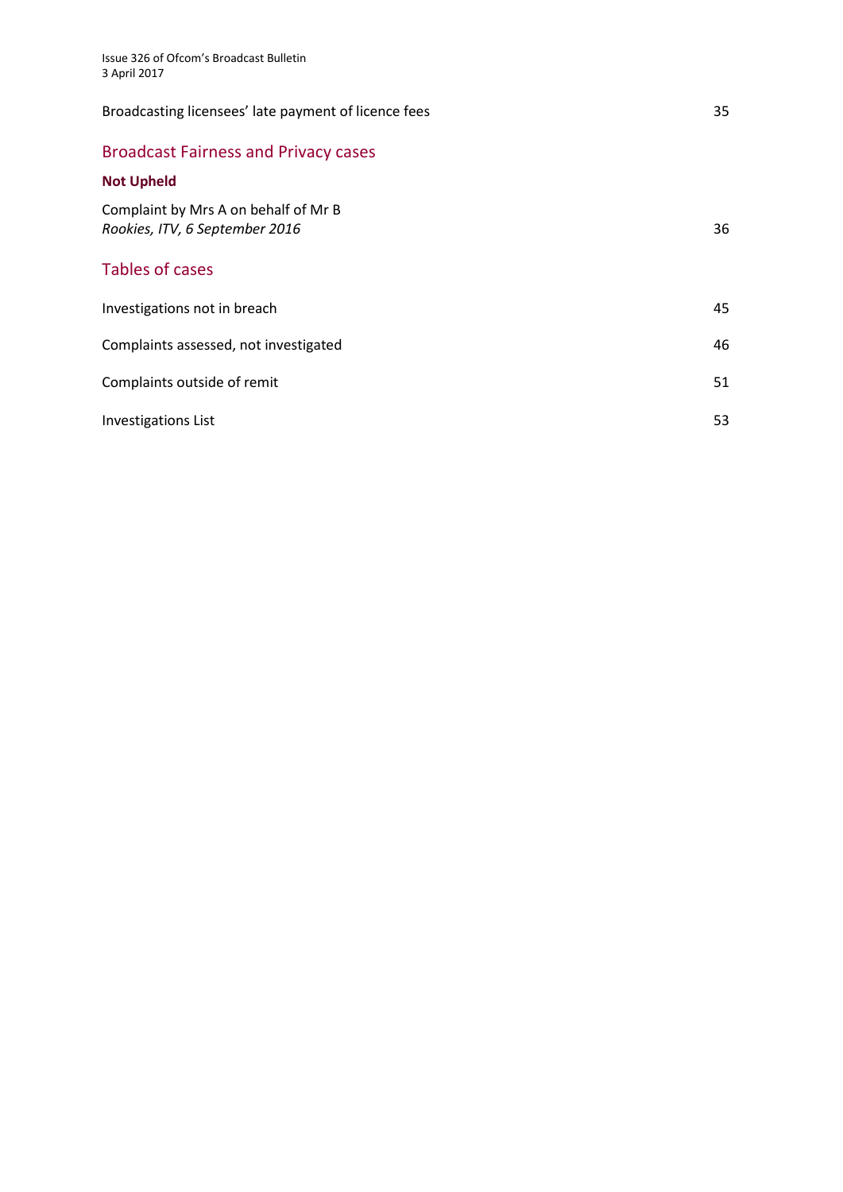Broadcasting licensees' late payment of licence fees 35

## Broadcast Fairness and Privacy cases

**Not Upheld**

Complaint by Mrs A on behalf of Mr B
*Rookies, ITV, 6 September 2016* 36

## Tables of cases

Investigations not in breach 45

Complaints assessed, not investigated 46

Complaints outside of remit 51

Investigations List 53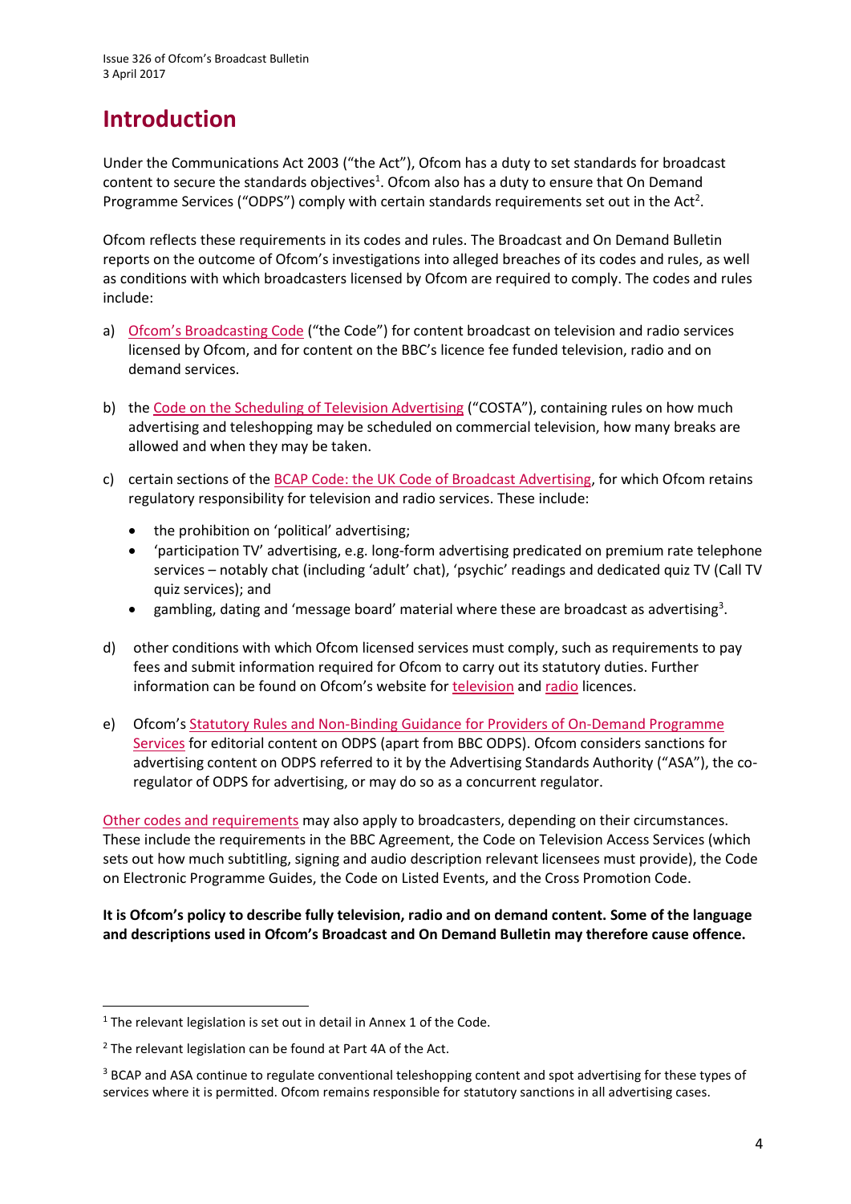# Introduction

Under the Communications Act 2003 ("the Act"), Ofcom has a duty to set standards for broadcast content to secure the standards objectives[1]. Ofcom also has a duty to ensure that On Demand Programme Services ("ODPS") comply with certain standards requirements set out in the Act[2].

Ofcom reflects these requirements in its codes and rules. The Broadcast and On Demand Bulletin reports on the outcome of Ofcom's investigations into alleged breaches of its codes and rules, as well as conditions with which broadcasters licensed by Ofcom are required to comply. The codes and rules include:

a) Ofcom's Broadcasting Code ("the Code") for content broadcast on television and radio services licensed by Ofcom, and for content on the BBC's licence fee funded television, radio and on demand services.

b) the Code on the Scheduling of Television Advertising ("COSTA"), containing rules on how much advertising and teleshopping may be scheduled on commercial television, how many breaks are allowed and when they may be taken.

c) certain sections of the BCAP Code: the UK Code of Broadcast Advertising, for which Ofcom retains regulatory responsibility for television and radio services. These include:

- the prohibition on 'political' advertising;
- 'participation TV' advertising, e.g. long-form advertising predicated on premium rate telephone services – notably chat (including 'adult' chat), 'psychic' readings and dedicated quiz TV (Call TV quiz services); and
- gambling, dating and 'message board' material where these are broadcast as advertising[3].

d) other conditions with which Ofcom licensed services must comply, such as requirements to pay fees and submit information required for Ofcom to carry out its statutory duties. Further information can be found on Ofcom's website for television and radio licences.

e) Ofcom's Statutory Rules and Non-Binding Guidance for Providers of On-Demand Programme Services for editorial content on ODPS (apart from BBC ODPS). Ofcom considers sanctions for advertising content on ODPS referred to it by the Advertising Standards Authority ("ASA"), the co-regulator of ODPS for advertising, or may do so as a concurrent regulator.

Other codes and requirements may also apply to broadcasters, depending on their circumstances. These include the requirements in the BBC Agreement, the Code on Television Access Services (which sets out how much subtitling, signing and audio description relevant licensees must provide), the Code on Electronic Programme Guides, the Code on Listed Events, and the Cross Promotion Code.

**It is Ofcom's policy to describe fully television, radio and on demand content. Some of the language and descriptions used in Ofcom's Broadcast and On Demand Bulletin may therefore cause offence.**

---

[1] The relevant legislation is set out in detail in Annex 1 of the Code.

[2] The relevant legislation can be found at Part 4A of the Act.

[3] BCAP and ASA continue to regulate conventional teleshopping content and spot advertising for these types of services where it is permitted. Ofcom remains responsible for statutory sanctions in all advertising cases.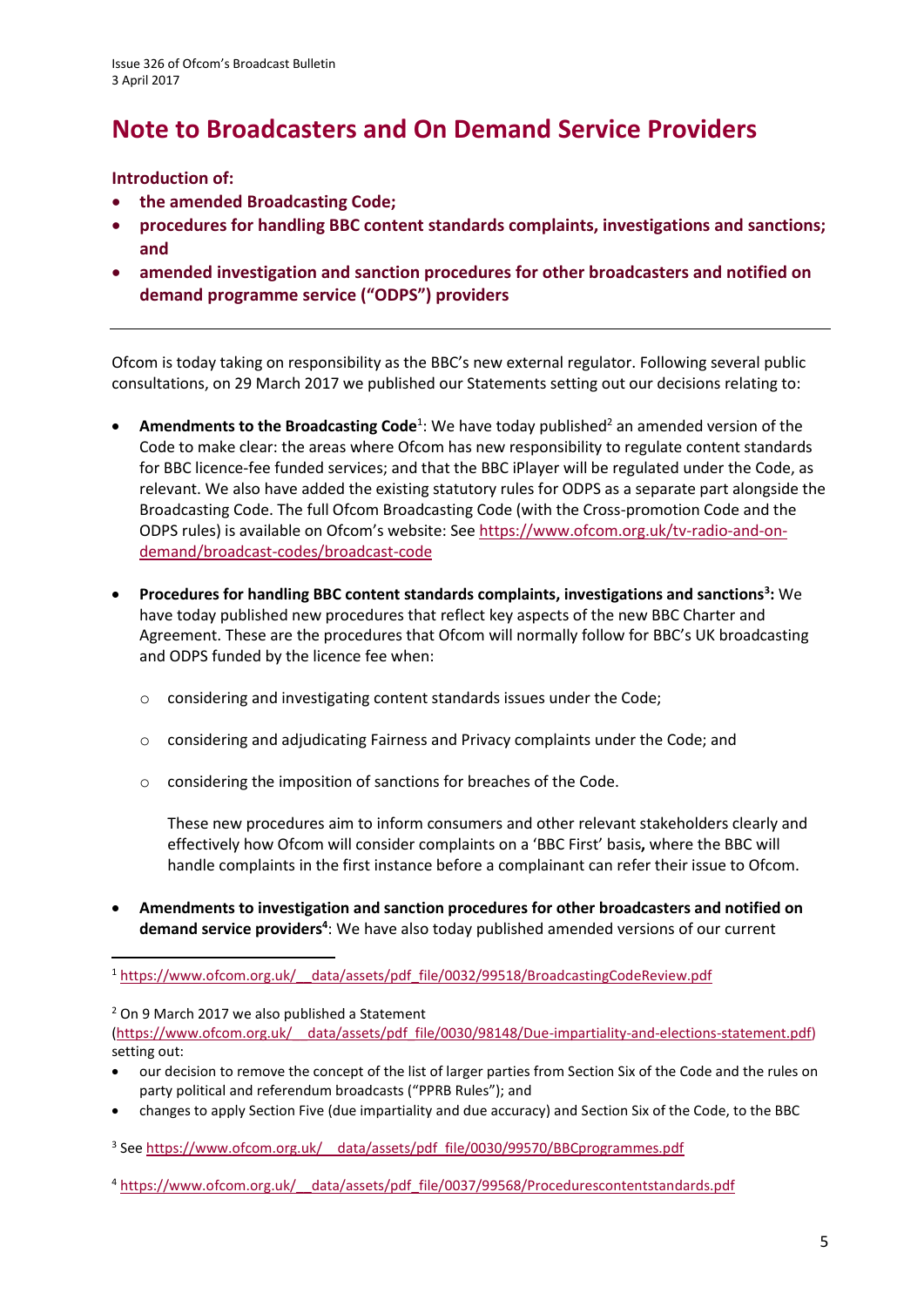# Note to Broadcasters and On Demand Service Providers

**Introduction of:**

- **the amended Broadcasting Code;**
- **procedures for handling BBC content standards complaints, investigations and sanctions; and**
- **amended investigation and sanction procedures for other broadcasters and notified on demand programme service ("ODPS") providers**

---

Ofcom is today taking on responsibility as the BBC's new external regulator. Following several public consultations, on 29 March 2017 we published our Statements setting out our decisions relating to:

- **Amendments to the Broadcasting Code**[1]: We have today published[2] an amended version of the Code to make clear: the areas where Ofcom has new responsibility to regulate content standards for BBC licence-fee funded services; and that the BBC iPlayer will be regulated under the Code, as relevant. We also have added the existing statutory rules for ODPS as a separate part alongside the Broadcasting Code. The full Ofcom Broadcasting Code (with the Cross-promotion Code and the ODPS rules) is available on Ofcom's website: See https://www.ofcom.org.uk/tv-radio-and-on-demand/broadcast-codes/broadcast-code

- **Procedures for handling BBC content standards complaints, investigations and sanctions[3]:** We have today published new procedures that reflect key aspects of the new BBC Charter and Agreement. These are the procedures that Ofcom will normally follow for BBC's UK broadcasting and ODPS funded by the licence fee when:

  - considering and investigating content standards issues under the Code;
  - considering and adjudicating Fairness and Privacy complaints under the Code; and
  - considering the imposition of sanctions for breaches of the Code.

  These new procedures aim to inform consumers and other relevant stakeholders clearly and effectively how Ofcom will consider complaints on a 'BBC First' basis**,** where the BBC will handle complaints in the first instance before a complainant can refer their issue to Ofcom.

- **Amendments to investigation and sanction procedures for other broadcasters and notified on demand service providers[4]**: We have also today published amended versions of our current

---

[1] https://www.ofcom.org.uk/__data/assets/pdf_file/0032/99518/BroadcastingCodeReview.pdf

[2] On 9 March 2017 we also published a Statement (https://www.ofcom.org.uk/__data/assets/pdf_file/0030/98148/Due-impartiality-and-elections-statement.pdf) setting out:

- our decision to remove the concept of the list of larger parties from Section Six of the Code and the rules on party political and referendum broadcasts ("PPRB Rules"); and
- changes to apply Section Five (due impartiality and due accuracy) and Section Six of the Code, to the BBC

[3] See https://www.ofcom.org.uk/__data/assets/pdf_file/0030/99570/BBCprogrammes.pdf

[4] https://www.ofcom.org.uk/__data/assets/pdf_file/0037/99568/Procedurescontentstandards.pdf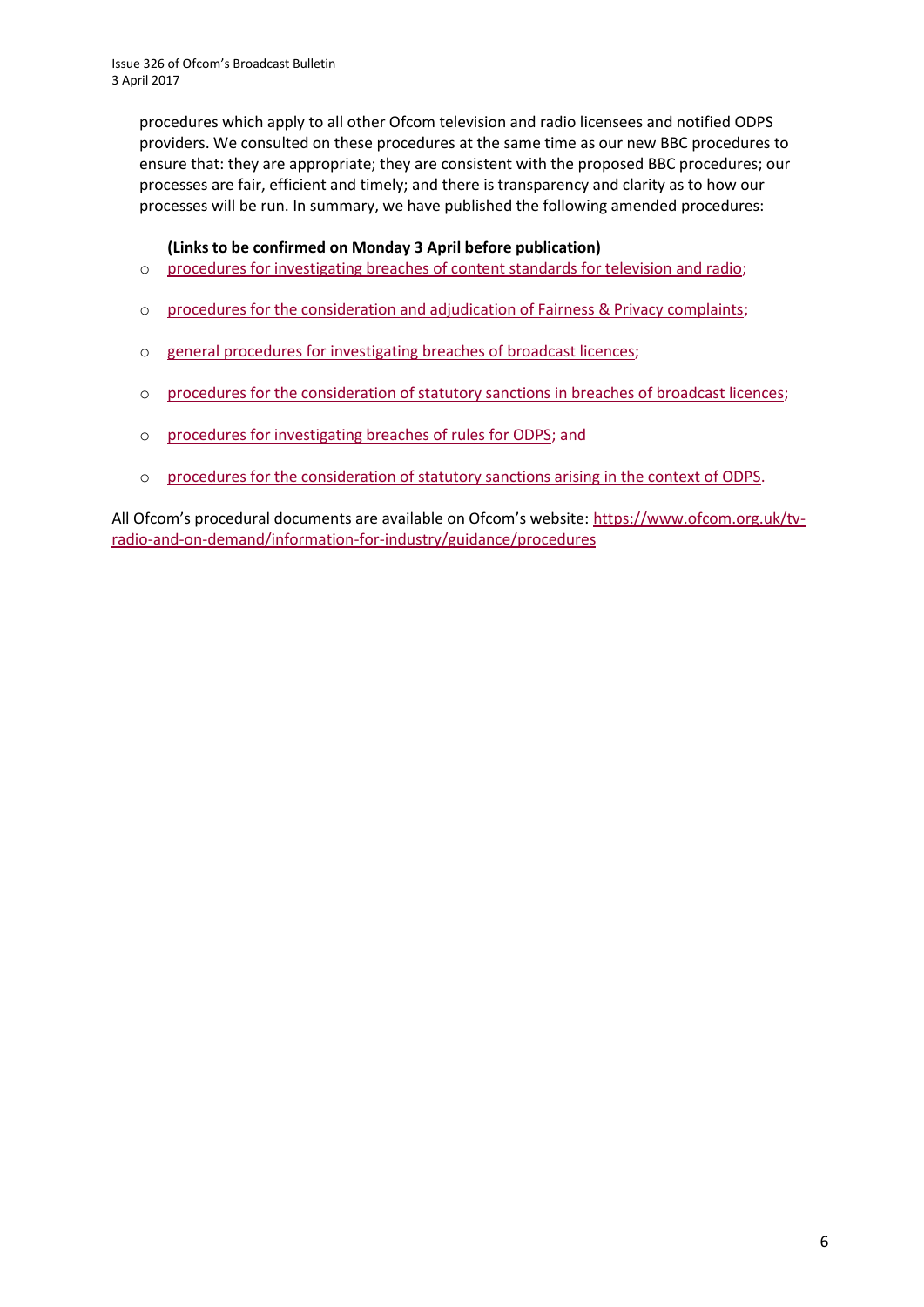procedures which apply to all other Ofcom television and radio licensees and notified ODPS providers. We consulted on these procedures at the same time as our new BBC procedures to ensure that: they are appropriate; they are consistent with the proposed BBC procedures; our processes are fair, efficient and timely; and there is transparency and clarity as to how our processes will be run. In summary, we have published the following amended procedures:

**(Links to be confirmed on Monday 3 April before publication)**

- procedures for investigating breaches of content standards for television and radio;
- procedures for the consideration and adjudication of Fairness & Privacy complaints;
- general procedures for investigating breaches of broadcast licences;
- procedures for the consideration of statutory sanctions in breaches of broadcast licences;
- procedures for investigating breaches of rules for ODPS; and
- procedures for the consideration of statutory sanctions arising in the context of ODPS.

All Ofcom's procedural documents are available on Ofcom's website: https://www.ofcom.org.uk/tv-radio-and-on-demand/information-for-industry/guidance/procedures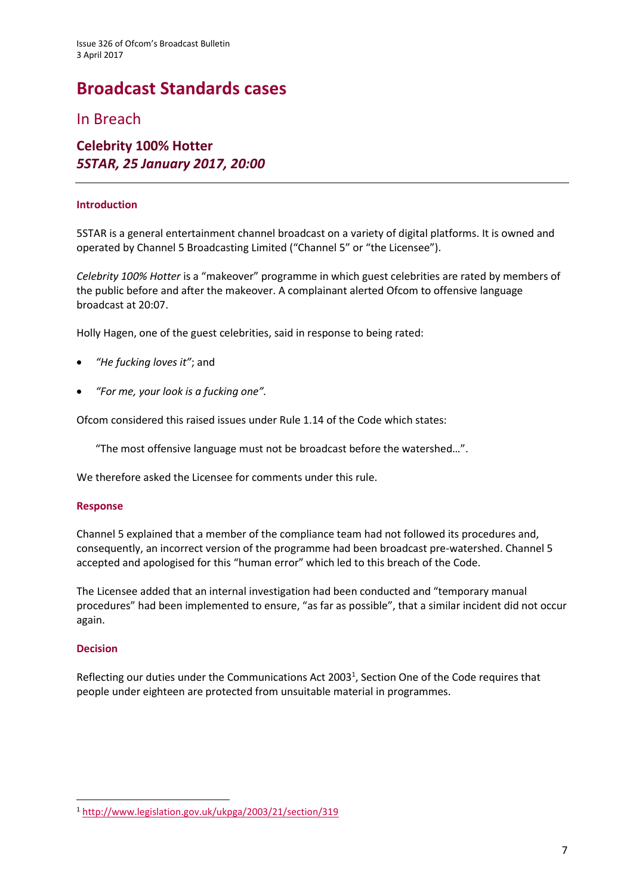# Broadcast Standards cases

## In Breach

### Celebrity 100% Hotter
### *5STAR, 25 January 2017, 20:00*

---

#### Introduction

5STAR is a general entertainment channel broadcast on a variety of digital platforms. It is owned and operated by Channel 5 Broadcasting Limited ("Channel 5" or "the Licensee").

*Celebrity 100% Hotter* is a "makeover" programme in which guest celebrities are rated by members of the public before and after the makeover. A complainant alerted Ofcom to offensive language broadcast at 20:07.

Holly Hagen, one of the guest celebrities, said in response to being rated:

- *"He fucking loves it"*; and
- *"For me, your look is a fucking one".*

Ofcom considered this raised issues under Rule 1.14 of the Code which states:

> "The most offensive language must not be broadcast before the watershed…".

We therefore asked the Licensee for comments under this rule.

#### Response

Channel 5 explained that a member of the compliance team had not followed its procedures and, consequently, an incorrect version of the programme had been broadcast pre-watershed. Channel 5 accepted and apologised for this "human error" which led to this breach of the Code.

The Licensee added that an internal investigation had been conducted and "temporary manual procedures" had been implemented to ensure, "as far as possible", that a similar incident did not occur again.

#### Decision

Reflecting our duties under the Communications Act 2003[1], Section One of the Code requires that people under eighteen are protected from unsuitable material in programmes.

---

[1] http://www.legislation.gov.uk/ukpga/2003/21/section/319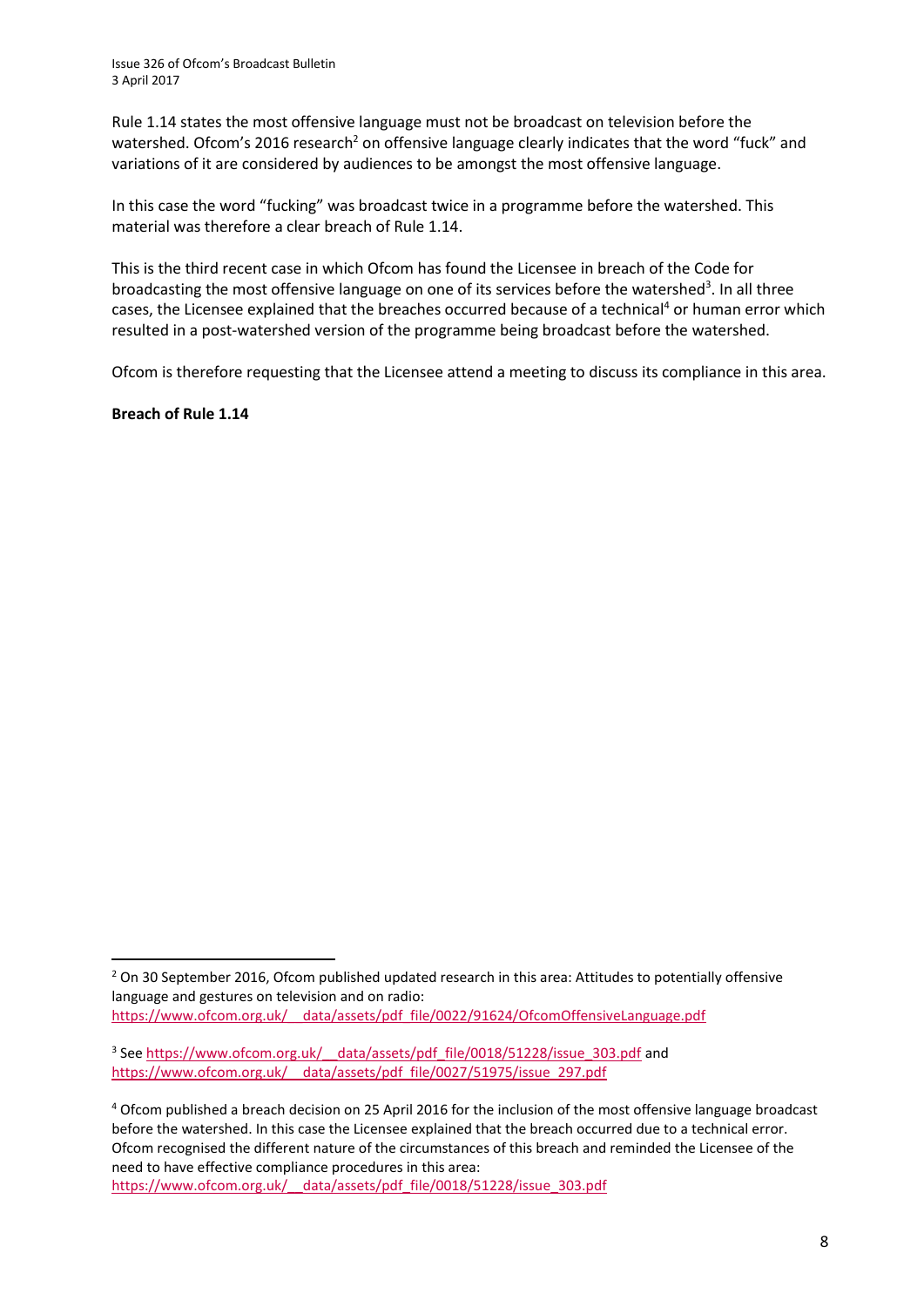Rule 1.14 states the most offensive language must not be broadcast on television before the watershed. Ofcom's 2016 research[2] on offensive language clearly indicates that the word "fuck" and variations of it are considered by audiences to be amongst the most offensive language.

In this case the word "fucking" was broadcast twice in a programme before the watershed. This material was therefore a clear breach of Rule 1.14.

This is the third recent case in which Ofcom has found the Licensee in breach of the Code for broadcasting the most offensive language on one of its services before the watershed[3]. In all three cases, the Licensee explained that the breaches occurred because of a technical[4] or human error which resulted in a post-watershed version of the programme being broadcast before the watershed.

Ofcom is therefore requesting that the Licensee attend a meeting to discuss its compliance in this area.

**Breach of Rule 1.14**

---

[2] On 30 September 2016, Ofcom published updated research in this area: Attitudes to potentially offensive language and gestures on television and on radio: https://www.ofcom.org.uk/__data/assets/pdf_file/0022/91624/OfcomOffensiveLanguage.pdf

[3] See https://www.ofcom.org.uk/__data/assets/pdf_file/0018/51228/issue_303.pdf and https://www.ofcom.org.uk/__data/assets/pdf_file/0027/51975/issue_297.pdf

[4] Ofcom published a breach decision on 25 April 2016 for the inclusion of the most offensive language broadcast before the watershed. In this case the Licensee explained that the breach occurred due to a technical error. Ofcom recognised the different nature of the circumstances of this breach and reminded the Licensee of the need to have effective compliance procedures in this area: https://www.ofcom.org.uk/__data/assets/pdf_file/0018/51228/issue_303.pdf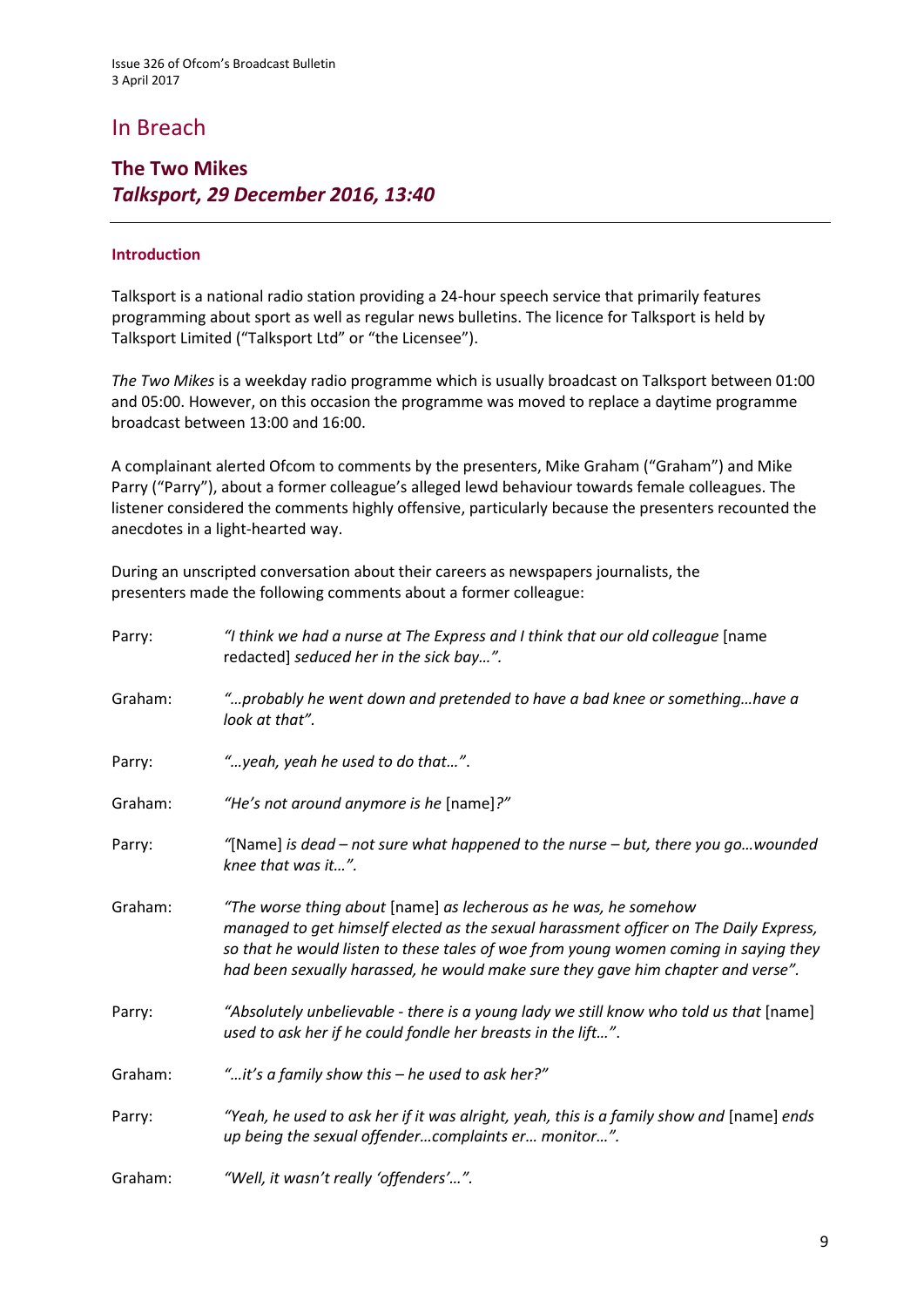# In Breach

## The Two Mikes
### *Talksport, 29 December 2016, 13:40*

---

#### Introduction

Talksport is a national radio station providing a 24-hour speech service that primarily features programming about sport as well as regular news bulletins. The licence for Talksport is held by Talksport Limited ("Talksport Ltd" or "the Licensee").

*The Two Mikes* is a weekday radio programme which is usually broadcast on Talksport between 01:00 and 05:00. However, on this occasion the programme was moved to replace a daytime programme broadcast between 13:00 and 16:00.

A complainant alerted Ofcom to comments by the presenters, Mike Graham ("Graham") and Mike Parry ("Parry"), about a former colleague's alleged lewd behaviour towards female colleagues. The listener considered the comments highly offensive, particularly because the presenters recounted the anecdotes in a light-hearted way.

During an unscripted conversation about their careers as newspapers journalists, the presenters made the following comments about a former colleague:

| | |
|---|---|
| Parry: | *"I think we had a nurse at The Express and I think that our old colleague* [name redacted] *seduced her in the sick bay…".* |
| Graham: | *"…probably he went down and pretended to have a bad knee or something…have a look at that".* |
| Parry: | *"…yeah, yeah he used to do that…".* |
| Graham: | *"He's not around anymore is he* [name]*?"* |
| Parry: | *"*[Name] *is dead – not sure what happened to the nurse – but, there you go…wounded knee that was it…".* |
| Graham: | *"The worse thing about* [name] *as lecherous as he was, he somehow managed to get himself elected as the sexual harassment officer on The Daily Express, so that he would listen to these tales of woe from young women coming in saying they had been sexually harassed, he would make sure they gave him chapter and verse".* |
| Parry: | *"Absolutely unbelievable - there is a young lady we still know who told us that* [name] *used to ask her if he could fondle her breasts in the lift…".* |
| Graham: | *"…it's a family show this – he used to ask her?"* |
| Parry: | *"Yeah, he used to ask her if it was alright, yeah, this is a family show and* [name] *ends up being the sexual offender…complaints er… monitor…".* |
| Graham: | *"Well, it wasn't really 'offenders'…".* |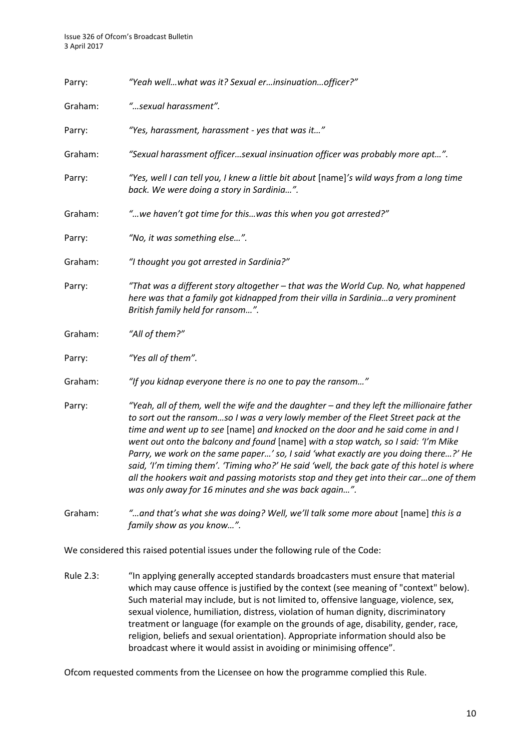Parry: *"Yeah well…what was it? Sexual er…insinuation…officer?"*

Graham: *"…sexual harassment".*

Parry: *"Yes, harassment, harassment - yes that was it…"*

Graham: *"Sexual harassment officer…sexual insinuation officer was probably more apt…".*

Parry: *"Yes, well I can tell you, I knew a little bit about* [name]*'s wild ways from a long time back. We were doing a story in Sardinia…".*

Graham: *"…we haven't got time for this…was this when you got arrested?"*

Parry: *"No, it was something else…".*

Graham: *"I thought you got arrested in Sardinia?"*

Parry: *"That was a different story altogether – that was the World Cup. No, what happened here was that a family got kidnapped from their villa in Sardinia…a very prominent British family held for ransom…".*

Graham: *"All of them?"*

Parry: *"Yes all of them".*

Graham: *"If you kidnap everyone there is no one to pay the ransom…"*

Parry: *"Yeah, all of them, well the wife and the daughter – and they left the millionaire father to sort out the ransom…so I was a very lowly member of the Fleet Street pack at the time and went up to see* [name] *and knocked on the door and he said come in and I went out onto the balcony and found* [name] *with a stop watch, so I said: 'I'm Mike Parry, we work on the same paper…' so, I said 'what exactly are you doing there…?' He said, 'I'm timing them'. 'Timing who?' He said 'well, the back gate of this hotel is where all the hookers wait and passing motorists stop and they get into their car…one of them was only away for 16 minutes and she was back again…".*

Graham: *"…and that's what she was doing? Well, we'll talk some more about* [name] *this is a family show as you know…".*

We considered this raised potential issues under the following rule of the Code:

Rule 2.3: "In applying generally accepted standards broadcasters must ensure that material which may cause offence is justified by the context (see meaning of "context" below). Such material may include, but is not limited to, offensive language, violence, sex, sexual violence, humiliation, distress, violation of human dignity, discriminatory treatment or language (for example on the grounds of age, disability, gender, race, religion, beliefs and sexual orientation). Appropriate information should also be broadcast where it would assist in avoiding or minimising offence".

Ofcom requested comments from the Licensee on how the programme complied this Rule.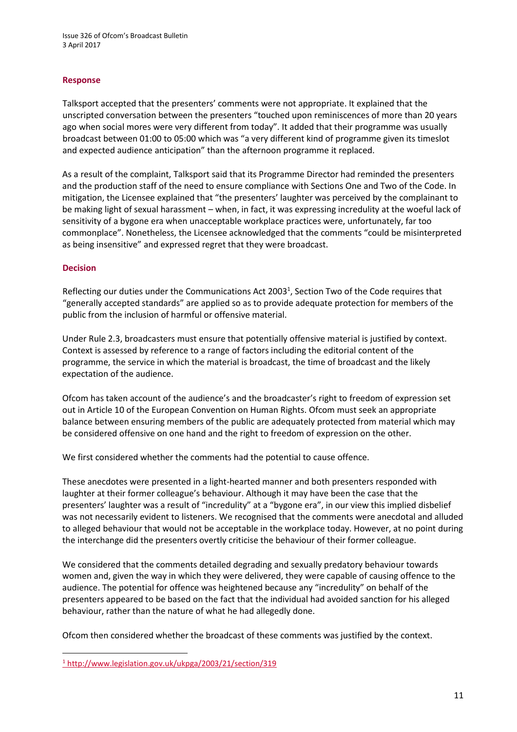### Response

Talksport accepted that the presenters' comments were not appropriate. It explained that the unscripted conversation between the presenters "touched upon reminiscences of more than 20 years ago when social mores were very different from today". It added that their programme was usually broadcast between 01:00 to 05:00 which was "a very different kind of programme given its timeslot and expected audience anticipation" than the afternoon programme it replaced.

As a result of the complaint, Talksport said that its Programme Director had reminded the presenters and the production staff of the need to ensure compliance with Sections One and Two of the Code. In mitigation, the Licensee explained that "the presenters' laughter was perceived by the complainant to be making light of sexual harassment – when, in fact, it was expressing incredulity at the woeful lack of sensitivity of a bygone era when unacceptable workplace practices were, unfortunately, far too commonplace". Nonetheless, the Licensee acknowledged that the comments "could be misinterpreted as being insensitive" and expressed regret that they were broadcast.

### Decision

Reflecting our duties under the Communications Act 2003[1], Section Two of the Code requires that "generally accepted standards" are applied so as to provide adequate protection for members of the public from the inclusion of harmful or offensive material.

Under Rule 2.3, broadcasters must ensure that potentially offensive material is justified by context. Context is assessed by reference to a range of factors including the editorial content of the programme, the service in which the material is broadcast, the time of broadcast and the likely expectation of the audience.

Ofcom has taken account of the audience's and the broadcaster's right to freedom of expression set out in Article 10 of the European Convention on Human Rights. Ofcom must seek an appropriate balance between ensuring members of the public are adequately protected from material which may be considered offensive on one hand and the right to freedom of expression on the other.

We first considered whether the comments had the potential to cause offence.

These anecdotes were presented in a light-hearted manner and both presenters responded with laughter at their former colleague's behaviour. Although it may have been the case that the presenters' laughter was a result of "incredulity" at a "bygone era", in our view this implied disbelief was not necessarily evident to listeners. We recognised that the comments were anecdotal and alluded to alleged behaviour that would not be acceptable in the workplace today. However, at no point during the interchange did the presenters overtly criticise the behaviour of their former colleague.

We considered that the comments detailed degrading and sexually predatory behaviour towards women and, given the way in which they were delivered, they were capable of causing offence to the audience. The potential for offence was heightened because any "incredulity" on behalf of the presenters appeared to be based on the fact that the individual had avoided sanction for his alleged behaviour, rather than the nature of what he had allegedly done.

Ofcom then considered whether the broadcast of these comments was justified by the context.

[1] http://www.legislation.gov.uk/ukpga/2003/21/section/319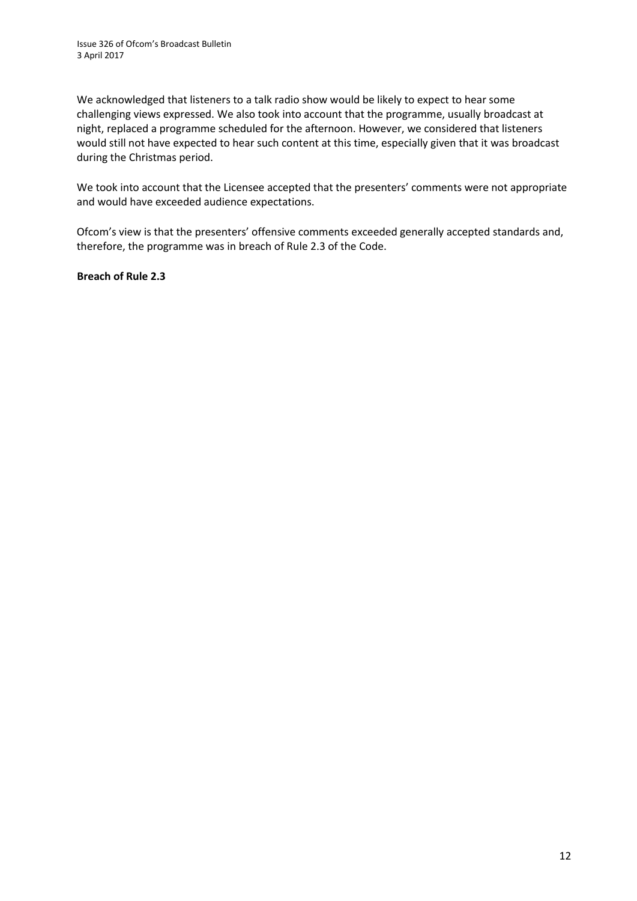We acknowledged that listeners to a talk radio show would be likely to expect to hear some challenging views expressed. We also took into account that the programme, usually broadcast at night, replaced a programme scheduled for the afternoon. However, we considered that listeners would still not have expected to hear such content at this time, especially given that it was broadcast during the Christmas period.

We took into account that the Licensee accepted that the presenters' comments were not appropriate and would have exceeded audience expectations.

Ofcom's view is that the presenters' offensive comments exceeded generally accepted standards and, therefore, the programme was in breach of Rule 2.3 of the Code.

**Breach of Rule 2.3**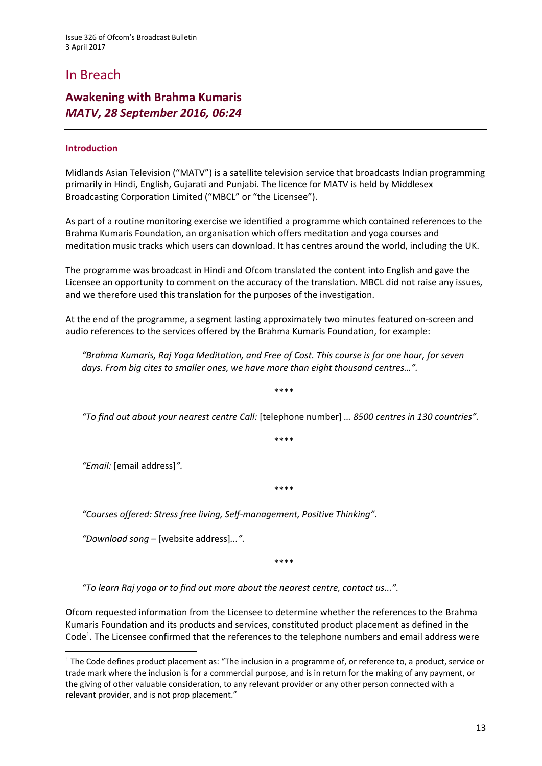# In Breach

## Awakening with Brahma Kumaris
### *MATV, 28 September 2016, 06:24*

#### Introduction

Midlands Asian Television ("MATV") is a satellite television service that broadcasts Indian programming primarily in Hindi, English, Gujarati and Punjabi. The licence for MATV is held by Middlesex Broadcasting Corporation Limited ("MBCL" or "the Licensee").

As part of a routine monitoring exercise we identified a programme which contained references to the Brahma Kumaris Foundation, an organisation which offers meditation and yoga courses and meditation music tracks which users can download. It has centres around the world, including the UK.

The programme was broadcast in Hindi and Ofcom translated the content into English and gave the Licensee an opportunity to comment on the accuracy of the translation. MBCL did not raise any issues, and we therefore used this translation for the purposes of the investigation.

At the end of the programme, a segment lasting approximately two minutes featured on-screen and audio references to the services offered by the Brahma Kumaris Foundation, for example:

> *"Brahma Kumaris, Raj Yoga Meditation, and Free of Cost. This course is for one hour, for seven days. From big cites to smaller ones, we have more than eight thousand centres…".*

****

> *"To find out about your nearest centre Call:* [telephone number] *… 8500 centres in 130 countries".*

****

> *"Email:* [email address]*".*

****

> *"Courses offered: Stress free living, Self-management, Positive Thinking".*
>
> *"Download song –* [website address]*...".*

****

> *"To learn Raj yoga or to find out more about the nearest centre, contact us...".*

Ofcom requested information from the Licensee to determine whether the references to the Brahma Kumaris Foundation and its products and services, constituted product placement as defined in the Code[1]. The Licensee confirmed that the references to the telephone numbers and email address were

[1] The Code defines product placement as: "The inclusion in a programme of, or reference to, a product, service or trade mark where the inclusion is for a commercial purpose, and is in return for the making of any payment, or the giving of other valuable consideration, to any relevant provider or any other person connected with a relevant provider, and is not prop placement."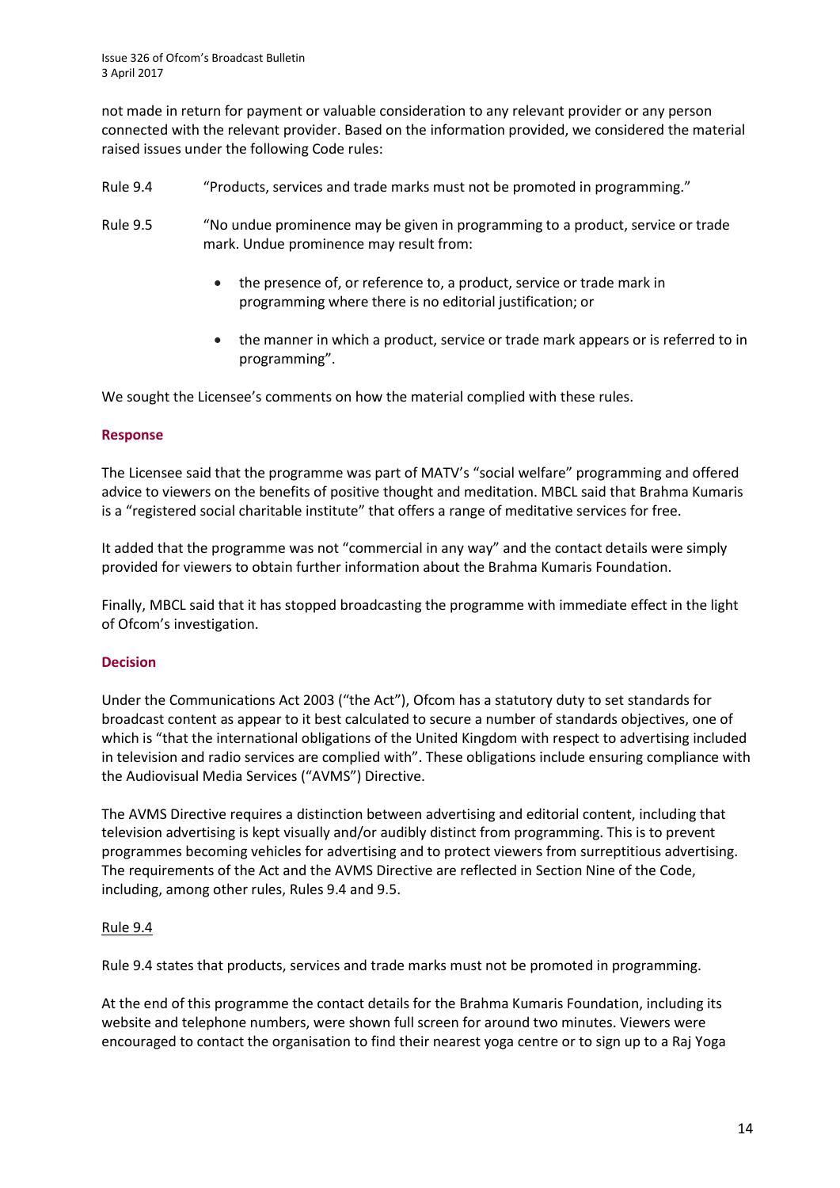not made in return for payment or valuable consideration to any relevant provider or any person connected with the relevant provider. Based on the information provided, we considered the material raised issues under the following Code rules:

Rule 9.4 "Products, services and trade marks must not be promoted in programming."

Rule 9.5 "No undue prominence may be given in programming to a product, service or trade mark. Undue prominence may result from:

- the presence of, or reference to, a product, service or trade mark in programming where there is no editorial justification; or
- the manner in which a product, service or trade mark appears or is referred to in programming".

We sought the Licensee's comments on how the material complied with these rules.

**Response**

The Licensee said that the programme was part of MATV's "social welfare" programming and offered advice to viewers on the benefits of positive thought and meditation. MBCL said that Brahma Kumaris is a "registered social charitable institute" that offers a range of meditative services for free.

It added that the programme was not "commercial in any way" and the contact details were simply provided for viewers to obtain further information about the Brahma Kumaris Foundation.

Finally, MBCL said that it has stopped broadcasting the programme with immediate effect in the light of Ofcom's investigation.

**Decision**

Under the Communications Act 2003 ("the Act"), Ofcom has a statutory duty to set standards for broadcast content as appear to it best calculated to secure a number of standards objectives, one of which is "that the international obligations of the United Kingdom with respect to advertising included in television and radio services are complied with". These obligations include ensuring compliance with the Audiovisual Media Services ("AVMS") Directive.

The AVMS Directive requires a distinction between advertising and editorial content, including that television advertising is kept visually and/or audibly distinct from programming. This is to prevent programmes becoming vehicles for advertising and to protect viewers from surreptitious advertising. The requirements of the Act and the AVMS Directive are reflected in Section Nine of the Code, including, among other rules, Rules 9.4 and 9.5.

Rule 9.4

Rule 9.4 states that products, services and trade marks must not be promoted in programming.

At the end of this programme the contact details for the Brahma Kumaris Foundation, including its website and telephone numbers, were shown full screen for around two minutes. Viewers were encouraged to contact the organisation to find their nearest yoga centre or to sign up to a Raj Yoga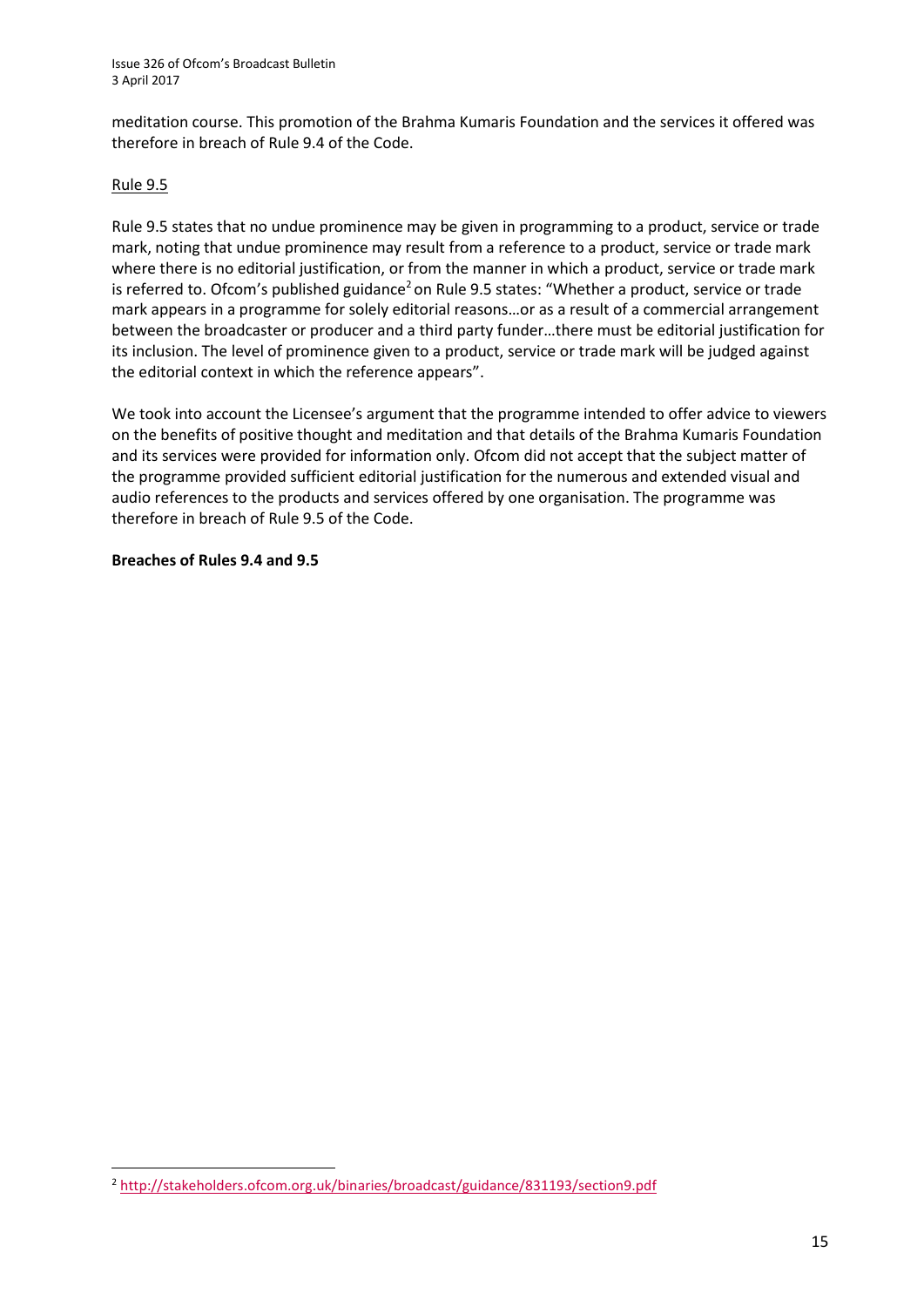meditation course. This promotion of the Brahma Kumaris Foundation and the services it offered was therefore in breach of Rule 9.4 of the Code.

Rule 9.5

Rule 9.5 states that no undue prominence may be given in programming to a product, service or trade mark, noting that undue prominence may result from a reference to a product, service or trade mark where there is no editorial justification, or from the manner in which a product, service or trade mark is referred to. Ofcom's published guidance[2] on Rule 9.5 states: "Whether a product, service or trade mark appears in a programme for solely editorial reasons…or as a result of a commercial arrangement between the broadcaster or producer and a third party funder…there must be editorial justification for its inclusion. The level of prominence given to a product, service or trade mark will be judged against the editorial context in which the reference appears".

We took into account the Licensee's argument that the programme intended to offer advice to viewers on the benefits of positive thought and meditation and that details of the Brahma Kumaris Foundation and its services were provided for information only. Ofcom did not accept that the subject matter of the programme provided sufficient editorial justification for the numerous and extended visual and audio references to the products and services offered by one organisation. The programme was therefore in breach of Rule 9.5 of the Code.

**Breaches of Rules 9.4 and 9.5**

[2] http://stakeholders.ofcom.org.uk/binaries/broadcast/guidance/831193/section9.pdf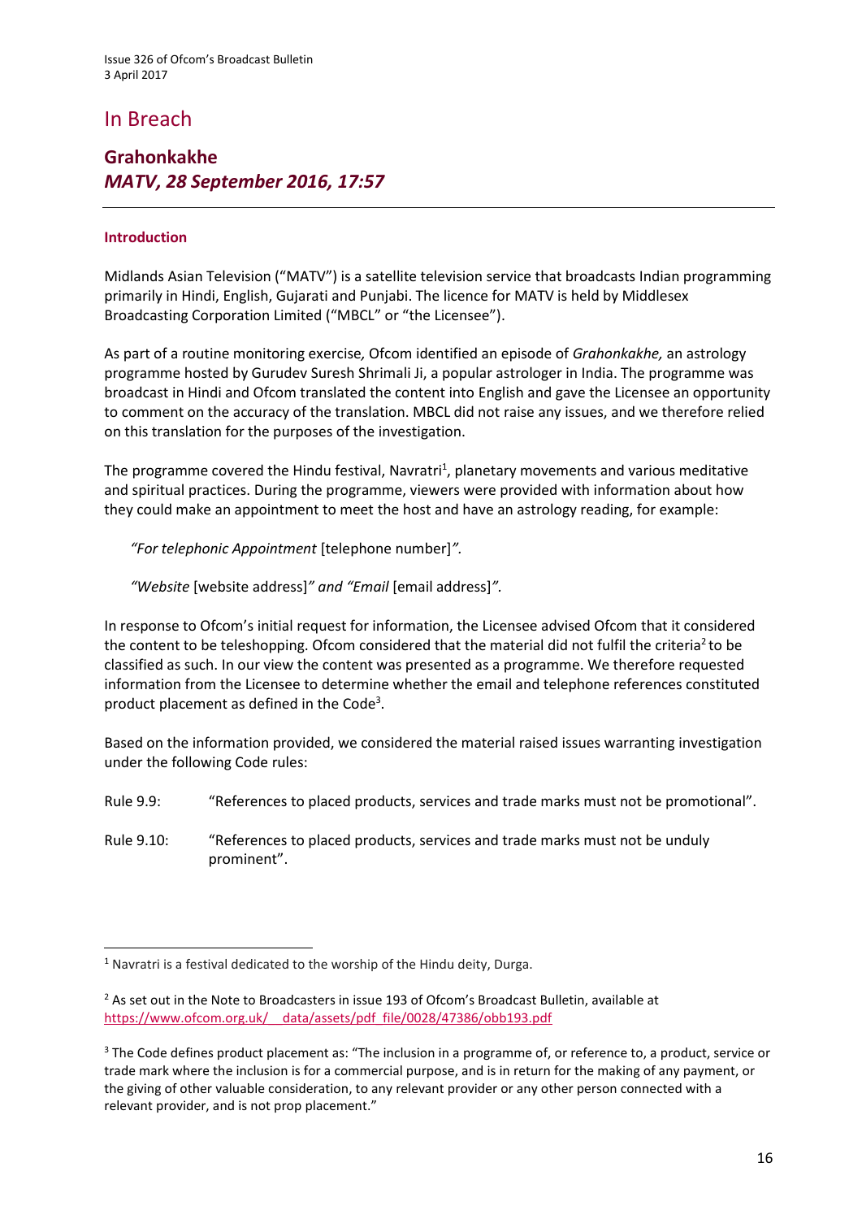# In Breach

## Grahonkakhe
### *MATV, 28 September 2016, 17:57*

---

#### Introduction

Midlands Asian Television ("MATV") is a satellite television service that broadcasts Indian programming primarily in Hindi, English, Gujarati and Punjabi. The licence for MATV is held by Middlesex Broadcasting Corporation Limited ("MBCL" or "the Licensee").

As part of a routine monitoring exercise, Ofcom identified an episode of *Grahonkakhe,* an astrology programme hosted by Gurudev Suresh Shrimali Ji, a popular astrologer in India. The programme was broadcast in Hindi and Ofcom translated the content into English and gave the Licensee an opportunity to comment on the accuracy of the translation. MBCL did not raise any issues, and we therefore relied on this translation for the purposes of the investigation.

The programme covered the Hindu festival, Navratri[1], planetary movements and various meditative and spiritual practices. During the programme, viewers were provided with information about how they could make an appointment to meet the host and have an astrology reading, for example:

> *"For telephonic Appointment* [telephone number]*".*
>
> *"Website* [website address]*" and "Email* [email address]*".*

In response to Ofcom's initial request for information, the Licensee advised Ofcom that it considered the content to be teleshopping. Ofcom considered that the material did not fulfil the criteria[2] to be classified as such. In our view the content was presented as a programme. We therefore requested information from the Licensee to determine whether the email and telephone references constituted product placement as defined in the Code[3].

Based on the information provided, we considered the material raised issues warranting investigation under the following Code rules:

Rule 9.9: "References to placed products, services and trade marks must not be promotional".

Rule 9.10: "References to placed products, services and trade marks must not be unduly prominent".

---

[1] Navratri is a festival dedicated to the worship of the Hindu deity, Durga.

[2] As set out in the Note to Broadcasters in issue 193 of Ofcom's Broadcast Bulletin, available at https://www.ofcom.org.uk/__data/assets/pdf_file/0028/47386/obb193.pdf

[3] The Code defines product placement as: "The inclusion in a programme of, or reference to, a product, service or trade mark where the inclusion is for a commercial purpose, and is in return for the making of any payment, or the giving of other valuable consideration, to any relevant provider or any other person connected with a relevant provider, and is not prop placement."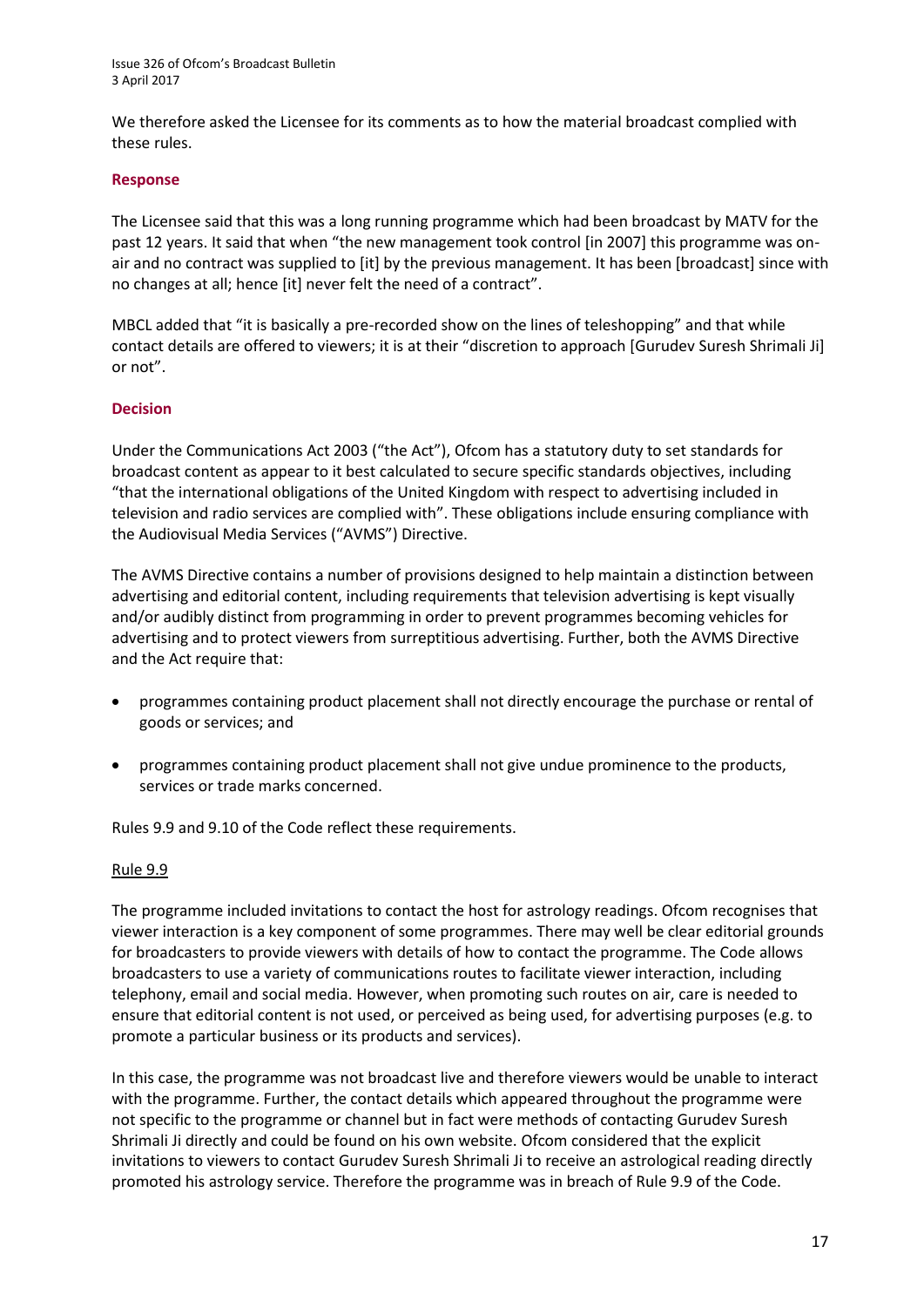We therefore asked the Licensee for its comments as to how the material broadcast complied with these rules.

### Response

The Licensee said that this was a long running programme which had been broadcast by MATV for the past 12 years. It said that when "the new management took control [in 2007] this programme was on-air and no contract was supplied to [it] by the previous management. It has been [broadcast] since with no changes at all; hence [it] never felt the need of a contract".

MBCL added that "it is basically a pre-recorded show on the lines of teleshopping" and that while contact details are offered to viewers; it is at their "discretion to approach [Gurudev Suresh Shrimali Ji] or not".

### Decision

Under the Communications Act 2003 ("the Act"), Ofcom has a statutory duty to set standards for broadcast content as appear to it best calculated to secure specific standards objectives, including "that the international obligations of the United Kingdom with respect to advertising included in television and radio services are complied with". These obligations include ensuring compliance with the Audiovisual Media Services ("AVMS") Directive.

The AVMS Directive contains a number of provisions designed to help maintain a distinction between advertising and editorial content, including requirements that television advertising is kept visually and/or audibly distinct from programming in order to prevent programmes becoming vehicles for advertising and to protect viewers from surreptitious advertising. Further, both the AVMS Directive and the Act require that:

- programmes containing product placement shall not directly encourage the purchase or rental of goods or services; and
- programmes containing product placement shall not give undue prominence to the products, services or trade marks concerned.

Rules 9.9 and 9.10 of the Code reflect these requirements.

Rule 9.9

The programme included invitations to contact the host for astrology readings. Ofcom recognises that viewer interaction is a key component of some programmes. There may well be clear editorial grounds for broadcasters to provide viewers with details of how to contact the programme. The Code allows broadcasters to use a variety of communications routes to facilitate viewer interaction, including telephony, email and social media. However, when promoting such routes on air, care is needed to ensure that editorial content is not used, or perceived as being used, for advertising purposes (e.g. to promote a particular business or its products and services).

In this case, the programme was not broadcast live and therefore viewers would be unable to interact with the programme. Further, the contact details which appeared throughout the programme were not specific to the programme or channel but in fact were methods of contacting Gurudev Suresh Shrimali Ji directly and could be found on his own website. Ofcom considered that the explicit invitations to viewers to contact Gurudev Suresh Shrimali Ji to receive an astrological reading directly promoted his astrology service. Therefore the programme was in breach of Rule 9.9 of the Code.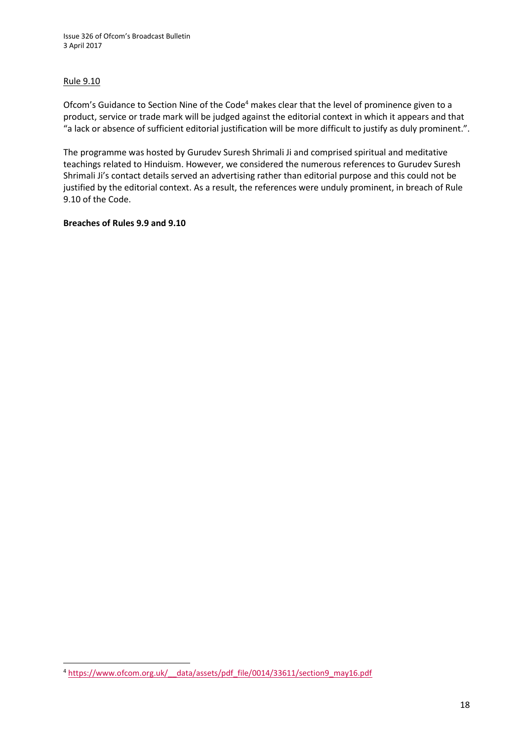Rule 9.10

Ofcom's Guidance to Section Nine of the Code[4] makes clear that the level of prominence given to a product, service or trade mark will be judged against the editorial context in which it appears and that "a lack or absence of sufficient editorial justification will be more difficult to justify as duly prominent.".

The programme was hosted by Gurudev Suresh Shrimali Ji and comprised spiritual and meditative teachings related to Hinduism. However, we considered the numerous references to Gurudev Suresh Shrimali Ji's contact details served an advertising rather than editorial purpose and this could not be justified by the editorial context. As a result, the references were unduly prominent, in breach of Rule 9.10 of the Code.

**Breaches of Rules 9.9 and 9.10**

[4] https://www.ofcom.org.uk/__data/assets/pdf_file/0014/33611/section9_may16.pdf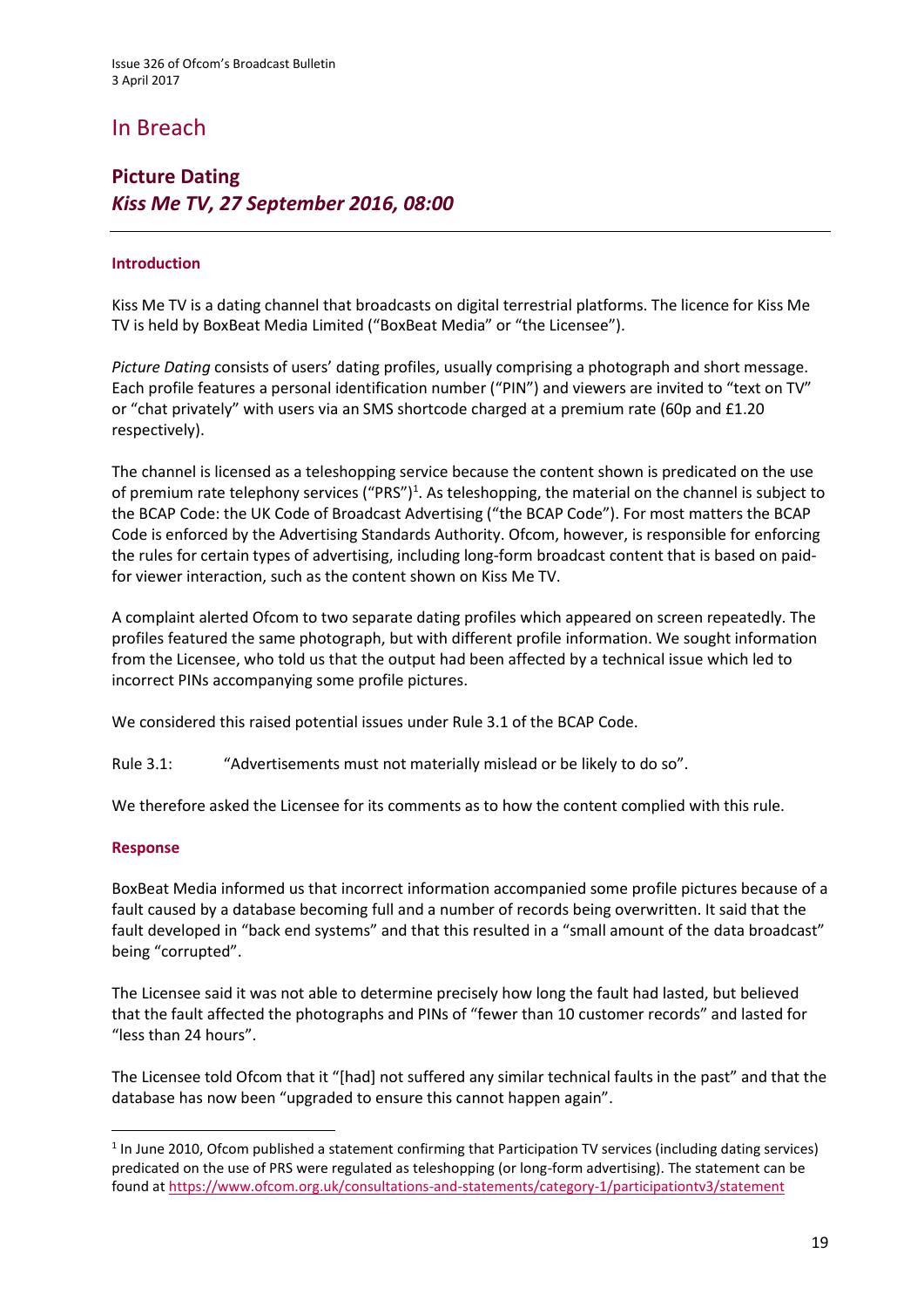# In Breach

## Picture Dating

### *Kiss Me TV, 27 September 2016, 08:00*

---

#### Introduction

Kiss Me TV is a dating channel that broadcasts on digital terrestrial platforms. The licence for Kiss Me TV is held by BoxBeat Media Limited ("BoxBeat Media" or "the Licensee").

*Picture Dating* consists of users' dating profiles, usually comprising a photograph and short message. Each profile features a personal identification number ("PIN") and viewers are invited to "text on TV" or "chat privately" with users via an SMS shortcode charged at a premium rate (60p and £1.20 respectively).

The channel is licensed as a teleshopping service because the content shown is predicated on the use of premium rate telephony services ("PRS")[1]. As teleshopping, the material on the channel is subject to the BCAP Code: the UK Code of Broadcast Advertising ("the BCAP Code"). For most matters the BCAP Code is enforced by the Advertising Standards Authority. Ofcom, however, is responsible for enforcing the rules for certain types of advertising, including long-form broadcast content that is based on paid-for viewer interaction, such as the content shown on Kiss Me TV.

A complaint alerted Ofcom to two separate dating profiles which appeared on screen repeatedly. The profiles featured the same photograph, but with different profile information. We sought information from the Licensee, who told us that the output had been affected by a technical issue which led to incorrect PINs accompanying some profile pictures.

We considered this raised potential issues under Rule 3.1 of the BCAP Code.

Rule 3.1: "Advertisements must not materially mislead or be likely to do so".

We therefore asked the Licensee for its comments as to how the content complied with this rule.

#### Response

BoxBeat Media informed us that incorrect information accompanied some profile pictures because of a fault caused by a database becoming full and a number of records being overwritten. It said that the fault developed in "back end systems" and that this resulted in a "small amount of the data broadcast" being "corrupted".

The Licensee said it was not able to determine precisely how long the fault had lasted, but believed that the fault affected the photographs and PINs of "fewer than 10 customer records" and lasted for "less than 24 hours".

The Licensee told Ofcom that it "[had] not suffered any similar technical faults in the past" and that the database has now been "upgraded to ensure this cannot happen again".

---

[1] In June 2010, Ofcom published a statement confirming that Participation TV services (including dating services) predicated on the use of PRS were regulated as teleshopping (or long-form advertising). The statement can be found at https://www.ofcom.org.uk/consultations-and-statements/category-1/participationtv3/statement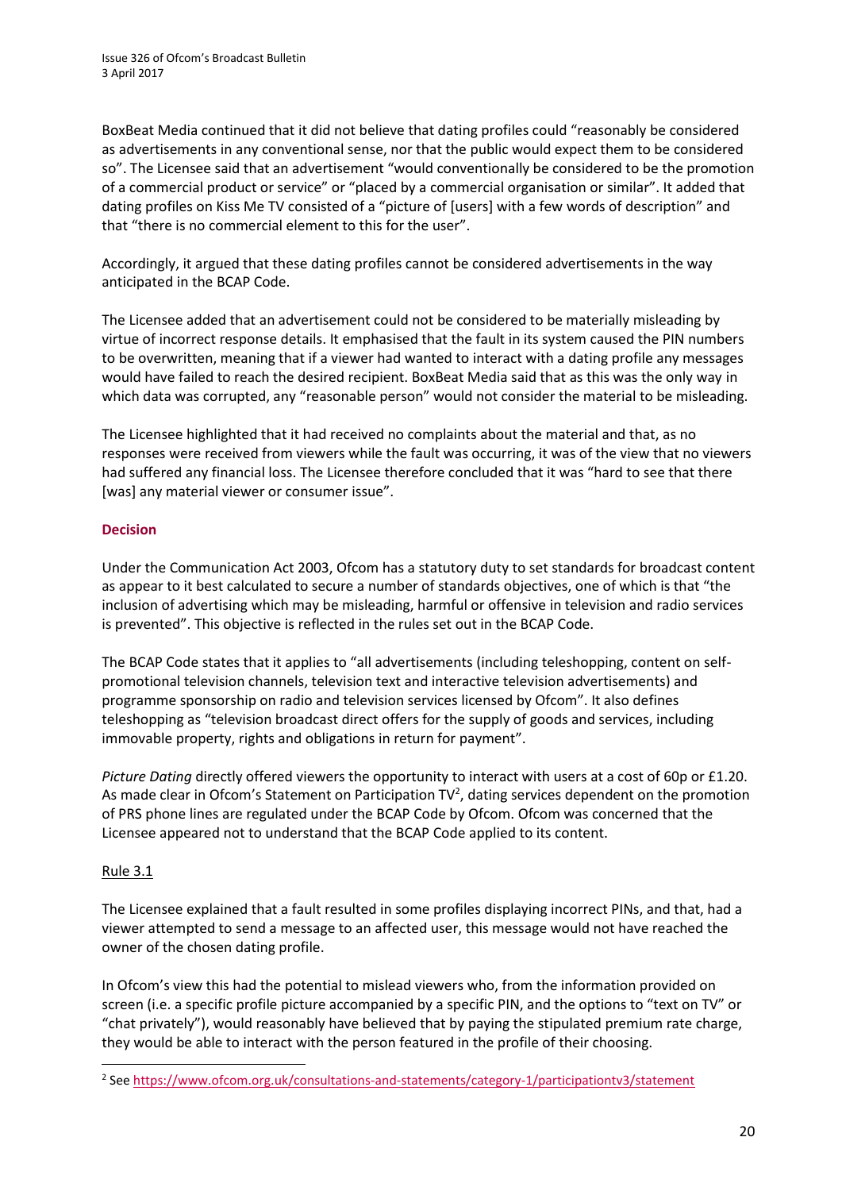BoxBeat Media continued that it did not believe that dating profiles could "reasonably be considered as advertisements in any conventional sense, nor that the public would expect them to be considered so". The Licensee said that an advertisement "would conventionally be considered to be the promotion of a commercial product or service" or "placed by a commercial organisation or similar". It added that dating profiles on Kiss Me TV consisted of a "picture of [users] with a few words of description" and that "there is no commercial element to this for the user".

Accordingly, it argued that these dating profiles cannot be considered advertisements in the way anticipated in the BCAP Code.

The Licensee added that an advertisement could not be considered to be materially misleading by virtue of incorrect response details. It emphasised that the fault in its system caused the PIN numbers to be overwritten, meaning that if a viewer had wanted to interact with a dating profile any messages would have failed to reach the desired recipient. BoxBeat Media said that as this was the only way in which data was corrupted, any "reasonable person" would not consider the material to be misleading.

The Licensee highlighted that it had received no complaints about the material and that, as no responses were received from viewers while the fault was occurring, it was of the view that no viewers had suffered any financial loss. The Licensee therefore concluded that it was "hard to see that there [was] any material viewer or consumer issue".

## Decision

Under the Communication Act 2003, Ofcom has a statutory duty to set standards for broadcast content as appear to it best calculated to secure a number of standards objectives, one of which is that "the inclusion of advertising which may be misleading, harmful or offensive in television and radio services is prevented". This objective is reflected in the rules set out in the BCAP Code.

The BCAP Code states that it applies to "all advertisements (including teleshopping, content on self-promotional television channels, television text and interactive television advertisements) and programme sponsorship on radio and television services licensed by Ofcom". It also defines teleshopping as "television broadcast direct offers for the supply of goods and services, including immovable property, rights and obligations in return for payment".

*Picture Dating* directly offered viewers the opportunity to interact with users at a cost of 60p or £1.20. As made clear in Ofcom's Statement on Participation TV[2], dating services dependent on the promotion of PRS phone lines are regulated under the BCAP Code by Ofcom. Ofcom was concerned that the Licensee appeared not to understand that the BCAP Code applied to its content.

### Rule 3.1

The Licensee explained that a fault resulted in some profiles displaying incorrect PINs, and that, had a viewer attempted to send a message to an affected user, this message would not have reached the owner of the chosen dating profile.

In Ofcom's view this had the potential to mislead viewers who, from the information provided on screen (i.e. a specific profile picture accompanied by a specific PIN, and the options to "text on TV" or "chat privately"), would reasonably have believed that by paying the stipulated premium rate charge, they would be able to interact with the person featured in the profile of their choosing.

---

[2] See https://www.ofcom.org.uk/consultations-and-statements/category-1/participationtv3/statement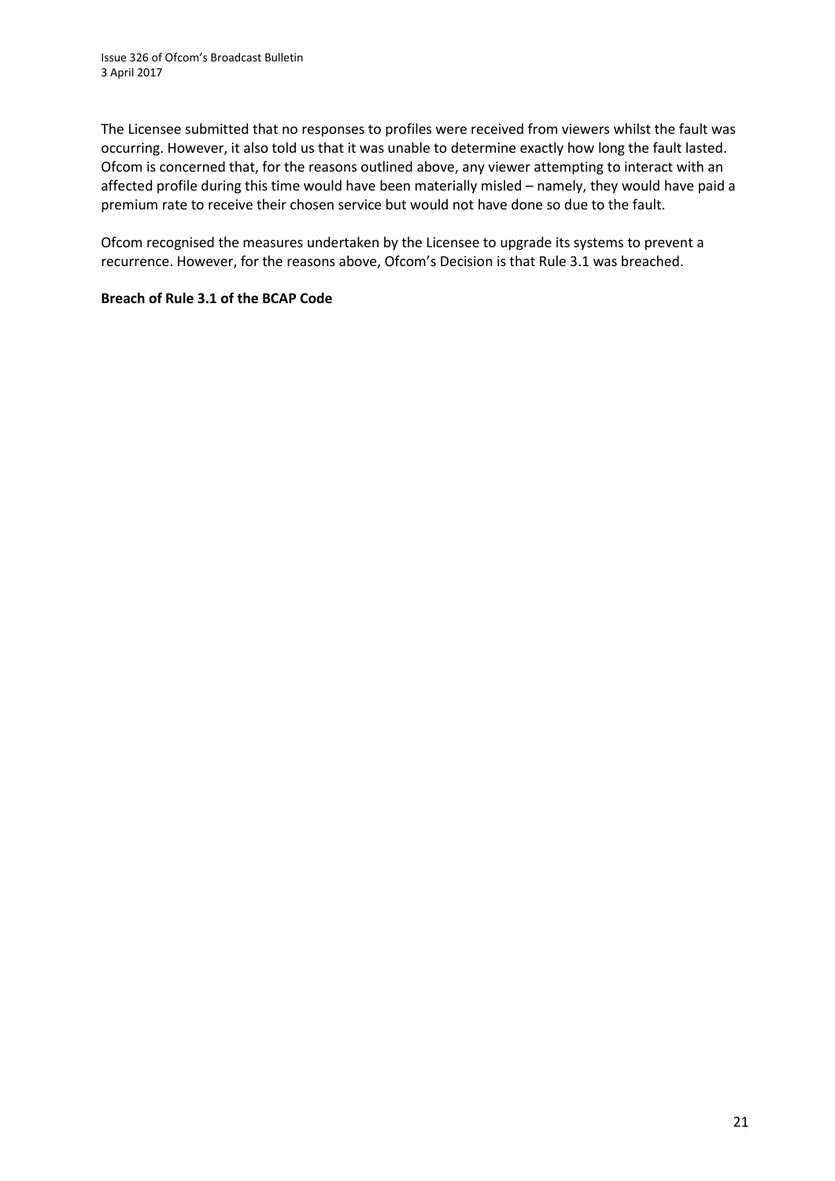The Licensee submitted that no responses to profiles were received from viewers whilst the fault was occurring. However, it also told us that it was unable to determine exactly how long the fault lasted. Ofcom is concerned that, for the reasons outlined above, any viewer attempting to interact with an affected profile during this time would have been materially misled – namely, they would have paid a premium rate to receive their chosen service but would not have done so due to the fault.

Ofcom recognised the measures undertaken by the Licensee to upgrade its systems to prevent a recurrence. However, for the reasons above, Ofcom's Decision is that Rule 3.1 was breached.

**Breach of Rule 3.1 of the BCAP Code**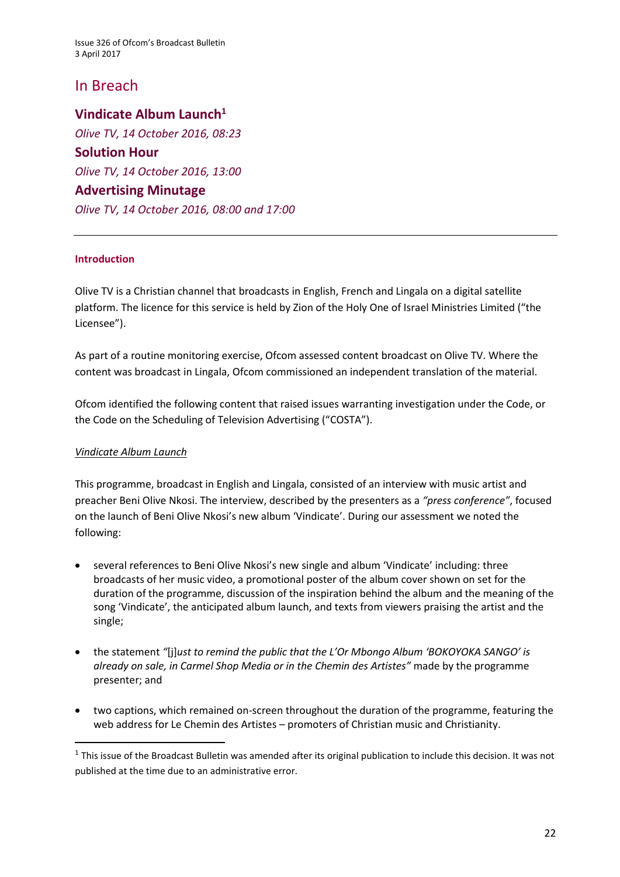# In Breach

## Vindicate Album Launch[1]

*Olive TV, 14 October 2016, 08:23*

## Solution Hour

*Olive TV, 14 October 2016, 13:00*

## Advertising Minutage

*Olive TV, 14 October 2016, 08:00 and 17:00*

---

### Introduction

Olive TV is a Christian channel that broadcasts in English, French and Lingala on a digital satellite platform. The licence for this service is held by Zion of the Holy One of Israel Ministries Limited ("the Licensee").

As part of a routine monitoring exercise, Ofcom assessed content broadcast on Olive TV. Where the content was broadcast in Lingala, Ofcom commissioned an independent translation of the material.

Ofcom identified the following content that raised issues warranting investigation under the Code, or the Code on the Scheduling of Television Advertising ("COSTA").

<u>*Vindicate Album Launch*</u>

This programme, broadcast in English and Lingala, consisted of an interview with music artist and preacher Beni Olive Nkosi. The interview, described by the presenters as a *"press conference"*, focused on the launch of Beni Olive Nkosi's new album 'Vindicate'. During our assessment we noted the following:

- several references to Beni Olive Nkosi's new single and album 'Vindicate' including: three broadcasts of her music video, a promotional poster of the album cover shown on set for the duration of the programme, discussion of the inspiration behind the album and the meaning of the song 'Vindicate', the anticipated album launch, and texts from viewers praising the artist and the single;
- the statement *"*[j]*ust to remind the public that the L'Or Mbongo Album 'BOKOYOKA SANGO' is already on sale, in Carmel Shop Media or in the Chemin des Artistes"* made by the programme presenter; and
- two captions, which remained on-screen throughout the duration of the programme, featuring the web address for Le Chemin des Artistes – promoters of Christian music and Christianity.

---

[1] This issue of the Broadcast Bulletin was amended after its original publication to include this decision. It was not published at the time due to an administrative error.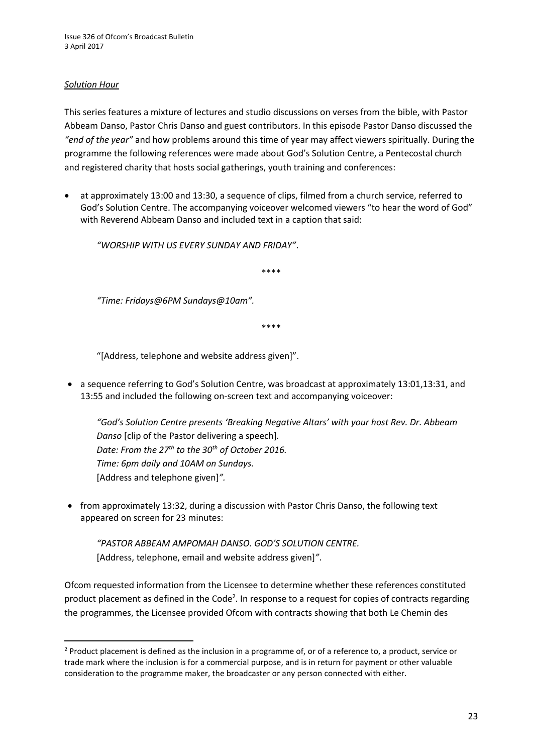*Solution Hour*

This series features a mixture of lectures and studio discussions on verses from the bible, with Pastor Abbeam Danso, Pastor Chris Danso and guest contributors. In this episode Pastor Danso discussed the *"end of the year"* and how problems around this time of year may affect viewers spiritually. During the programme the following references were made about God's Solution Centre, a Pentecostal church and registered charity that hosts social gatherings, youth training and conferences:

- at approximately 13:00 and 13:30, a sequence of clips, filmed from a church service, referred to God's Solution Centre. The accompanying voiceover welcomed viewers "to hear the word of God" with Reverend Abbeam Danso and included text in a caption that said:

  *"WORSHIP WITH US EVERY SUNDAY AND FRIDAY"*.

  \*\*\*\*

  *"Time: Fridays@6PM Sundays@10am"*.

  \*\*\*\*

  "[Address, telephone and website address given]".

- a sequence referring to God's Solution Centre, was broadcast at approximately 13:01,13:31, and 13:55 and included the following on-screen text and accompanying voiceover:

  *"God's Solution Centre presents 'Breaking Negative Altars' with your host Rev. Dr. Abbeam Danso* [clip of the Pastor delivering a speech]*.*
  *Date: From the 27th to the 30th of October 2016.*
  *Time: 6pm daily and 10AM on Sundays.*
  [Address and telephone given]*"*.

- from approximately 13:32, during a discussion with Pastor Chris Danso, the following text appeared on screen for 23 minutes:

  *"PASTOR ABBEAM AMPOMAH DANSO. GOD'S SOLUTION CENTRE.*
  [Address, telephone, email and website address given]*"*.

Ofcom requested information from the Licensee to determine whether these references constituted product placement as defined in the Code[2]. In response to a request for copies of contracts regarding the programmes, the Licensee provided Ofcom with contracts showing that both Le Chemin des

---

[2] Product placement is defined as the inclusion in a programme of, or of a reference to, a product, service or trade mark where the inclusion is for a commercial purpose, and is in return for payment or other valuable consideration to the programme maker, the broadcaster or any person connected with either.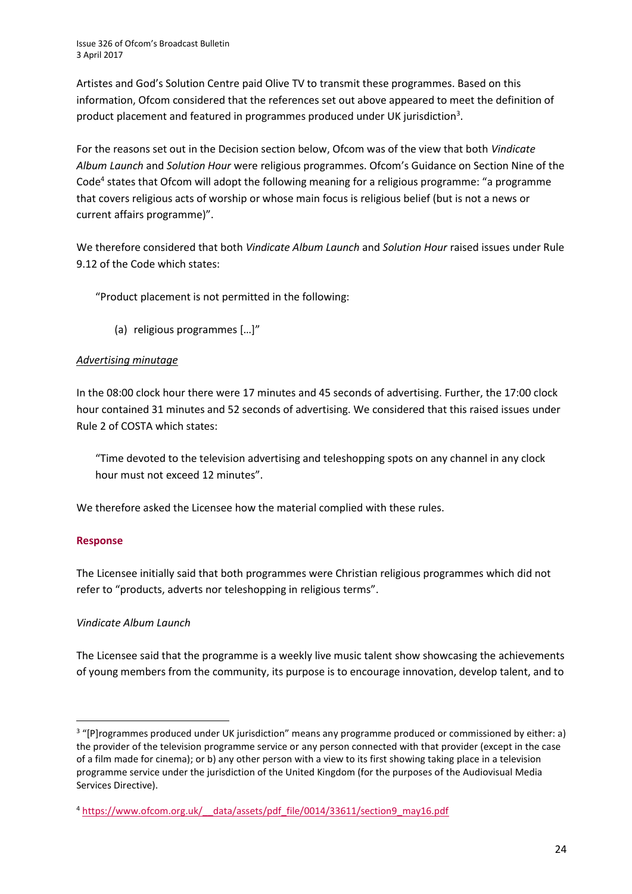Artistes and God's Solution Centre paid Olive TV to transmit these programmes. Based on this information, Ofcom considered that the references set out above appeared to meet the definition of product placement and featured in programmes produced under UK jurisdiction[3].

For the reasons set out in the Decision section below, Ofcom was of the view that both *Vindicate Album Launch* and *Solution Hour* were religious programmes. Ofcom's Guidance on Section Nine of the Code[4] states that Ofcom will adopt the following meaning for a religious programme: "a programme that covers religious acts of worship or whose main focus is religious belief (but is not a news or current affairs programme)".

We therefore considered that both *Vindicate Album Launch* and *Solution Hour* raised issues under Rule 9.12 of the Code which states:

> "Product placement is not permitted in the following:
>
> (a) religious programmes […]"

*<u>Advertising minutage</u>*

In the 08:00 clock hour there were 17 minutes and 45 seconds of advertising. Further, the 17:00 clock hour contained 31 minutes and 52 seconds of advertising. We considered that this raised issues under Rule 2 of COSTA which states:

> "Time devoted to the television advertising and teleshopping spots on any channel in any clock hour must not exceed 12 minutes".

We therefore asked the Licensee how the material complied with these rules.

**Response**

The Licensee initially said that both programmes were Christian religious programmes which did not refer to "products, adverts nor teleshopping in religious terms".

*Vindicate Album Launch*

The Licensee said that the programme is a weekly live music talent show showcasing the achievements of young members from the community, its purpose is to encourage innovation, develop talent, and to

---

[3] "[P]rogrammes produced under UK jurisdiction" means any programme produced or commissioned by either: a) the provider of the television programme service or any person connected with that provider (except in the case of a film made for cinema); or b) any other person with a view to its first showing taking place in a television programme service under the jurisdiction of the United Kingdom (for the purposes of the Audiovisual Media Services Directive).

[4] https://www.ofcom.org.uk/__data/assets/pdf_file/0014/33611/section9_may16.pdf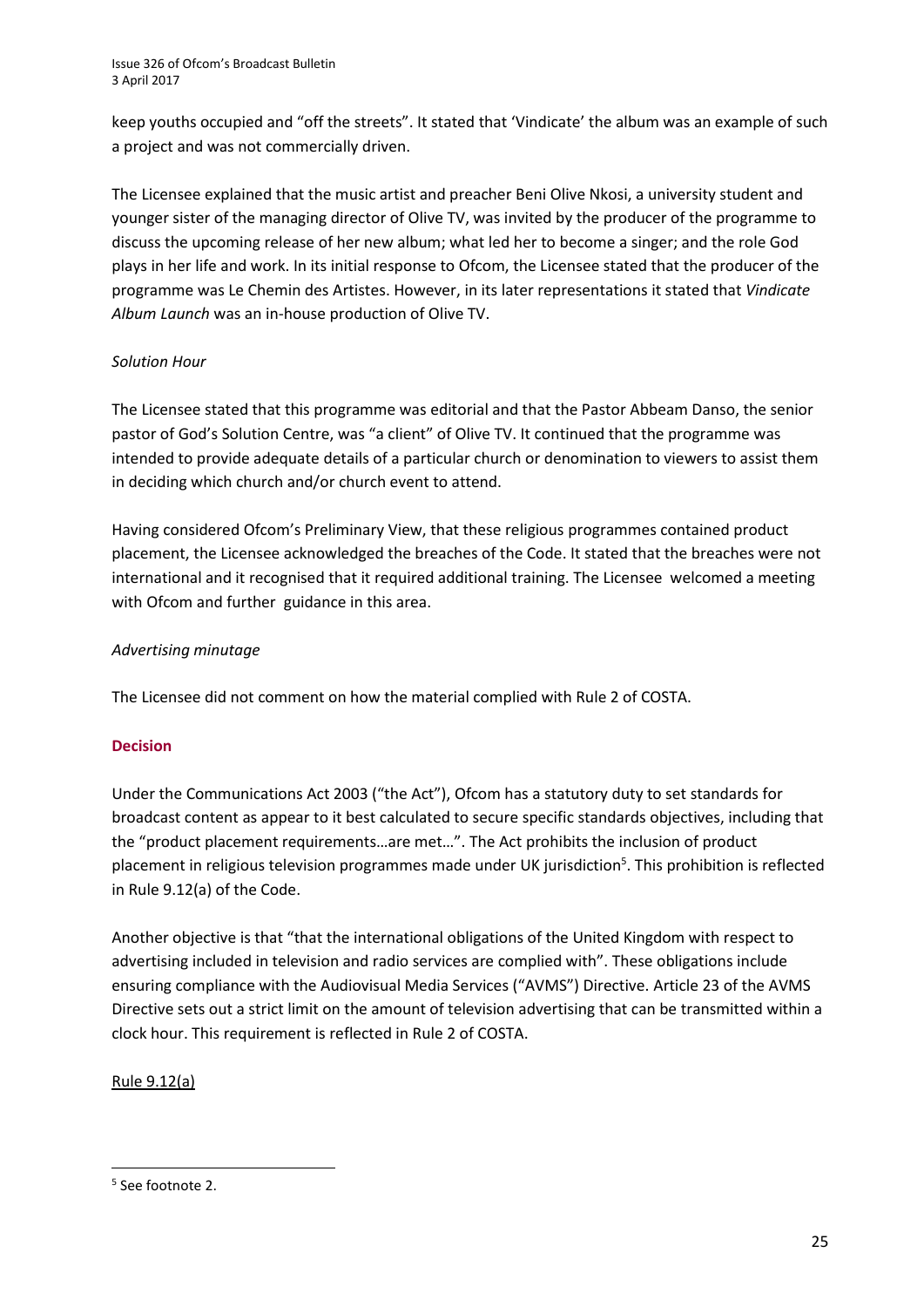keep youths occupied and "off the streets". It stated that 'Vindicate' the album was an example of such a project and was not commercially driven.

The Licensee explained that the music artist and preacher Beni Olive Nkosi, a university student and younger sister of the managing director of Olive TV, was invited by the producer of the programme to discuss the upcoming release of her new album; what led her to become a singer; and the role God plays in her life and work. In its initial response to Ofcom, the Licensee stated that the producer of the programme was Le Chemin des Artistes. However, in its later representations it stated that *Vindicate Album Launch* was an in-house production of Olive TV.

*Solution Hour*

The Licensee stated that this programme was editorial and that the Pastor Abbeam Danso, the senior pastor of God's Solution Centre, was "a client" of Olive TV. It continued that the programme was intended to provide adequate details of a particular church or denomination to viewers to assist them in deciding which church and/or church event to attend.

Having considered Ofcom's Preliminary View, that these religious programmes contained product placement, the Licensee acknowledged the breaches of the Code. It stated that the breaches were not international and it recognised that it required additional training. The Licensee welcomed a meeting with Ofcom and further guidance in this area.

*Advertising minutage*

The Licensee did not comment on how the material complied with Rule 2 of COSTA.

## Decision

Under the Communications Act 2003 ("the Act"), Ofcom has a statutory duty to set standards for broadcast content as appear to it best calculated to secure specific standards objectives, including that the "product placement requirements…are met…". The Act prohibits the inclusion of product placement in religious television programmes made under UK jurisdiction[5]. This prohibition is reflected in Rule 9.12(a) of the Code.

Another objective is that "that the international obligations of the United Kingdom with respect to advertising included in television and radio services are complied with". These obligations include ensuring compliance with the Audiovisual Media Services ("AVMS") Directive. Article 23 of the AVMS Directive sets out a strict limit on the amount of television advertising that can be transmitted within a clock hour. This requirement is reflected in Rule 2 of COSTA.

Rule 9.12(a)

[5] See footnote 2.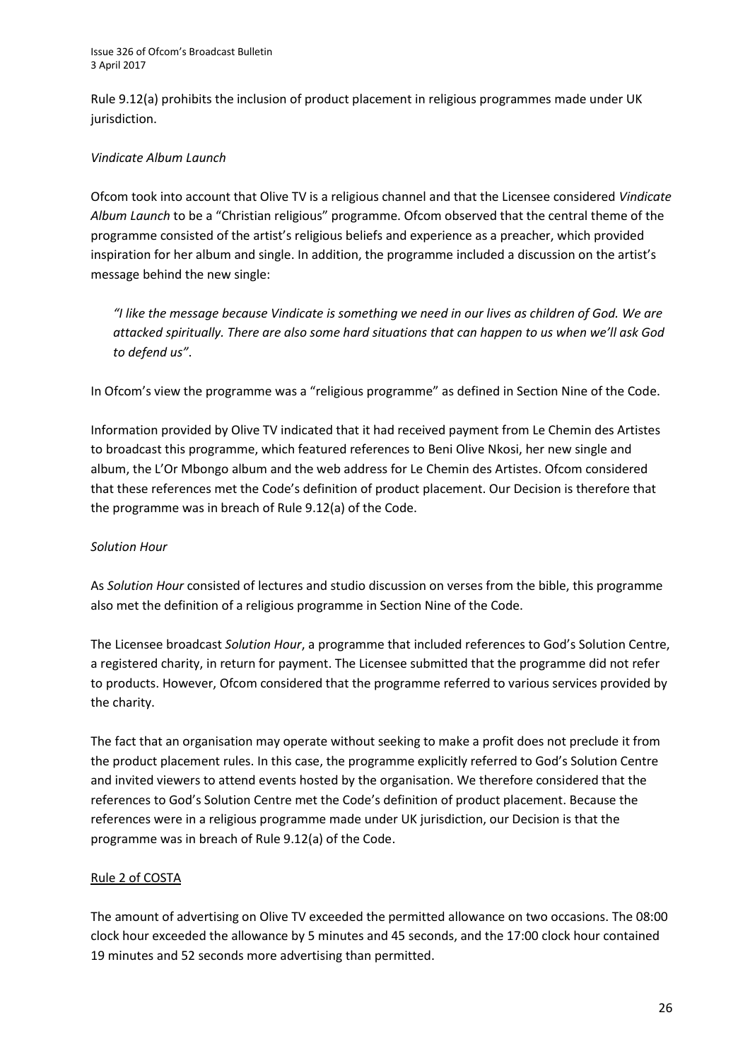Rule 9.12(a) prohibits the inclusion of product placement in religious programmes made under UK jurisdiction.

*Vindicate Album Launch*

Ofcom took into account that Olive TV is a religious channel and that the Licensee considered *Vindicate Album Launch* to be a "Christian religious" programme. Ofcom observed that the central theme of the programme consisted of the artist's religious beliefs and experience as a preacher, which provided inspiration for her album and single. In addition, the programme included a discussion on the artist's message behind the new single:

> *"I like the message because Vindicate is something we need in our lives as children of God. We are attacked spiritually. There are also some hard situations that can happen to us when we'll ask God to defend us"*.

In Ofcom's view the programme was a "religious programme" as defined in Section Nine of the Code.

Information provided by Olive TV indicated that it had received payment from Le Chemin des Artistes to broadcast this programme, which featured references to Beni Olive Nkosi, her new single and album, the L'Or Mbongo album and the web address for Le Chemin des Artistes. Ofcom considered that these references met the Code's definition of product placement. Our Decision is therefore that the programme was in breach of Rule 9.12(a) of the Code.

*Solution Hour*

As *Solution Hour* consisted of lectures and studio discussion on verses from the bible, this programme also met the definition of a religious programme in Section Nine of the Code.

The Licensee broadcast *Solution Hour*, a programme that included references to God's Solution Centre, a registered charity, in return for payment. The Licensee submitted that the programme did not refer to products. However, Ofcom considered that the programme referred to various services provided by the charity.

The fact that an organisation may operate without seeking to make a profit does not preclude it from the product placement rules. In this case, the programme explicitly referred to God's Solution Centre and invited viewers to attend events hosted by the organisation. We therefore considered that the references to God's Solution Centre met the Code's definition of product placement. Because the references were in a religious programme made under UK jurisdiction, our Decision is that the programme was in breach of Rule 9.12(a) of the Code.

Rule 2 of COSTA

The amount of advertising on Olive TV exceeded the permitted allowance on two occasions. The 08:00 clock hour exceeded the allowance by 5 minutes and 45 seconds, and the 17:00 clock hour contained 19 minutes and 52 seconds more advertising than permitted.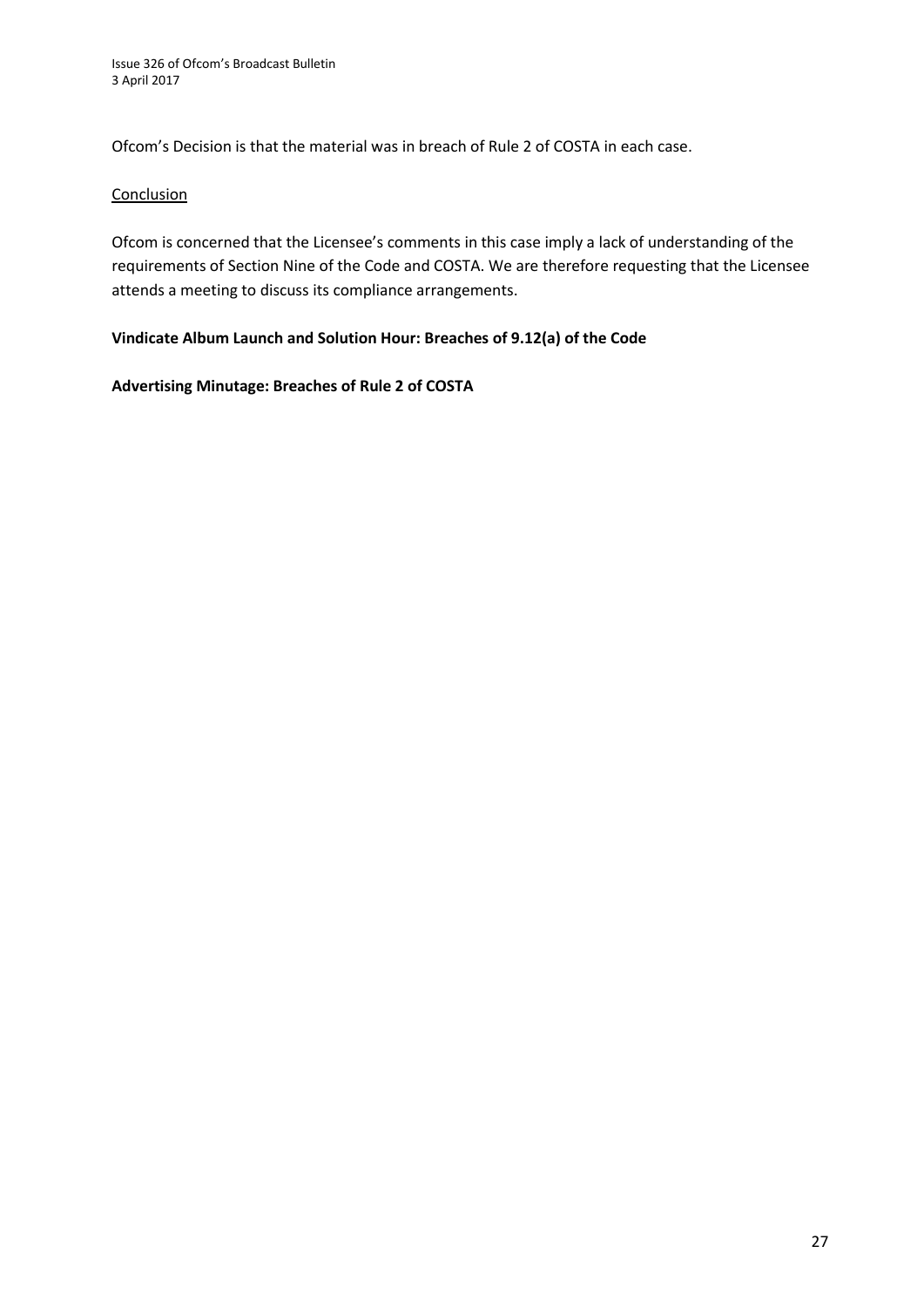Ofcom's Decision is that the material was in breach of Rule 2 of COSTA in each case.

Conclusion

Ofcom is concerned that the Licensee's comments in this case imply a lack of understanding of the requirements of Section Nine of the Code and COSTA. We are therefore requesting that the Licensee attends a meeting to discuss its compliance arrangements.

**Vindicate Album Launch and Solution Hour: Breaches of 9.12(a) of the Code**

**Advertising Minutage: Breaches of Rule 2 of COSTA**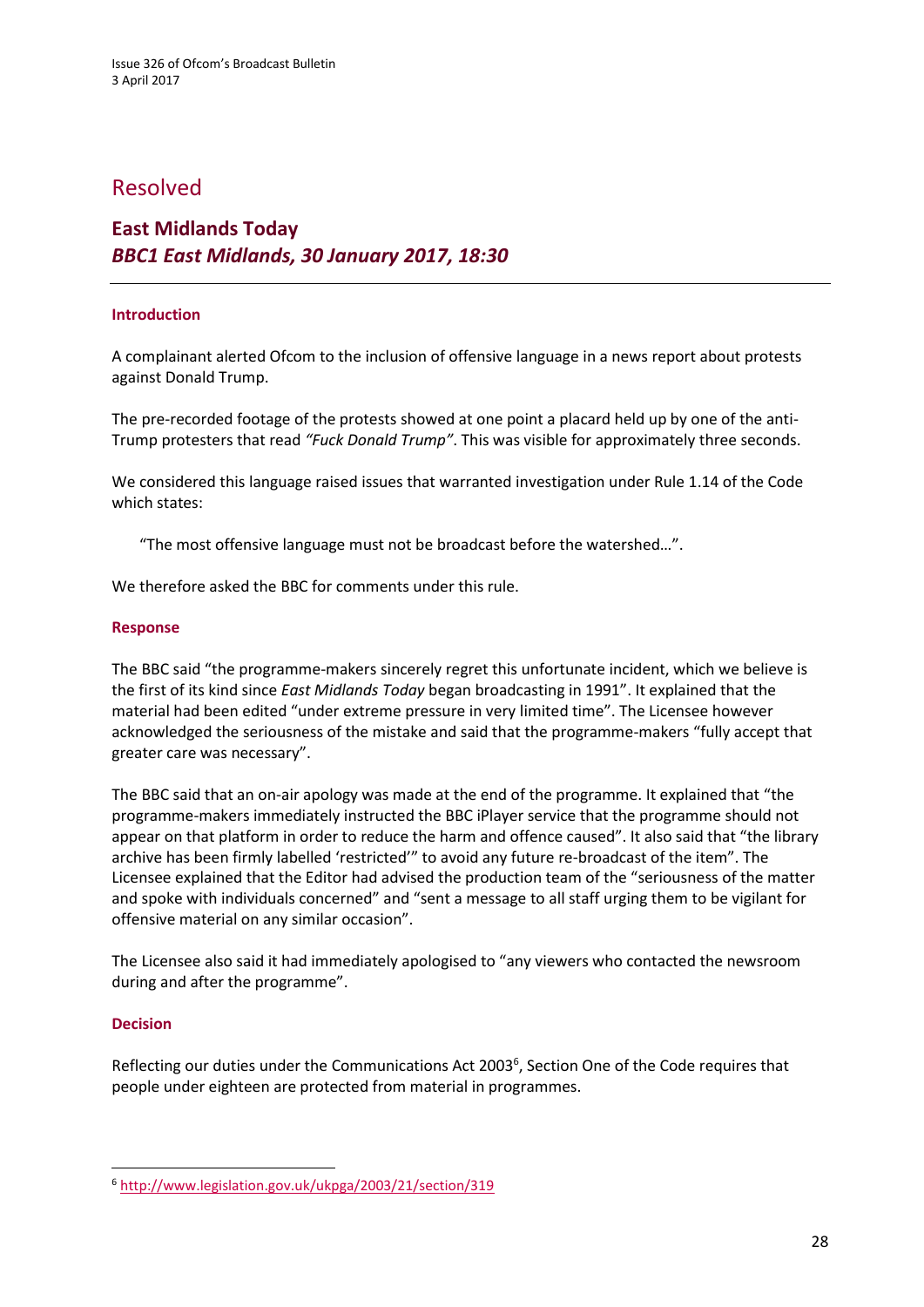## Resolved

### East Midlands Today
### *BBC1 East Midlands, 30 January 2017, 18:30*

---

#### Introduction

A complainant alerted Ofcom to the inclusion of offensive language in a news report about protests against Donald Trump.

The pre-recorded footage of the protests showed at one point a placard held up by one of the anti-Trump protesters that read *"Fuck Donald Trump"*. This was visible for approximately three seconds.

We considered this language raised issues that warranted investigation under Rule 1.14 of the Code which states:

> "The most offensive language must not be broadcast before the watershed…".

We therefore asked the BBC for comments under this rule.

#### Response

The BBC said "the programme-makers sincerely regret this unfortunate incident, which we believe is the first of its kind since *East Midlands Today* began broadcasting in 1991". It explained that the material had been edited "under extreme pressure in very limited time". The Licensee however acknowledged the seriousness of the mistake and said that the programme-makers "fully accept that greater care was necessary".

The BBC said that an on-air apology was made at the end of the programme. It explained that "the programme-makers immediately instructed the BBC iPlayer service that the programme should not appear on that platform in order to reduce the harm and offence caused". It also said that "the library archive has been firmly labelled 'restricted'" to avoid any future re-broadcast of the item". The Licensee explained that the Editor had advised the production team of the "seriousness of the matter and spoke with individuals concerned" and "sent a message to all staff urging them to be vigilant for offensive material on any similar occasion".

The Licensee also said it had immediately apologised to "any viewers who contacted the newsroom during and after the programme".

#### Decision

Reflecting our duties under the Communications Act 2003[6], Section One of the Code requires that people under eighteen are protected from material in programmes.

---

[6] http://www.legislation.gov.uk/ukpga/2003/21/section/319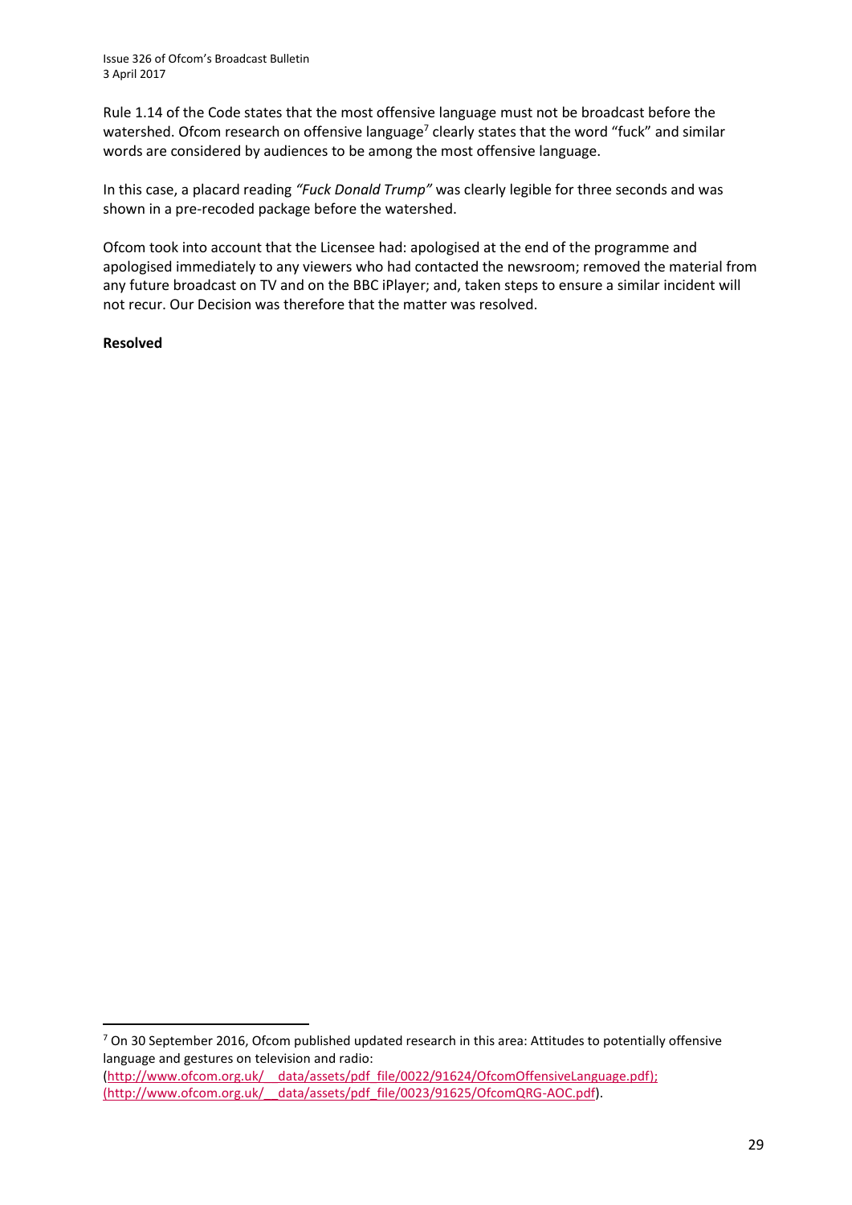Rule 1.14 of the Code states that the most offensive language must not be broadcast before the watershed. Ofcom research on offensive language[7] clearly states that the word "fuck" and similar words are considered by audiences to be among the most offensive language.

In this case, a placard reading *"Fuck Donald Trump"* was clearly legible for three seconds and was shown in a pre-recoded package before the watershed.

Ofcom took into account that the Licensee had: apologised at the end of the programme and apologised immediately to any viewers who had contacted the newsroom; removed the material from any future broadcast on TV and on the BBC iPlayer; and, taken steps to ensure a similar incident will not recur. Our Decision was therefore that the matter was resolved.

**Resolved**

---

[7] On 30 September 2016, Ofcom published updated research in this area: Attitudes to potentially offensive language and gestures on television and radio:
(http://www.ofcom.org.uk/__data/assets/pdf_file/0022/91624/OfcomOffensiveLanguage.pdf);
(http://www.ofcom.org.uk/__data/assets/pdf_file/0023/91625/OfcomQRG-AOC.pdf).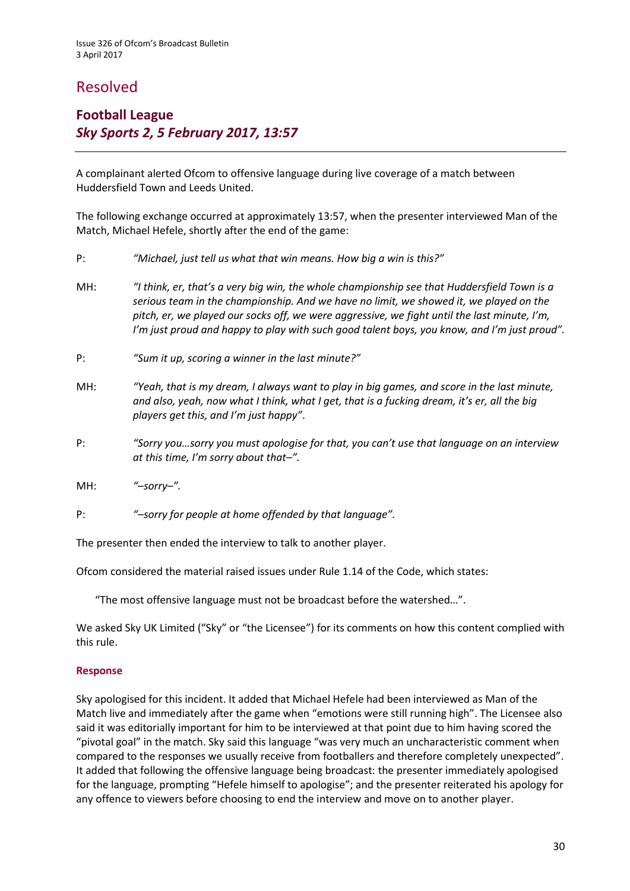# Resolved

## Football League
### *Sky Sports 2, 5 February 2017, 13:57*

---

A complainant alerted Ofcom to offensive language during live coverage of a match between Huddersfield Town and Leeds United.

The following exchange occurred at approximately 13:57, when the presenter interviewed Man of the Match, Michael Hefele, shortly after the end of the game:

P: *"Michael, just tell us what that win means. How big a win is this?"*

MH: *"I think, er, that's a very big win, the whole championship see that Huddersfield Town is a serious team in the championship. And we have no limit, we showed it, we played on the pitch, er, we played our socks off, we were aggressive, we fight until the last minute, I'm, I'm just proud and happy to play with such good talent boys, you know, and I'm just proud".*

P: *"Sum it up, scoring a winner in the last minute?"*

MH: *"Yeah, that is my dream, I always want to play in big games, and score in the last minute, and also, yeah, now what I think, what I get, that is a fucking dream, it's er, all the big players get this, and I'm just happy"*.

P: *"Sorry you…sorry you must apologise for that, you can't use that language on an interview at this time, I'm sorry about that–".*

MH: *"–sorry–".*

P: *"–sorry for people at home offended by that language".*

The presenter then ended the interview to talk to another player.

Ofcom considered the material raised issues under Rule 1.14 of the Code, which states:

> "The most offensive language must not be broadcast before the watershed…".

We asked Sky UK Limited ("Sky" or "the Licensee") for its comments on how this content complied with this rule.

#### Response

Sky apologised for this incident. It added that Michael Hefele had been interviewed as Man of the Match live and immediately after the game when "emotions were still running high". The Licensee also said it was editorially important for him to be interviewed at that point due to him having scored the "pivotal goal" in the match. Sky said this language "was very much an uncharacteristic comment when compared to the responses we usually receive from footballers and therefore completely unexpected". It added that following the offensive language being broadcast: the presenter immediately apologised for the language, prompting "Hefele himself to apologise"; and the presenter reiterated his apology for any offence to viewers before choosing to end the interview and move on to another player.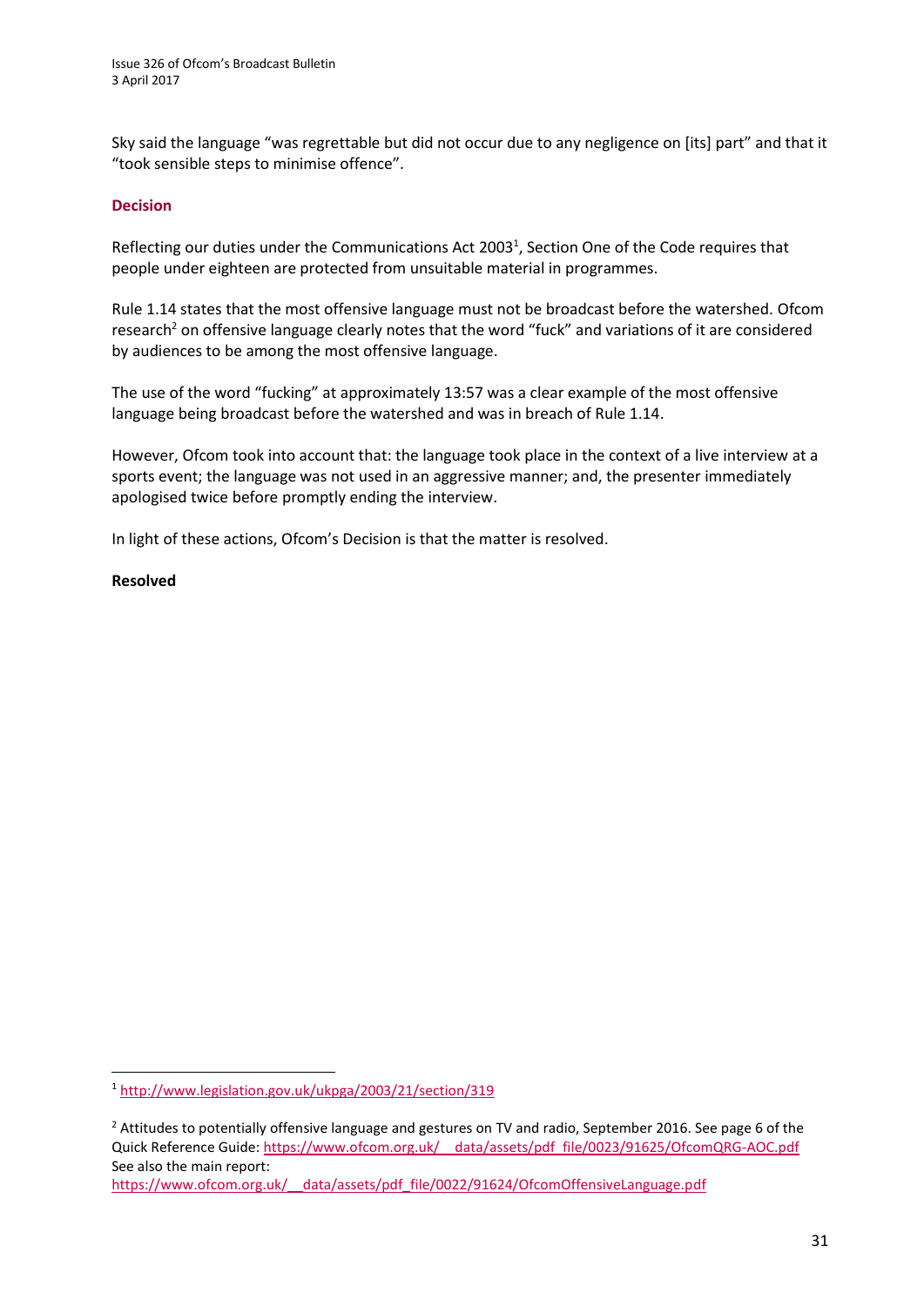Sky said the language "was regrettable but did not occur due to any negligence on [its] part" and that it "took sensible steps to minimise offence".

## Decision

Reflecting our duties under the Communications Act 2003[1], Section One of the Code requires that people under eighteen are protected from unsuitable material in programmes.

Rule 1.14 states that the most offensive language must not be broadcast before the watershed. Ofcom research[2] on offensive language clearly notes that the word "fuck" and variations of it are considered by audiences to be among the most offensive language.

The use of the word "fucking" at approximately 13:57 was a clear example of the most offensive language being broadcast before the watershed and was in breach of Rule 1.14.

However, Ofcom took into account that: the language took place in the context of a live interview at a sports event; the language was not used in an aggressive manner; and, the presenter immediately apologised twice before promptly ending the interview.

In light of these actions, Ofcom's Decision is that the matter is resolved.

**Resolved**

---

[1] http://www.legislation.gov.uk/ukpga/2003/21/section/319

[2] Attitudes to potentially offensive language and gestures on TV and radio, September 2016. See page 6 of the Quick Reference Guide: https://www.ofcom.org.uk/__data/assets/pdf_file/0023/91625/OfcomQRG-AOC.pdf
See also the main report:
https://www.ofcom.org.uk/__data/assets/pdf_file/0022/91624/OfcomOffensiveLanguage.pdf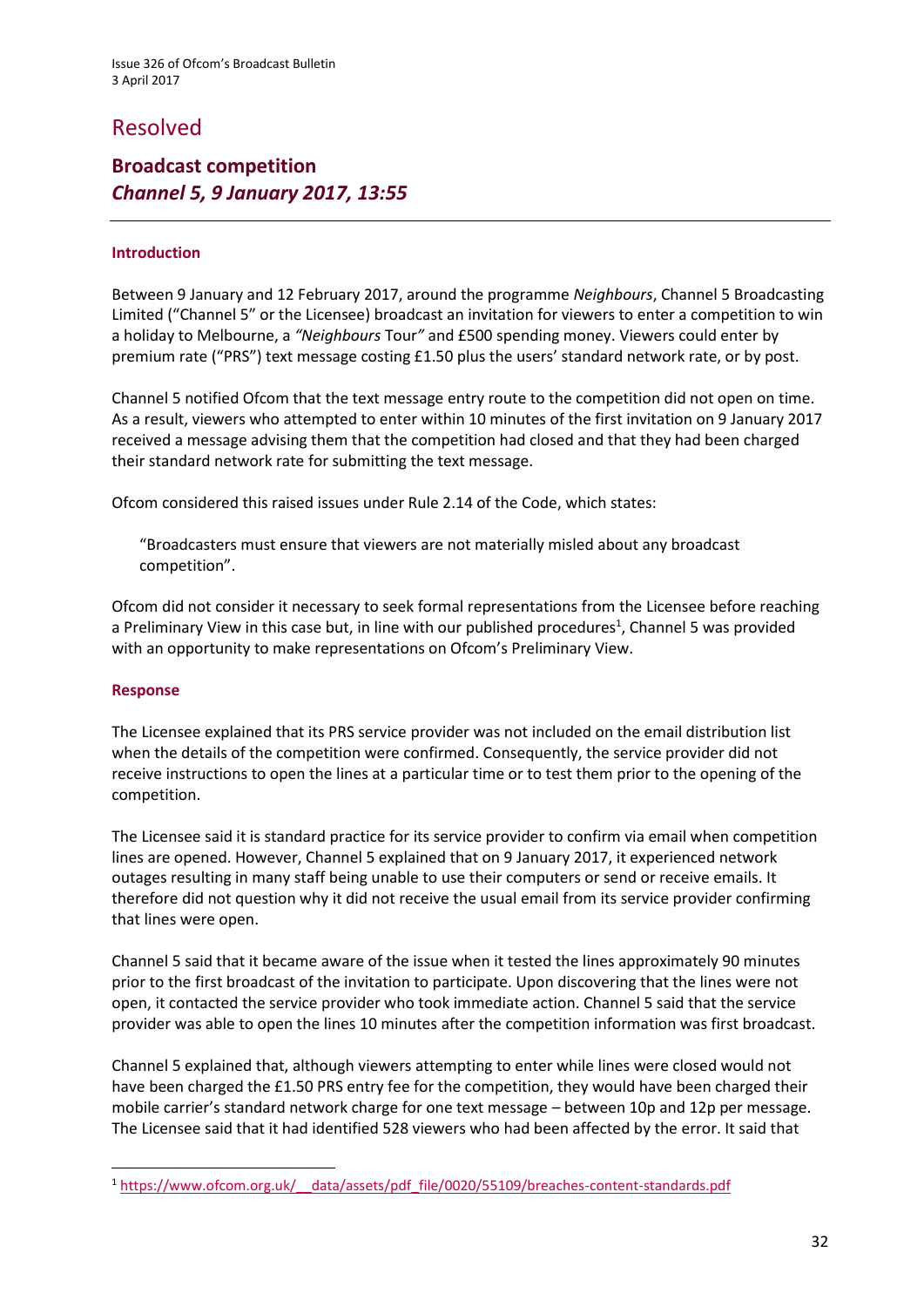# Resolved

## Broadcast competition
## *Channel 5, 9 January 2017, 13:55*

### Introduction

Between 9 January and 12 February 2017, around the programme *Neighbours*, Channel 5 Broadcasting Limited ("Channel 5" or the Licensee) broadcast an invitation for viewers to enter a competition to win a holiday to Melbourne, a *"Neighbours* Tour*"* and £500 spending money. Viewers could enter by premium rate ("PRS") text message costing £1.50 plus the users' standard network rate, or by post.

Channel 5 notified Ofcom that the text message entry route to the competition did not open on time. As a result, viewers who attempted to enter within 10 minutes of the first invitation on 9 January 2017 received a message advising them that the competition had closed and that they had been charged their standard network rate for submitting the text message.

Ofcom considered this raised issues under Rule 2.14 of the Code, which states:

> "Broadcasters must ensure that viewers are not materially misled about any broadcast competition".

Ofcom did not consider it necessary to seek formal representations from the Licensee before reaching a Preliminary View in this case but, in line with our published procedures[1], Channel 5 was provided with an opportunity to make representations on Ofcom's Preliminary View.

### Response

The Licensee explained that its PRS service provider was not included on the email distribution list when the details of the competition were confirmed. Consequently, the service provider did not receive instructions to open the lines at a particular time or to test them prior to the opening of the competition.

The Licensee said it is standard practice for its service provider to confirm via email when competition lines are opened. However, Channel 5 explained that on 9 January 2017, it experienced network outages resulting in many staff being unable to use their computers or send or receive emails. It therefore did not question why it did not receive the usual email from its service provider confirming that lines were open.

Channel 5 said that it became aware of the issue when it tested the lines approximately 90 minutes prior to the first broadcast of the invitation to participate. Upon discovering that the lines were not open, it contacted the service provider who took immediate action. Channel 5 said that the service provider was able to open the lines 10 minutes after the competition information was first broadcast.

Channel 5 explained that, although viewers attempting to enter while lines were closed would not have been charged the £1.50 PRS entry fee for the competition, they would have been charged their mobile carrier's standard network charge for one text message – between 10p and 12p per message. The Licensee said that it had identified 528 viewers who had been affected by the error. It said that

[1] https://www.ofcom.org.uk/__data/assets/pdf_file/0020/55109/breaches-content-standards.pdf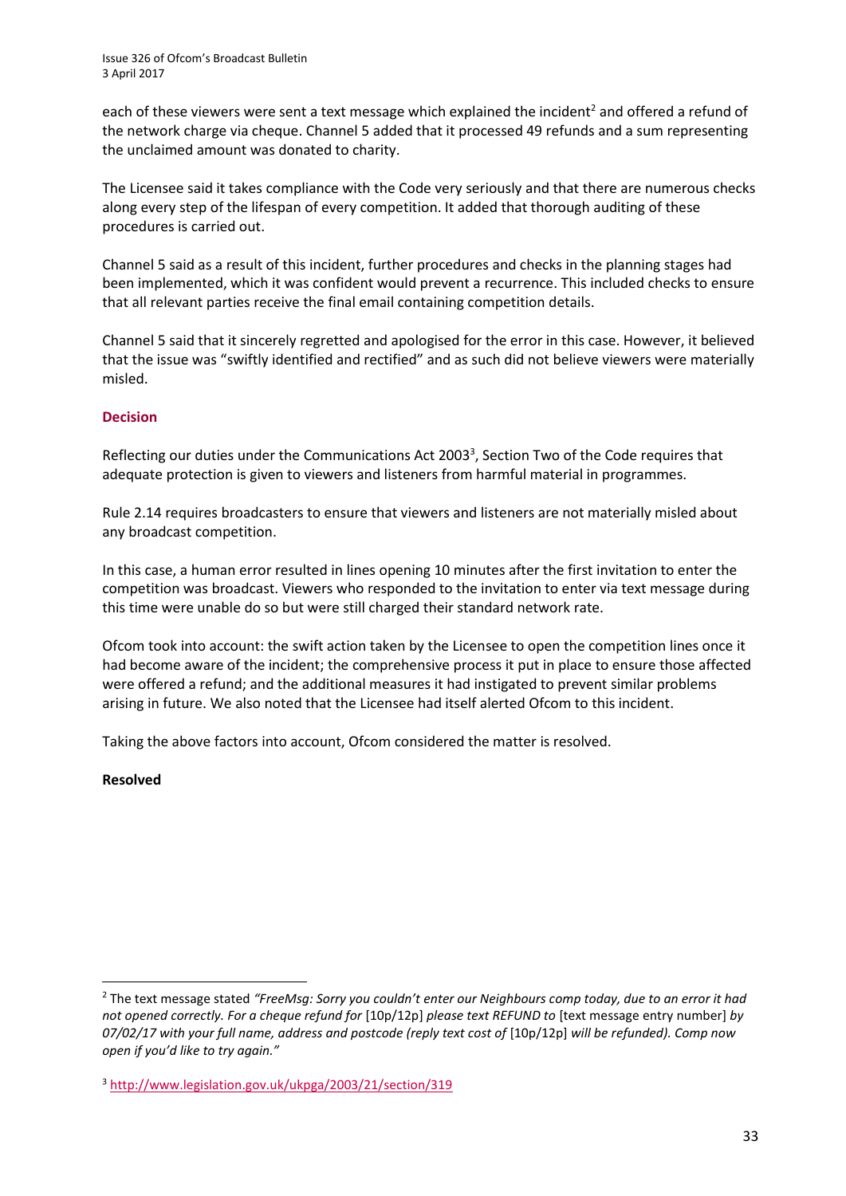each of these viewers were sent a text message which explained the incident[2] and offered a refund of the network charge via cheque. Channel 5 added that it processed 49 refunds and a sum representing the unclaimed amount was donated to charity.

The Licensee said it takes compliance with the Code very seriously and that there are numerous checks along every step of the lifespan of every competition. It added that thorough auditing of these procedures is carried out.

Channel 5 said as a result of this incident, further procedures and checks in the planning stages had been implemented, which it was confident would prevent a recurrence. This included checks to ensure that all relevant parties receive the final email containing competition details.

Channel 5 said that it sincerely regretted and apologised for the error in this case. However, it believed that the issue was "swiftly identified and rectified" and as such did not believe viewers were materially misled.

### Decision

Reflecting our duties under the Communications Act 2003[3], Section Two of the Code requires that adequate protection is given to viewers and listeners from harmful material in programmes.

Rule 2.14 requires broadcasters to ensure that viewers and listeners are not materially misled about any broadcast competition.

In this case, a human error resulted in lines opening 10 minutes after the first invitation to enter the competition was broadcast. Viewers who responded to the invitation to enter via text message during this time were unable do so but were still charged their standard network rate.

Ofcom took into account: the swift action taken by the Licensee to open the competition lines once it had become aware of the incident; the comprehensive process it put in place to ensure those affected were offered a refund; and the additional measures it had instigated to prevent similar problems arising in future. We also noted that the Licensee had itself alerted Ofcom to this incident.

Taking the above factors into account, Ofcom considered the matter is resolved.

**Resolved**

---

[2] The text message stated *"FreeMsg: Sorry you couldn't enter our Neighbours comp today, due to an error it had not opened correctly. For a cheque refund for* [10p/12p] *please text REFUND to* [text message entry number] *by 07/02/17 with your full name, address and postcode (reply text cost of* [10p/12p] *will be refunded). Comp now open if you'd like to try again."*

[3] http://www.legislation.gov.uk/ukpga/2003/21/section/319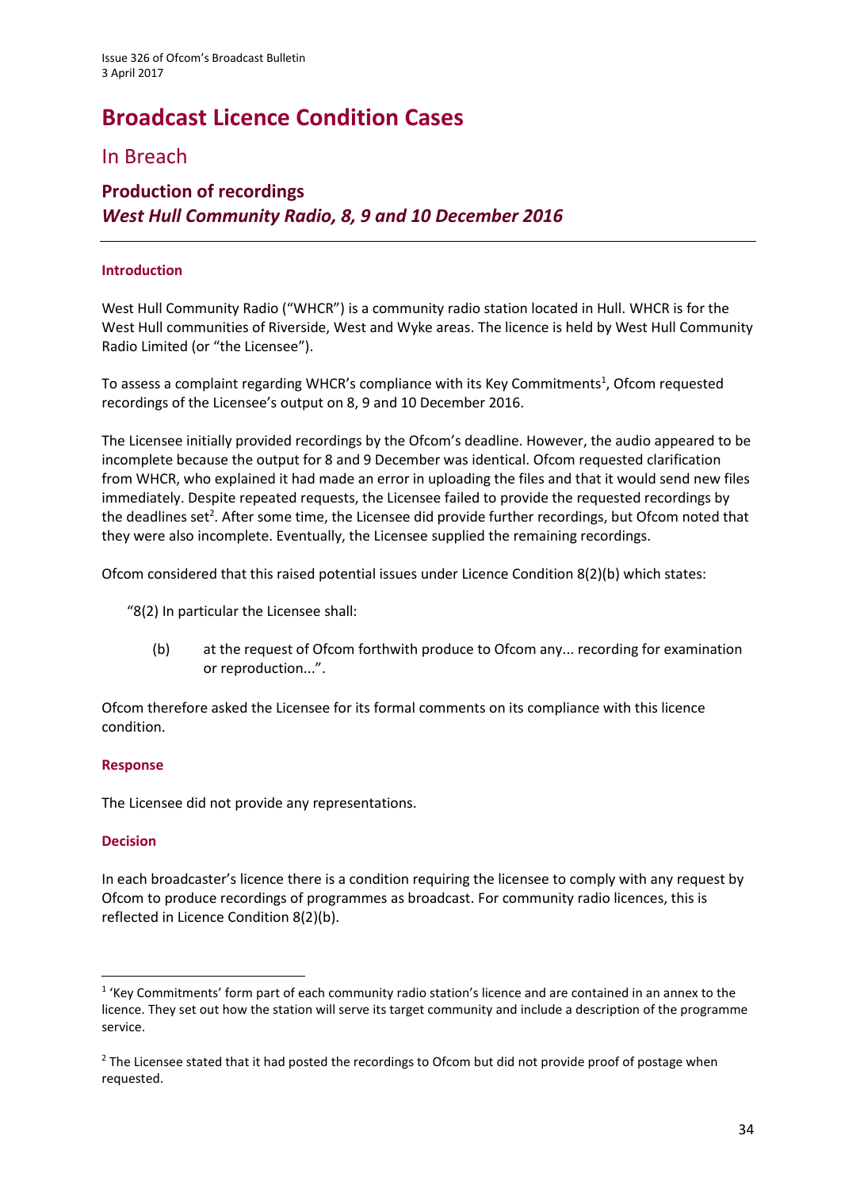# Broadcast Licence Condition Cases

## In Breach

### Production of recordings
### *West Hull Community Radio, 8, 9 and 10 December 2016*

---

#### Introduction

West Hull Community Radio ("WHCR") is a community radio station located in Hull. WHCR is for the West Hull communities of Riverside, West and Wyke areas. The licence is held by West Hull Community Radio Limited (or "the Licensee").

To assess a complaint regarding WHCR's compliance with its Key Commitments[1], Ofcom requested recordings of the Licensee's output on 8, 9 and 10 December 2016.

The Licensee initially provided recordings by the Ofcom's deadline. However, the audio appeared to be incomplete because the output for 8 and 9 December was identical. Ofcom requested clarification from WHCR, who explained it had made an error in uploading the files and that it would send new files immediately. Despite repeated requests, the Licensee failed to provide the requested recordings by the deadlines set[2]. After some time, the Licensee did provide further recordings, but Ofcom noted that they were also incomplete. Eventually, the Licensee supplied the remaining recordings.

Ofcom considered that this raised potential issues under Licence Condition 8(2)(b) which states:

> "8(2) In particular the Licensee shall:
>
> (b) at the request of Ofcom forthwith produce to Ofcom any... recording for examination or reproduction...".

Ofcom therefore asked the Licensee for its formal comments on its compliance with this licence condition.

#### Response

The Licensee did not provide any representations.

#### Decision

In each broadcaster's licence there is a condition requiring the licensee to comply with any request by Ofcom to produce recordings of programmes as broadcast. For community radio licences, this is reflected in Licence Condition 8(2)(b).

---

[1] 'Key Commitments' form part of each community radio station's licence and are contained in an annex to the licence. They set out how the station will serve its target community and include a description of the programme service.

[2] The Licensee stated that it had posted the recordings to Ofcom but did not provide proof of postage when requested.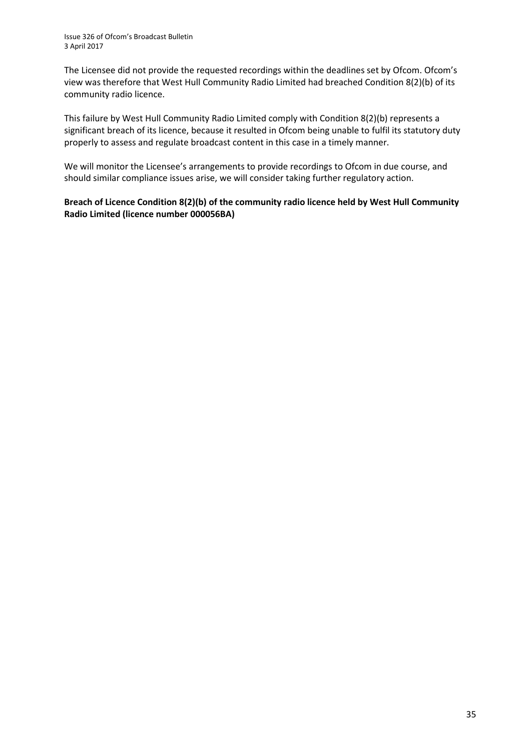The Licensee did not provide the requested recordings within the deadlines set by Ofcom. Ofcom's view was therefore that West Hull Community Radio Limited had breached Condition 8(2)(b) of its community radio licence.

This failure by West Hull Community Radio Limited comply with Condition 8(2)(b) represents a significant breach of its licence, because it resulted in Ofcom being unable to fulfil its statutory duty properly to assess and regulate broadcast content in this case in a timely manner.

We will monitor the Licensee's arrangements to provide recordings to Ofcom in due course, and should similar compliance issues arise, we will consider taking further regulatory action.

**Breach of Licence Condition 8(2)(b) of the community radio licence held by West Hull Community Radio Limited (licence number 000056BA)**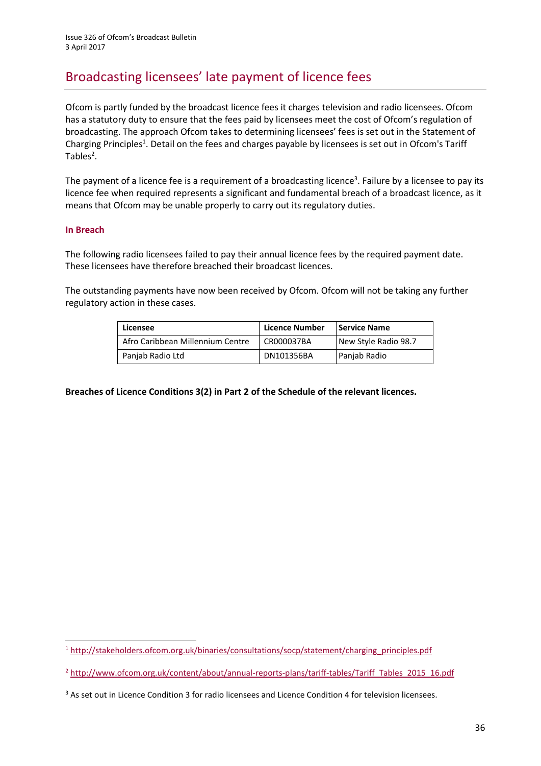# Broadcasting licensees' late payment of licence fees

Ofcom is partly funded by the broadcast licence fees it charges television and radio licensees. Ofcom has a statutory duty to ensure that the fees paid by licensees meet the cost of Ofcom's regulation of broadcasting. The approach Ofcom takes to determining licensees' fees is set out in the Statement of Charging Principles[1]. Detail on the fees and charges payable by licensees is set out in Ofcom's Tariff Tables[2].

The payment of a licence fee is a requirement of a broadcasting licence[3]. Failure by a licensee to pay its licence fee when required represents a significant and fundamental breach of a broadcast licence, as it means that Ofcom may be unable properly to carry out its regulatory duties.

### In Breach

The following radio licensees failed to pay their annual licence fees by the required payment date. These licensees have therefore breached their broadcast licences.

The outstanding payments have now been received by Ofcom. Ofcom will not be taking any further regulatory action in these cases.

| Licensee | Licence Number | Service Name |
|---|---|---|
| Afro Caribbean Millennium Centre | CR000037BA | New Style Radio 98.7 |
| Panjab Radio Ltd | DN101356BA | Panjab Radio |

**Breaches of Licence Conditions 3(2) in Part 2 of the Schedule of the relevant licences.**

---

[1] http://stakeholders.ofcom.org.uk/binaries/consultations/socp/statement/charging_principles.pdf

[2] http://www.ofcom.org.uk/content/about/annual-reports-plans/tariff-tables/Tariff_Tables_2015_16.pdf

[3] As set out in Licence Condition 3 for radio licensees and Licence Condition 4 for television licensees.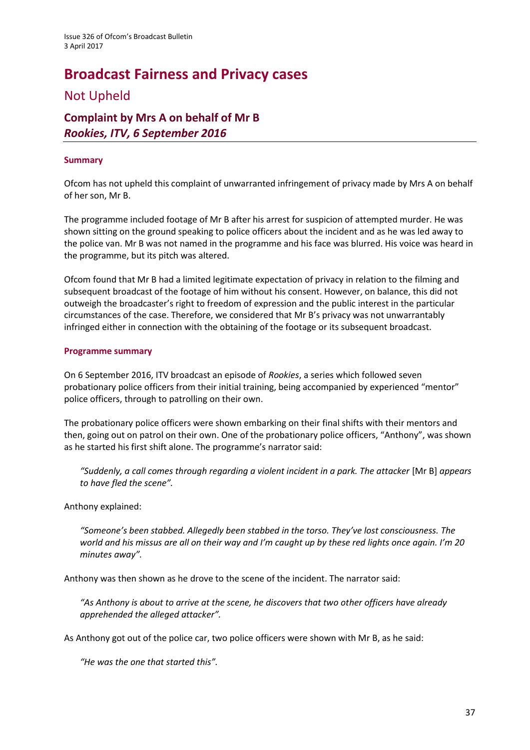# Broadcast Fairness and Privacy cases

## Not Upheld

### Complaint by Mrs A on behalf of Mr B *Rookies, ITV, 6 September 2016*

#### Summary

Ofcom has not upheld this complaint of unwarranted infringement of privacy made by Mrs A on behalf of her son, Mr B.

The programme included footage of Mr B after his arrest for suspicion of attempted murder. He was shown sitting on the ground speaking to police officers about the incident and as he was led away to the police van. Mr B was not named in the programme and his face was blurred. His voice was heard in the programme, but its pitch was altered.

Ofcom found that Mr B had a limited legitimate expectation of privacy in relation to the filming and subsequent broadcast of the footage of him without his consent. However, on balance, this did not outweigh the broadcaster's right to freedom of expression and the public interest in the particular circumstances of the case. Therefore, we considered that Mr B's privacy was not unwarrantably infringed either in connection with the obtaining of the footage or its subsequent broadcast.

#### Programme summary

On 6 September 2016, ITV broadcast an episode of *Rookies*, a series which followed seven probationary police officers from their initial training, being accompanied by experienced "mentor" police officers, through to patrolling on their own.

The probationary police officers were shown embarking on their final shifts with their mentors and then, going out on patrol on their own. One of the probationary police officers, "Anthony", was shown as he started his first shift alone. The programme's narrator said:

> *"Suddenly, a call comes through regarding a violent incident in a park. The attacker* [Mr B] *appears to have fled the scene".*

Anthony explained:

> *"Someone's been stabbed. Allegedly been stabbed in the torso. They've lost consciousness. The world and his missus are all on their way and I'm caught up by these red lights once again. I'm 20 minutes away".*

Anthony was then shown as he drove to the scene of the incident. The narrator said:

> *"As Anthony is about to arrive at the scene, he discovers that two other officers have already apprehended the alleged attacker".*

As Anthony got out of the police car, two police officers were shown with Mr B, as he said:

> *"He was the one that started this".*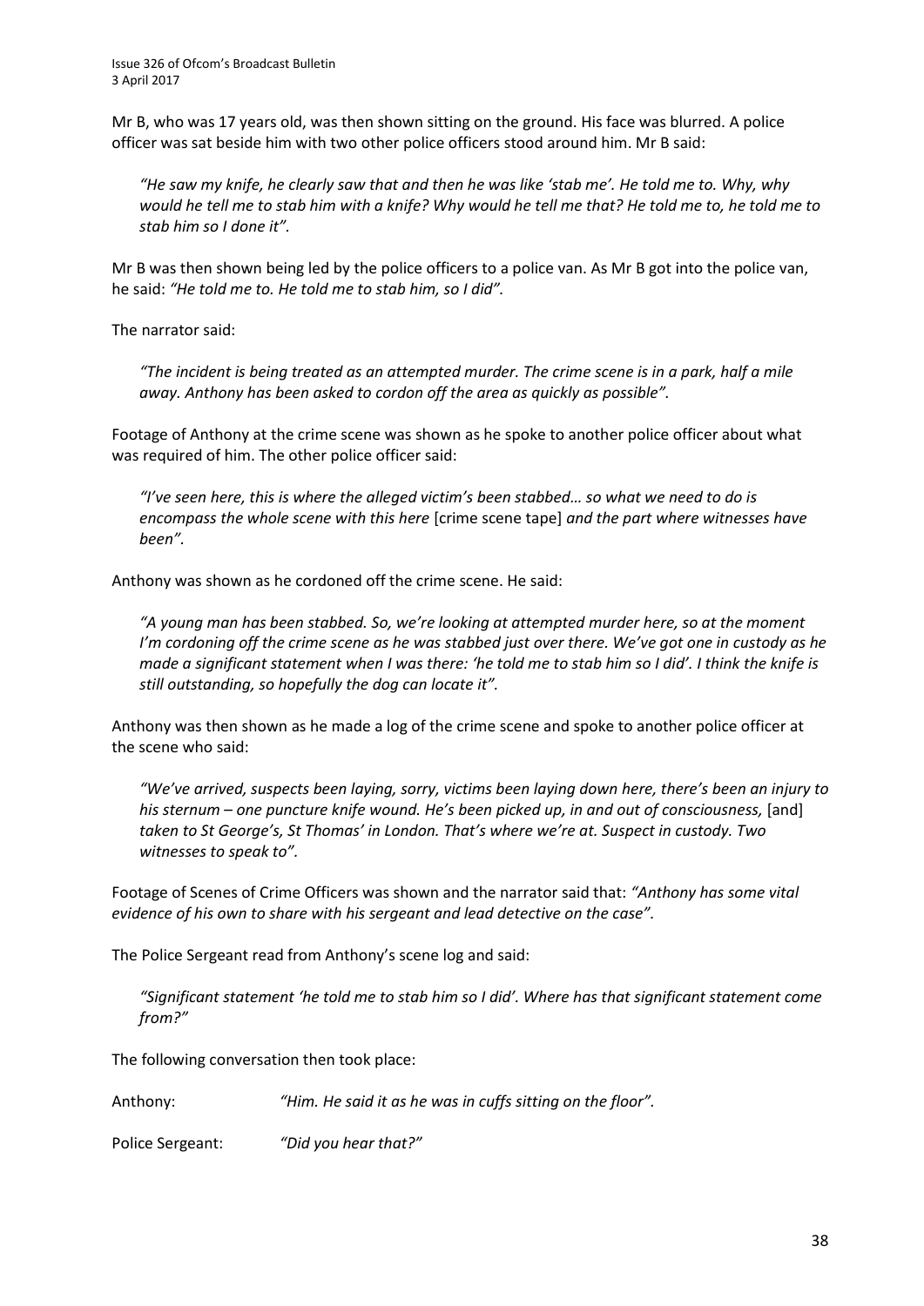Mr B, who was 17 years old, was then shown sitting on the ground. His face was blurred. A police officer was sat beside him with two other police officers stood around him. Mr B said:

> *"He saw my knife, he clearly saw that and then he was like 'stab me'. He told me to. Why, why would he tell me to stab him with a knife? Why would he tell me that? He told me to, he told me to stab him so I done it".*

Mr B was then shown being led by the police officers to a police van. As Mr B got into the police van, he said: *"He told me to. He told me to stab him, so I did".*

The narrator said:

> *"The incident is being treated as an attempted murder. The crime scene is in a park, half a mile away. Anthony has been asked to cordon off the area as quickly as possible".*

Footage of Anthony at the crime scene was shown as he spoke to another police officer about what was required of him. The other police officer said:

> *"I've seen here, this is where the alleged victim's been stabbed… so what we need to do is encompass the whole scene with this here* [crime scene tape] *and the part where witnesses have been".*

Anthony was shown as he cordoned off the crime scene. He said:

> *"A young man has been stabbed. So, we're looking at attempted murder here, so at the moment I'm cordoning off the crime scene as he was stabbed just over there. We've got one in custody as he made a significant statement when I was there: 'he told me to stab him so I did'. I think the knife is still outstanding, so hopefully the dog can locate it".*

Anthony was then shown as he made a log of the crime scene and spoke to another police officer at the scene who said:

> *"We've arrived, suspects been laying, sorry, victims been laying down here, there's been an injury to his sternum – one puncture knife wound. He's been picked up, in and out of consciousness,* [and] *taken to St George's, St Thomas' in London. That's where we're at. Suspect in custody. Two witnesses to speak to".*

Footage of Scenes of Crime Officers was shown and the narrator said that: *"Anthony has some vital evidence of his own to share with his sergeant and lead detective on the case".*

The Police Sergeant read from Anthony's scene log and said:

> *"Significant statement 'he told me to stab him so I did'. Where has that significant statement come from?"*

The following conversation then took place:

Anthony: *"Him. He said it as he was in cuffs sitting on the floor".*

Police Sergeant: *"Did you hear that?"*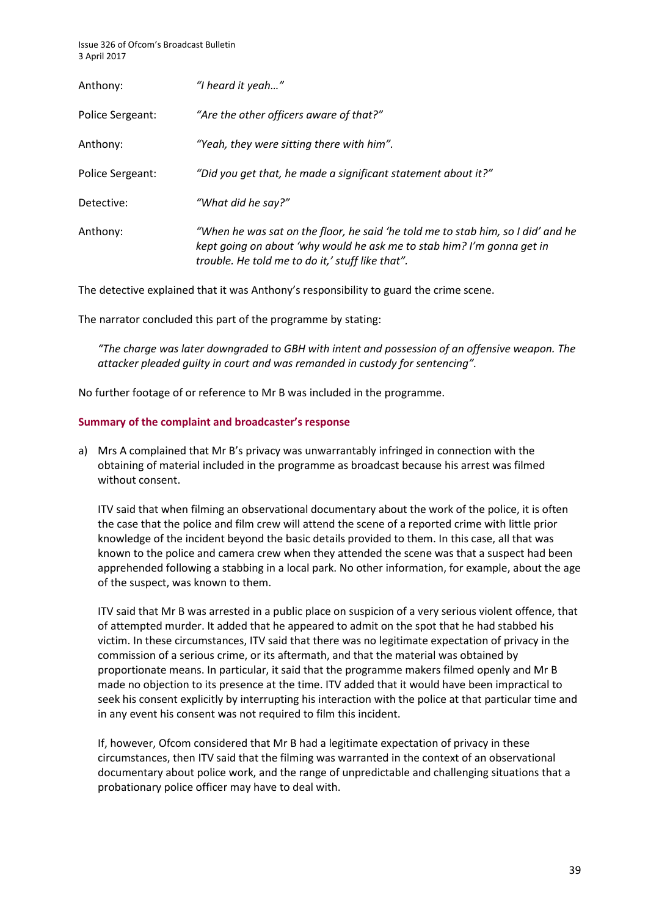| | |
|---|---|
| Anthony: | *"I heard it yeah…"* |
| Police Sergeant: | *"Are the other officers aware of that?"* |
| Anthony: | *"Yeah, they were sitting there with him".* |
| Police Sergeant: | *"Did you get that, he made a significant statement about it?"* |
| Detective: | *"What did he say?"* |
| Anthony: | *"When he was sat on the floor, he said 'he told me to stab him, so I did' and he kept going on about 'why would he ask me to stab him? I'm gonna get in trouble. He told me to do it,' stuff like that".* |

The detective explained that it was Anthony's responsibility to guard the crime scene.

The narrator concluded this part of the programme by stating:

> *"The charge was later downgraded to GBH with intent and possession of an offensive weapon. The attacker pleaded guilty in court and was remanded in custody for sentencing".*

No further footage of or reference to Mr B was included in the programme.

### Summary of the complaint and broadcaster's response

a) Mrs A complained that Mr B's privacy was unwarrantably infringed in connection with the obtaining of material included in the programme as broadcast because his arrest was filmed without consent.

ITV said that when filming an observational documentary about the work of the police, it is often the case that the police and film crew will attend the scene of a reported crime with little prior knowledge of the incident beyond the basic details provided to them. In this case, all that was known to the police and camera crew when they attended the scene was that a suspect had been apprehended following a stabbing in a local park. No other information, for example, about the age of the suspect, was known to them.

ITV said that Mr B was arrested in a public place on suspicion of a very serious violent offence, that of attempted murder. It added that he appeared to admit on the spot that he had stabbed his victim. In these circumstances, ITV said that there was no legitimate expectation of privacy in the commission of a serious crime, or its aftermath, and that the material was obtained by proportionate means. In particular, it said that the programme makers filmed openly and Mr B made no objection to its presence at the time. ITV added that it would have been impractical to seek his consent explicitly by interrupting his interaction with the police at that particular time and in any event his consent was not required to film this incident.

If, however, Ofcom considered that Mr B had a legitimate expectation of privacy in these circumstances, then ITV said that the filming was warranted in the context of an observational documentary about police work, and the range of unpredictable and challenging situations that a probationary police officer may have to deal with.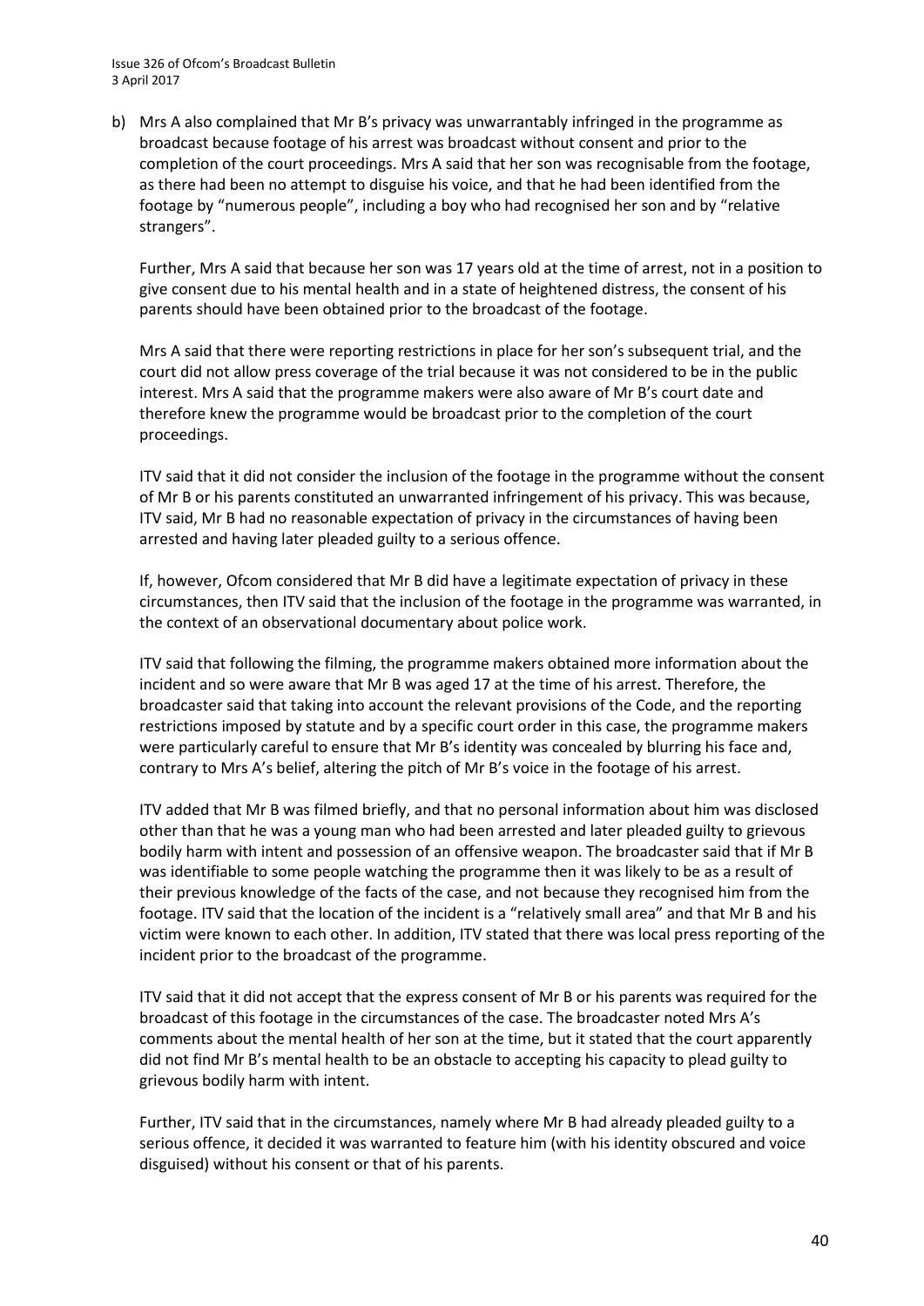b) Mrs A also complained that Mr B's privacy was unwarrantably infringed in the programme as broadcast because footage of his arrest was broadcast without consent and prior to the completion of the court proceedings. Mrs A said that her son was recognisable from the footage, as there had been no attempt to disguise his voice, and that he had been identified from the footage by "numerous people", including a boy who had recognised her son and by "relative strangers".

Further, Mrs A said that because her son was 17 years old at the time of arrest, not in a position to give consent due to his mental health and in a state of heightened distress, the consent of his parents should have been obtained prior to the broadcast of the footage.

Mrs A said that there were reporting restrictions in place for her son's subsequent trial, and the court did not allow press coverage of the trial because it was not considered to be in the public interest. Mrs A said that the programme makers were also aware of Mr B's court date and therefore knew the programme would be broadcast prior to the completion of the court proceedings.

ITV said that it did not consider the inclusion of the footage in the programme without the consent of Mr B or his parents constituted an unwarranted infringement of his privacy. This was because, ITV said, Mr B had no reasonable expectation of privacy in the circumstances of having been arrested and having later pleaded guilty to a serious offence.

If, however, Ofcom considered that Mr B did have a legitimate expectation of privacy in these circumstances, then ITV said that the inclusion of the footage in the programme was warranted, in the context of an observational documentary about police work.

ITV said that following the filming, the programme makers obtained more information about the incident and so were aware that Mr B was aged 17 at the time of his arrest. Therefore, the broadcaster said that taking into account the relevant provisions of the Code, and the reporting restrictions imposed by statute and by a specific court order in this case, the programme makers were particularly careful to ensure that Mr B's identity was concealed by blurring his face and, contrary to Mrs A's belief, altering the pitch of Mr B's voice in the footage of his arrest.

ITV added that Mr B was filmed briefly, and that no personal information about him was disclosed other than that he was a young man who had been arrested and later pleaded guilty to grievous bodily harm with intent and possession of an offensive weapon. The broadcaster said that if Mr B was identifiable to some people watching the programme then it was likely to be as a result of their previous knowledge of the facts of the case, and not because they recognised him from the footage. ITV said that the location of the incident is a "relatively small area" and that Mr B and his victim were known to each other. In addition, ITV stated that there was local press reporting of the incident prior to the broadcast of the programme.

ITV said that it did not accept that the express consent of Mr B or his parents was required for the broadcast of this footage in the circumstances of the case. The broadcaster noted Mrs A's comments about the mental health of her son at the time, but it stated that the court apparently did not find Mr B's mental health to be an obstacle to accepting his capacity to plead guilty to grievous bodily harm with intent.

Further, ITV said that in the circumstances, namely where Mr B had already pleaded guilty to a serious offence, it decided it was warranted to feature him (with his identity obscured and voice disguised) without his consent or that of his parents.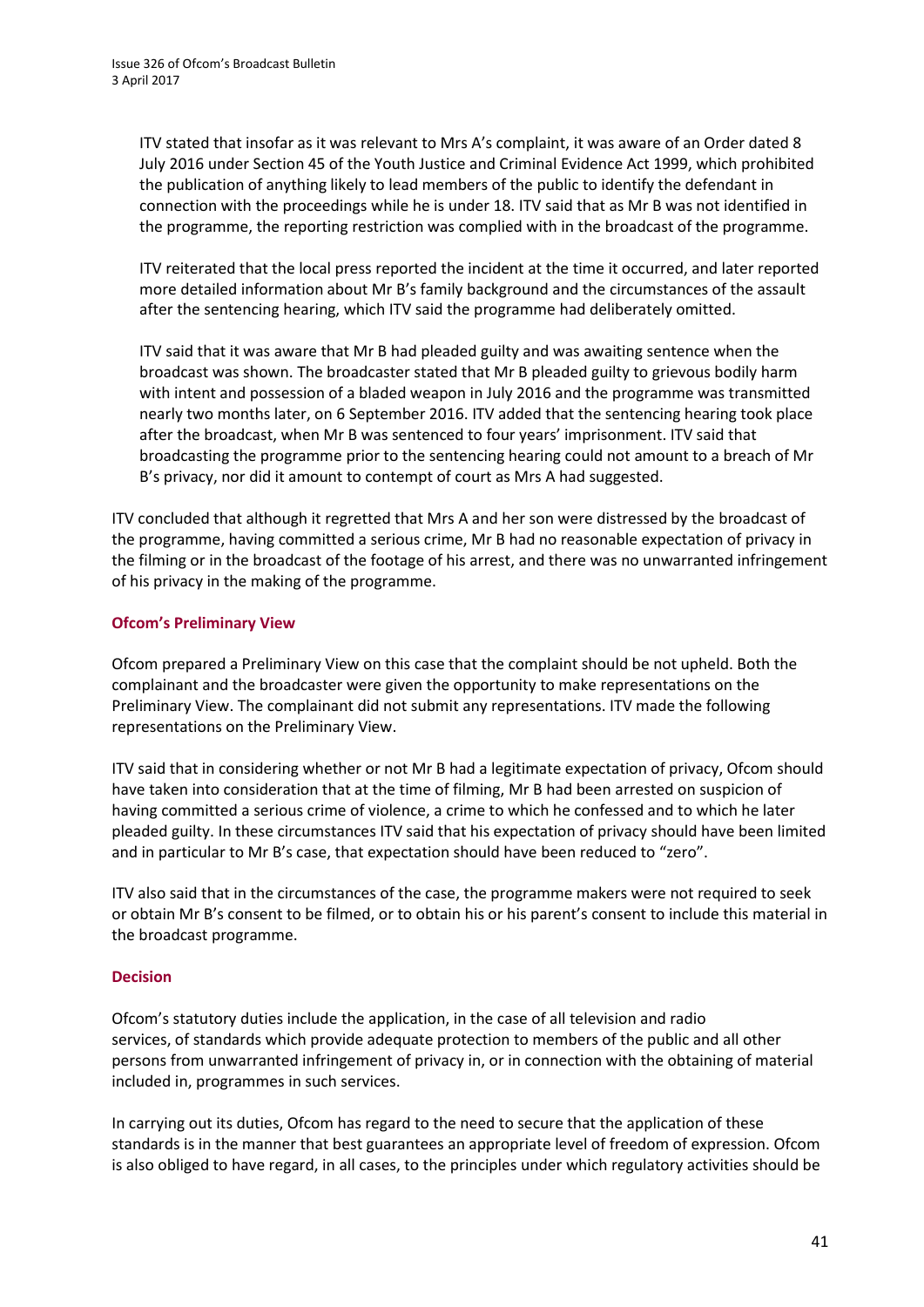ITV stated that insofar as it was relevant to Mrs A's complaint, it was aware of an Order dated 8 July 2016 under Section 45 of the Youth Justice and Criminal Evidence Act 1999, which prohibited the publication of anything likely to lead members of the public to identify the defendant in connection with the proceedings while he is under 18. ITV said that as Mr B was not identified in the programme, the reporting restriction was complied with in the broadcast of the programme.

ITV reiterated that the local press reported the incident at the time it occurred, and later reported more detailed information about Mr B's family background and the circumstances of the assault after the sentencing hearing, which ITV said the programme had deliberately omitted.

ITV said that it was aware that Mr B had pleaded guilty and was awaiting sentence when the broadcast was shown. The broadcaster stated that Mr B pleaded guilty to grievous bodily harm with intent and possession of a bladed weapon in July 2016 and the programme was transmitted nearly two months later, on 6 September 2016. ITV added that the sentencing hearing took place after the broadcast, when Mr B was sentenced to four years' imprisonment. ITV said that broadcasting the programme prior to the sentencing hearing could not amount to a breach of Mr B's privacy, nor did it amount to contempt of court as Mrs A had suggested.

ITV concluded that although it regretted that Mrs A and her son were distressed by the broadcast of the programme, having committed a serious crime, Mr B had no reasonable expectation of privacy in the filming or in the broadcast of the footage of his arrest, and there was no unwarranted infringement of his privacy in the making of the programme.

### Ofcom's Preliminary View

Ofcom prepared a Preliminary View on this case that the complaint should be not upheld. Both the complainant and the broadcaster were given the opportunity to make representations on the Preliminary View. The complainant did not submit any representations. ITV made the following representations on the Preliminary View.

ITV said that in considering whether or not Mr B had a legitimate expectation of privacy, Ofcom should have taken into consideration that at the time of filming, Mr B had been arrested on suspicion of having committed a serious crime of violence, a crime to which he confessed and to which he later pleaded guilty. In these circumstances ITV said that his expectation of privacy should have been limited and in particular to Mr B's case, that expectation should have been reduced to "zero".

ITV also said that in the circumstances of the case, the programme makers were not required to seek or obtain Mr B's consent to be filmed, or to obtain his or his parent's consent to include this material in the broadcast programme.

### Decision

Ofcom's statutory duties include the application, in the case of all television and radio services, of standards which provide adequate protection to members of the public and all other persons from unwarranted infringement of privacy in, or in connection with the obtaining of material included in, programmes in such services.

In carrying out its duties, Ofcom has regard to the need to secure that the application of these standards is in the manner that best guarantees an appropriate level of freedom of expression. Ofcom is also obliged to have regard, in all cases, to the principles under which regulatory activities should be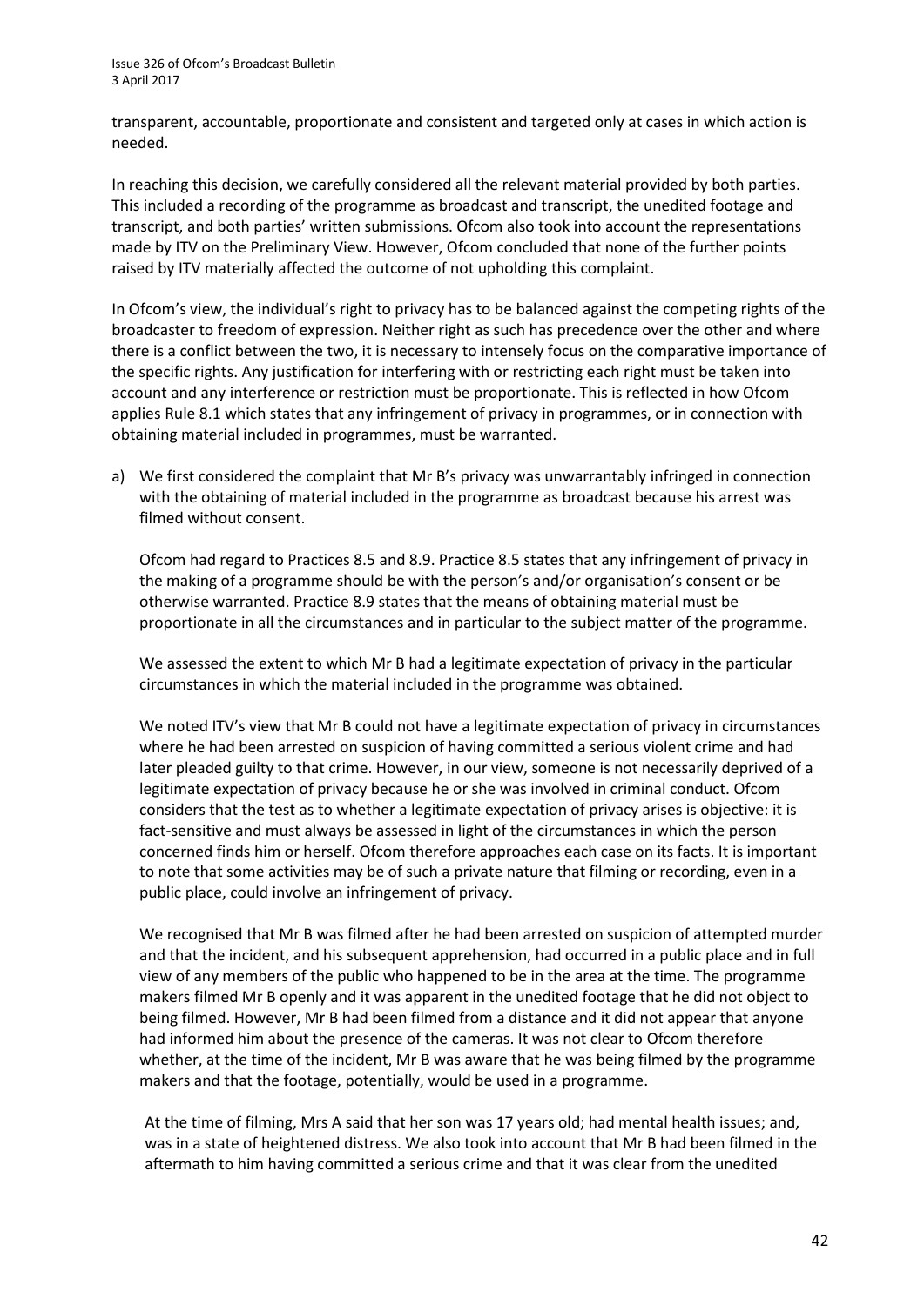transparent, accountable, proportionate and consistent and targeted only at cases in which action is needed.

In reaching this decision, we carefully considered all the relevant material provided by both parties. This included a recording of the programme as broadcast and transcript, the unedited footage and transcript, and both parties' written submissions. Ofcom also took into account the representations made by ITV on the Preliminary View. However, Ofcom concluded that none of the further points raised by ITV materially affected the outcome of not upholding this complaint.

In Ofcom's view, the individual's right to privacy has to be balanced against the competing rights of the broadcaster to freedom of expression. Neither right as such has precedence over the other and where there is a conflict between the two, it is necessary to intensely focus on the comparative importance of the specific rights. Any justification for interfering with or restricting each right must be taken into account and any interference or restriction must be proportionate. This is reflected in how Ofcom applies Rule 8.1 which states that any infringement of privacy in programmes, or in connection with obtaining material included in programmes, must be warranted.

a) We first considered the complaint that Mr B's privacy was unwarrantably infringed in connection with the obtaining of material included in the programme as broadcast because his arrest was filmed without consent.

   Ofcom had regard to Practices 8.5 and 8.9. Practice 8.5 states that any infringement of privacy in the making of a programme should be with the person's and/or organisation's consent or be otherwise warranted. Practice 8.9 states that the means of obtaining material must be proportionate in all the circumstances and in particular to the subject matter of the programme.

   We assessed the extent to which Mr B had a legitimate expectation of privacy in the particular circumstances in which the material included in the programme was obtained.

   We noted ITV's view that Mr B could not have a legitimate expectation of privacy in circumstances where he had been arrested on suspicion of having committed a serious violent crime and had later pleaded guilty to that crime. However, in our view, someone is not necessarily deprived of a legitimate expectation of privacy because he or she was involved in criminal conduct. Ofcom considers that the test as to whether a legitimate expectation of privacy arises is objective: it is fact-sensitive and must always be assessed in light of the circumstances in which the person concerned finds him or herself. Ofcom therefore approaches each case on its facts. It is important to note that some activities may be of such a private nature that filming or recording, even in a public place, could involve an infringement of privacy.

   We recognised that Mr B was filmed after he had been arrested on suspicion of attempted murder and that the incident, and his subsequent apprehension, had occurred in a public place and in full view of any members of the public who happened to be in the area at the time. The programme makers filmed Mr B openly and it was apparent in the unedited footage that he did not object to being filmed. However, Mr B had been filmed from a distance and it did not appear that anyone had informed him about the presence of the cameras. It was not clear to Ofcom therefore whether, at the time of the incident, Mr B was aware that he was being filmed by the programme makers and that the footage, potentially, would be used in a programme.

   At the time of filming, Mrs A said that her son was 17 years old; had mental health issues; and, was in a state of heightened distress. We also took into account that Mr B had been filmed in the aftermath to him having committed a serious crime and that it was clear from the unedited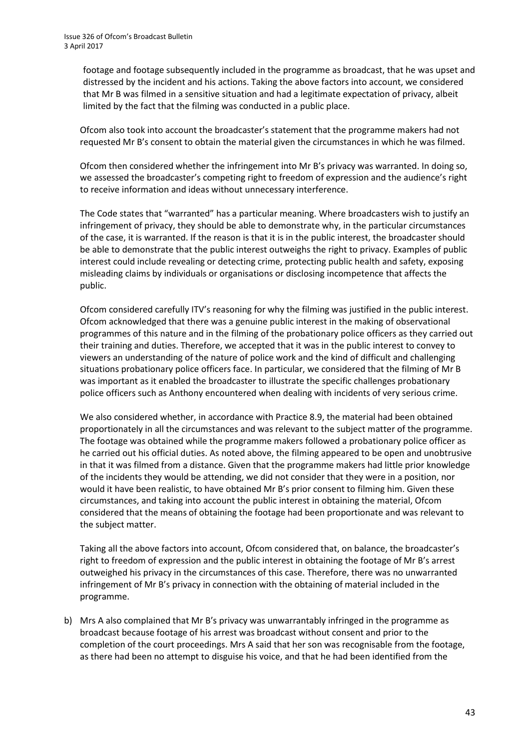footage and footage subsequently included in the programme as broadcast, that he was upset and distressed by the incident and his actions. Taking the above factors into account, we considered that Mr B was filmed in a sensitive situation and had a legitimate expectation of privacy, albeit limited by the fact that the filming was conducted in a public place.

Ofcom also took into account the broadcaster's statement that the programme makers had not requested Mr B's consent to obtain the material given the circumstances in which he was filmed.

Ofcom then considered whether the infringement into Mr B's privacy was warranted. In doing so, we assessed the broadcaster's competing right to freedom of expression and the audience's right to receive information and ideas without unnecessary interference.

The Code states that "warranted" has a particular meaning. Where broadcasters wish to justify an infringement of privacy, they should be able to demonstrate why, in the particular circumstances of the case, it is warranted. If the reason is that it is in the public interest, the broadcaster should be able to demonstrate that the public interest outweighs the right to privacy. Examples of public interest could include revealing or detecting crime, protecting public health and safety, exposing misleading claims by individuals or organisations or disclosing incompetence that affects the public.

Ofcom considered carefully ITV's reasoning for why the filming was justified in the public interest. Ofcom acknowledged that there was a genuine public interest in the making of observational programmes of this nature and in the filming of the probationary police officers as they carried out their training and duties. Therefore, we accepted that it was in the public interest to convey to viewers an understanding of the nature of police work and the kind of difficult and challenging situations probationary police officers face. In particular, we considered that the filming of Mr B was important as it enabled the broadcaster to illustrate the specific challenges probationary police officers such as Anthony encountered when dealing with incidents of very serious crime.

We also considered whether, in accordance with Practice 8.9, the material had been obtained proportionately in all the circumstances and was relevant to the subject matter of the programme. The footage was obtained while the programme makers followed a probationary police officer as he carried out his official duties. As noted above, the filming appeared to be open and unobtrusive in that it was filmed from a distance. Given that the programme makers had little prior knowledge of the incidents they would be attending, we did not consider that they were in a position, nor would it have been realistic, to have obtained Mr B's prior consent to filming him. Given these circumstances, and taking into account the public interest in obtaining the material, Ofcom considered that the means of obtaining the footage had been proportionate and was relevant to the subject matter.

Taking all the above factors into account, Ofcom considered that, on balance, the broadcaster's right to freedom of expression and the public interest in obtaining the footage of Mr B's arrest outweighed his privacy in the circumstances of this case. Therefore, there was no unwarranted infringement of Mr B's privacy in connection with the obtaining of material included in the programme.

b) Mrs A also complained that Mr B's privacy was unwarrantably infringed in the programme as broadcast because footage of his arrest was broadcast without consent and prior to the completion of the court proceedings. Mrs A said that her son was recognisable from the footage, as there had been no attempt to disguise his voice, and that he had been identified from the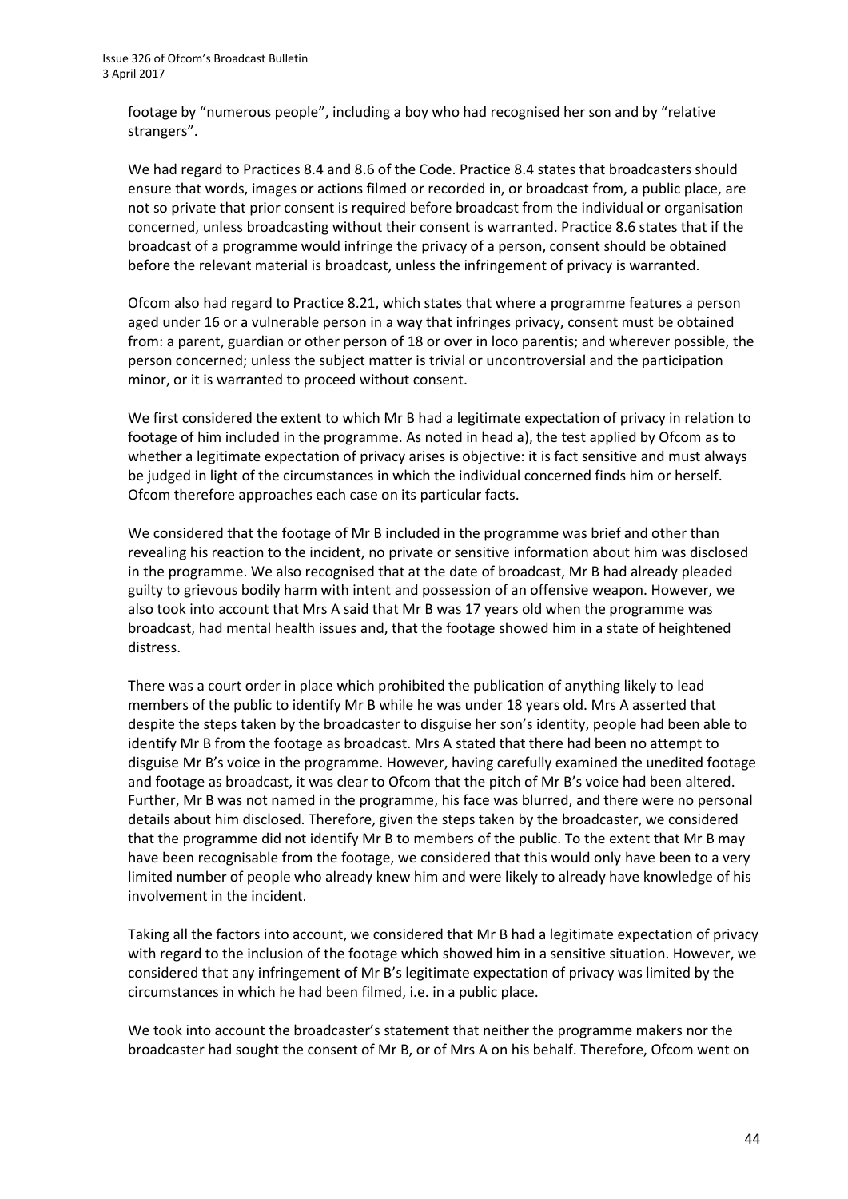footage by "numerous people", including a boy who had recognised her son and by "relative strangers".

We had regard to Practices 8.4 and 8.6 of the Code. Practice 8.4 states that broadcasters should ensure that words, images or actions filmed or recorded in, or broadcast from, a public place, are not so private that prior consent is required before broadcast from the individual or organisation concerned, unless broadcasting without their consent is warranted. Practice 8.6 states that if the broadcast of a programme would infringe the privacy of a person, consent should be obtained before the relevant material is broadcast, unless the infringement of privacy is warranted.

Ofcom also had regard to Practice 8.21, which states that where a programme features a person aged under 16 or a vulnerable person in a way that infringes privacy, consent must be obtained from: a parent, guardian or other person of 18 or over in loco parentis; and wherever possible, the person concerned; unless the subject matter is trivial or uncontroversial and the participation minor, or it is warranted to proceed without consent.

We first considered the extent to which Mr B had a legitimate expectation of privacy in relation to footage of him included in the programme. As noted in head a), the test applied by Ofcom as to whether a legitimate expectation of privacy arises is objective: it is fact sensitive and must always be judged in light of the circumstances in which the individual concerned finds him or herself. Ofcom therefore approaches each case on its particular facts.

We considered that the footage of Mr B included in the programme was brief and other than revealing his reaction to the incident, no private or sensitive information about him was disclosed in the programme. We also recognised that at the date of broadcast, Mr B had already pleaded guilty to grievous bodily harm with intent and possession of an offensive weapon. However, we also took into account that Mrs A said that Mr B was 17 years old when the programme was broadcast, had mental health issues and, that the footage showed him in a state of heightened distress.

There was a court order in place which prohibited the publication of anything likely to lead members of the public to identify Mr B while he was under 18 years old. Mrs A asserted that despite the steps taken by the broadcaster to disguise her son's identity, people had been able to identify Mr B from the footage as broadcast. Mrs A stated that there had been no attempt to disguise Mr B's voice in the programme. However, having carefully examined the unedited footage and footage as broadcast, it was clear to Ofcom that the pitch of Mr B's voice had been altered. Further, Mr B was not named in the programme, his face was blurred, and there were no personal details about him disclosed. Therefore, given the steps taken by the broadcaster, we considered that the programme did not identify Mr B to members of the public. To the extent that Mr B may have been recognisable from the footage, we considered that this would only have been to a very limited number of people who already knew him and were likely to already have knowledge of his involvement in the incident.

Taking all the factors into account, we considered that Mr B had a legitimate expectation of privacy with regard to the inclusion of the footage which showed him in a sensitive situation. However, we considered that any infringement of Mr B's legitimate expectation of privacy was limited by the circumstances in which he had been filmed, i.e. in a public place.

We took into account the broadcaster's statement that neither the programme makers nor the broadcaster had sought the consent of Mr B, or of Mrs A on his behalf. Therefore, Ofcom went on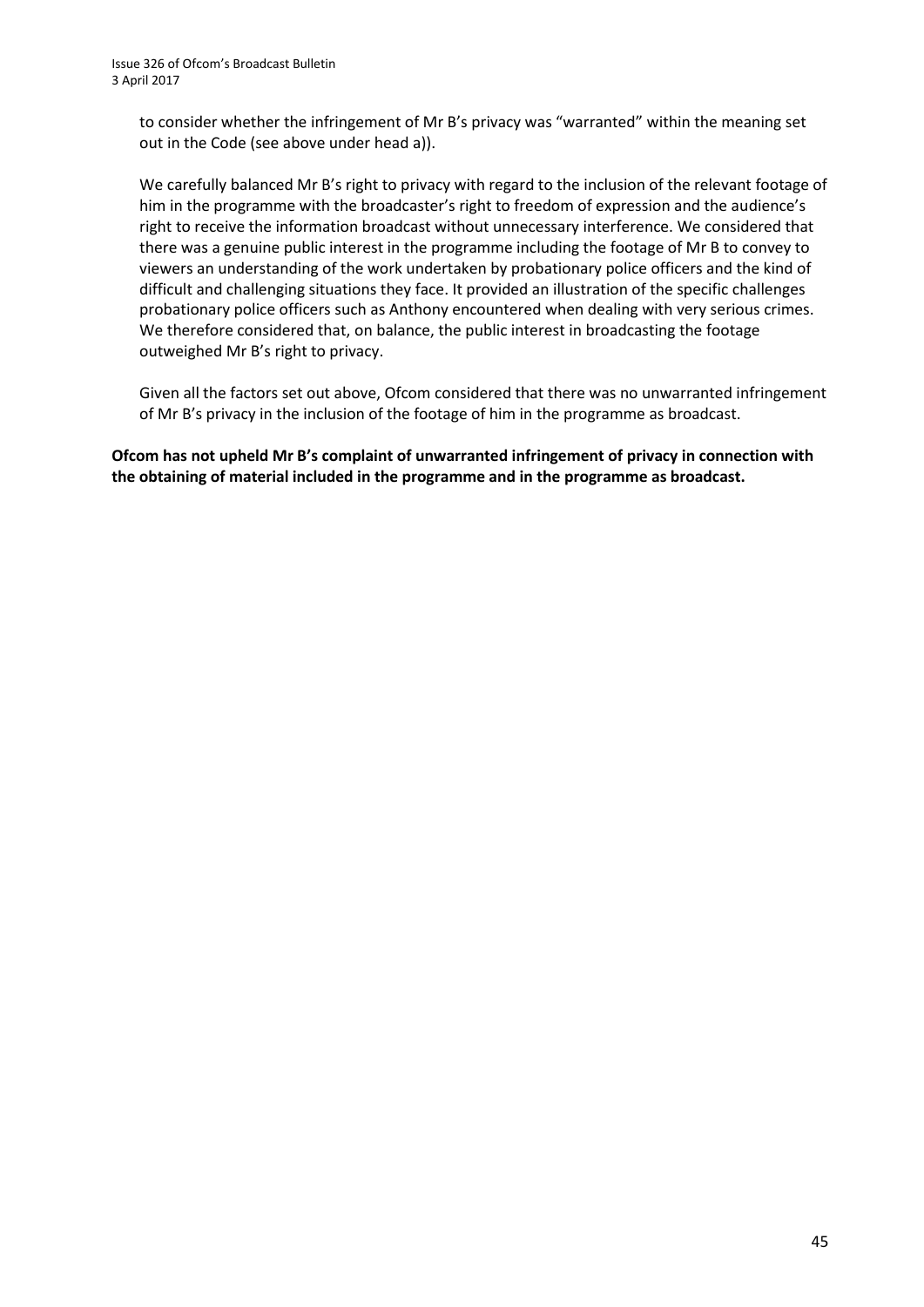to consider whether the infringement of Mr B's privacy was "warranted" within the meaning set out in the Code (see above under head a)).

We carefully balanced Mr B's right to privacy with regard to the inclusion of the relevant footage of him in the programme with the broadcaster's right to freedom of expression and the audience's right to receive the information broadcast without unnecessary interference. We considered that there was a genuine public interest in the programme including the footage of Mr B to convey to viewers an understanding of the work undertaken by probationary police officers and the kind of difficult and challenging situations they face. It provided an illustration of the specific challenges probationary police officers such as Anthony encountered when dealing with very serious crimes. We therefore considered that, on balance, the public interest in broadcasting the footage outweighed Mr B's right to privacy.

Given all the factors set out above, Ofcom considered that there was no unwarranted infringement of Mr B's privacy in the inclusion of the footage of him in the programme as broadcast.

**Ofcom has not upheld Mr B's complaint of unwarranted infringement of privacy in connection with the obtaining of material included in the programme and in the programme as broadcast.**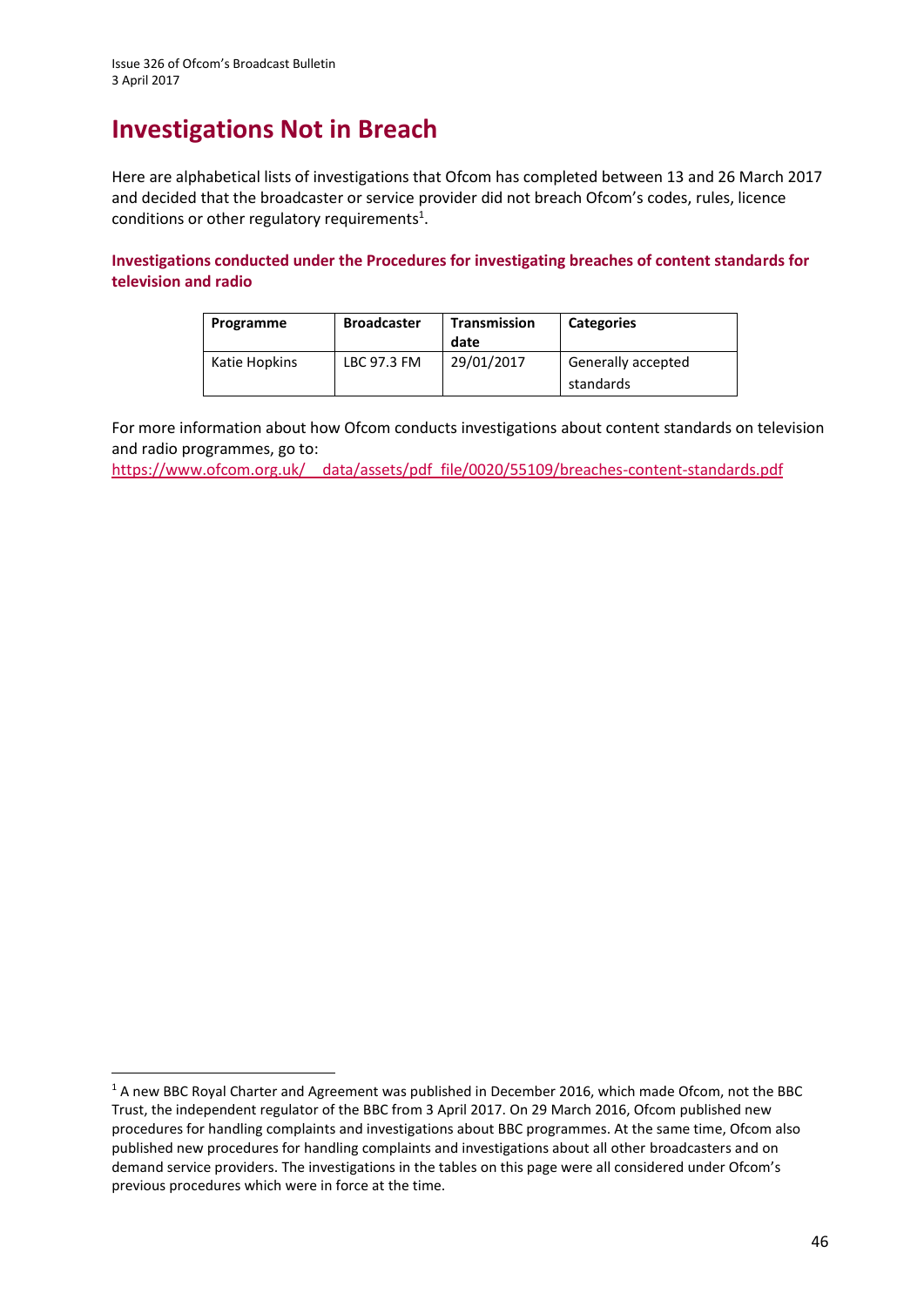# Investigations Not in Breach

Here are alphabetical lists of investigations that Ofcom has completed between 13 and 26 March 2017 and decided that the broadcaster or service provider did not breach Ofcom's codes, rules, licence conditions or other regulatory requirements[1].

### Investigations conducted under the Procedures for investigating breaches of content standards for television and radio

| Programme | Broadcaster | Transmission date | Categories |
|---|---|---|---|
| Katie Hopkins | LBC 97.3 FM | 29/01/2017 | Generally accepted standards |

For more information about how Ofcom conducts investigations about content standards on television and radio programmes, go to:
https://www.ofcom.org.uk/__data/assets/pdf_file/0020/55109/breaches-content-standards.pdf

[1] A new BBC Royal Charter and Agreement was published in December 2016, which made Ofcom, not the BBC Trust, the independent regulator of the BBC from 3 April 2017. On 29 March 2016, Ofcom published new procedures for handling complaints and investigations about BBC programmes. At the same time, Ofcom also published new procedures for handling complaints and investigations about all other broadcasters and on demand service providers. The investigations in the tables on this page were all considered under Ofcom's previous procedures which were in force at the time.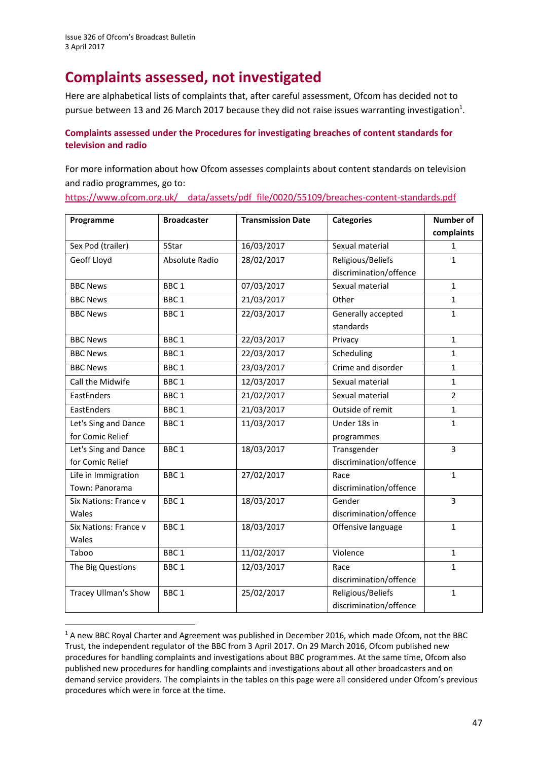# Complaints assessed, not investigated

Here are alphabetical lists of complaints that, after careful assessment, Ofcom has decided not to pursue between 13 and 26 March 2017 because they did not raise issues warranting investigation[1].

## Complaints assessed under the Procedures for investigating breaches of content standards for television and radio

For more information about how Ofcom assesses complaints about content standards on television and radio programmes, go to:
https://www.ofcom.org.uk/__data/assets/pdf_file/0020/55109/breaches-content-standards.pdf

| Programme | Broadcaster | Transmission Date | Categories | Number of complaints |
|---|---|---|---|---|
| Sex Pod (trailer) | 5Star | 16/03/2017 | Sexual material | 1 |
| Geoff Lloyd | Absolute Radio | 28/02/2017 | Religious/Beliefs discrimination/offence | 1 |
| BBC News | BBC 1 | 07/03/2017 | Sexual material | 1 |
| BBC News | BBC 1 | 21/03/2017 | Other | 1 |
| BBC News | BBC 1 | 22/03/2017 | Generally accepted standards | 1 |
| BBC News | BBC 1 | 22/03/2017 | Privacy | 1 |
| BBC News | BBC 1 | 22/03/2017 | Scheduling | 1 |
| BBC News | BBC 1 | 23/03/2017 | Crime and disorder | 1 |
| Call the Midwife | BBC 1 | 12/03/2017 | Sexual material | 1 |
| EastEnders | BBC 1 | 21/02/2017 | Sexual material | 2 |
| EastEnders | BBC 1 | 21/03/2017 | Outside of remit | 1 |
| Let's Sing and Dance for Comic Relief | BBC 1 | 11/03/2017 | Under 18s in programmes | 1 |
| Let's Sing and Dance for Comic Relief | BBC 1 | 18/03/2017 | Transgender discrimination/offence | 3 |
| Life in Immigration Town: Panorama | BBC 1 | 27/02/2017 | Race discrimination/offence | 1 |
| Six Nations: France v Wales | BBC 1 | 18/03/2017 | Gender discrimination/offence | 3 |
| Six Nations: France v Wales | BBC 1 | 18/03/2017 | Offensive language | 1 |
| Taboo | BBC 1 | 11/02/2017 | Violence | 1 |
| The Big Questions | BBC 1 | 12/03/2017 | Race discrimination/offence | 1 |
| Tracey Ullman's Show | BBC 1 | 25/02/2017 | Religious/Beliefs discrimination/offence | 1 |

[1] A new BBC Royal Charter and Agreement was published in December 2016, which made Ofcom, not the BBC Trust, the independent regulator of the BBC from 3 April 2017. On 29 March 2016, Ofcom published new procedures for handling complaints and investigations about BBC programmes. At the same time, Ofcom also published new procedures for handling complaints and investigations about all other broadcasters and on demand service providers. The complaints in the tables on this page were all considered under Ofcom's previous procedures which were in force at the time.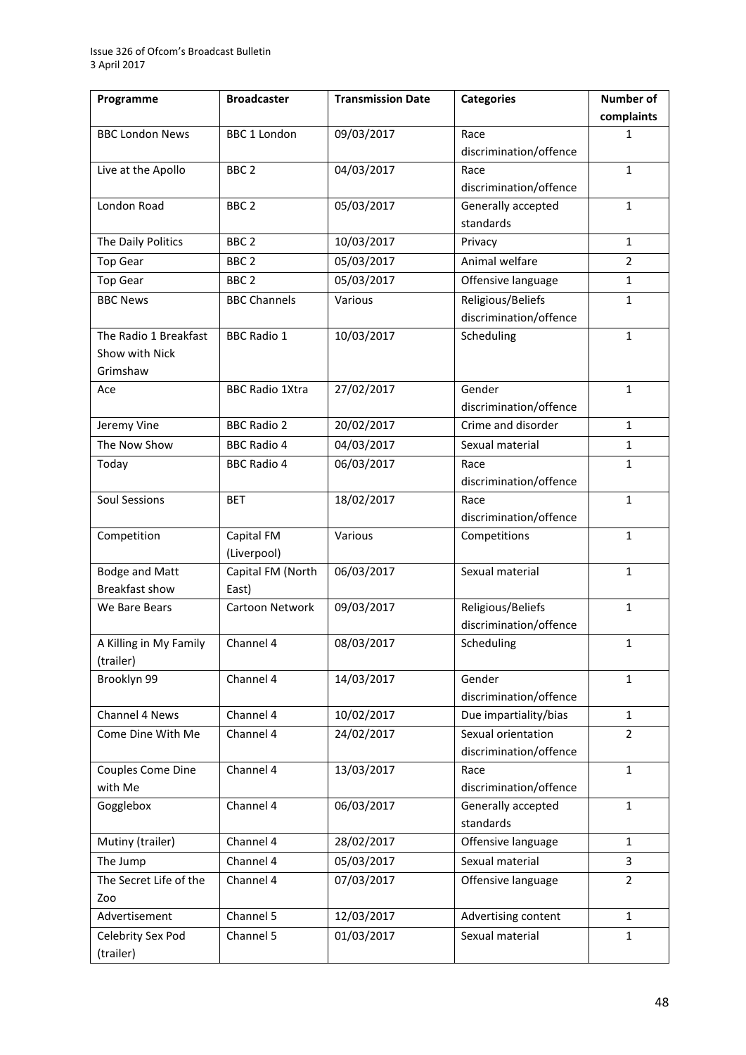| Programme | Broadcaster | Transmission Date | Categories | Number of complaints |
| --- | --- | --- | --- | --- |
| BBC London News | BBC 1 London | 09/03/2017 | Race discrimination/offence | 1 |
| Live at the Apollo | BBC 2 | 04/03/2017 | Race discrimination/offence | 1 |
| London Road | BBC 2 | 05/03/2017 | Generally accepted standards | 1 |
| The Daily Politics | BBC 2 | 10/03/2017 | Privacy | 1 |
| Top Gear | BBC 2 | 05/03/2017 | Animal welfare | 2 |
| Top Gear | BBC 2 | 05/03/2017 | Offensive language | 1 |
| BBC News | BBC Channels | Various | Religious/Beliefs discrimination/offence | 1 |
| The Radio 1 Breakfast Show with Nick Grimshaw | BBC Radio 1 | 10/03/2017 | Scheduling | 1 |
| Ace | BBC Radio 1Xtra | 27/02/2017 | Gender discrimination/offence | 1 |
| Jeremy Vine | BBC Radio 2 | 20/02/2017 | Crime and disorder | 1 |
| The Now Show | BBC Radio 4 | 04/03/2017 | Sexual material | 1 |
| Today | BBC Radio 4 | 06/03/2017 | Race discrimination/offence | 1 |
| Soul Sessions | BET | 18/02/2017 | Race discrimination/offence | 1 |
| Competition | Capital FM (Liverpool) | Various | Competitions | 1 |
| Bodge and Matt Breakfast show | Capital FM (North East) | 06/03/2017 | Sexual material | 1 |
| We Bare Bears | Cartoon Network | 09/03/2017 | Religious/Beliefs discrimination/offence | 1 |
| A Killing in My Family (trailer) | Channel 4 | 08/03/2017 | Scheduling | 1 |
| Brooklyn 99 | Channel 4 | 14/03/2017 | Gender discrimination/offence | 1 |
| Channel 4 News | Channel 4 | 10/02/2017 | Due impartiality/bias | 1 |
| Come Dine With Me | Channel 4 | 24/02/2017 | Sexual orientation discrimination/offence | 2 |
| Couples Come Dine with Me | Channel 4 | 13/03/2017 | Race discrimination/offence | 1 |
| Gogglebox | Channel 4 | 06/03/2017 | Generally accepted standards | 1 |
| Mutiny (trailer) | Channel 4 | 28/02/2017 | Offensive language | 1 |
| The Jump | Channel 4 | 05/03/2017 | Sexual material | 3 |
| The Secret Life of the Zoo | Channel 4 | 07/03/2017 | Offensive language | 2 |
| Advertisement | Channel 5 | 12/03/2017 | Advertising content | 1 |
| Celebrity Sex Pod (trailer) | Channel 5 | 01/03/2017 | Sexual material | 1 |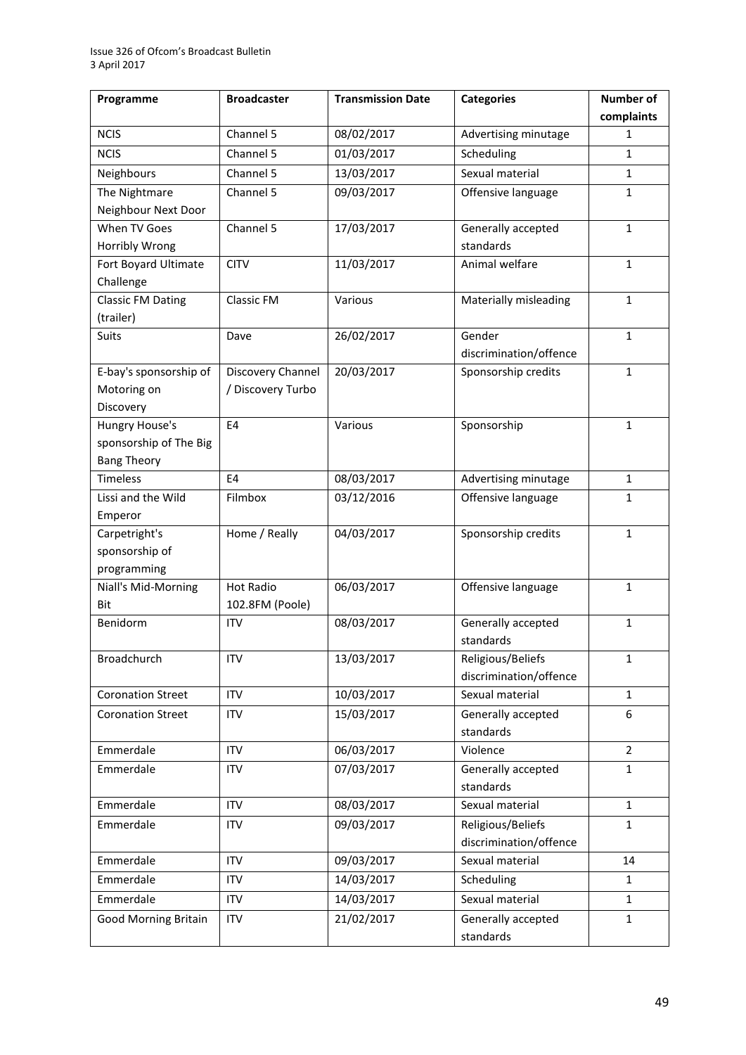| Programme | Broadcaster | Transmission Date | Categories | Number of complaints |
|---|---|---|---|---|
| NCIS | Channel 5 | 08/02/2017 | Advertising minutage | 1 |
| NCIS | Channel 5 | 01/03/2017 | Scheduling | 1 |
| Neighbours | Channel 5 | 13/03/2017 | Sexual material | 1 |
| The Nightmare Neighbour Next Door | Channel 5 | 09/03/2017 | Offensive language | 1 |
| When TV Goes Horribly Wrong | Channel 5 | 17/03/2017 | Generally accepted standards | 1 |
| Fort Boyard Ultimate Challenge | CITV | 11/03/2017 | Animal welfare | 1 |
| Classic FM Dating (trailer) | Classic FM | Various | Materially misleading | 1 |
| Suits | Dave | 26/02/2017 | Gender discrimination/offence | 1 |
| E-bay's sponsorship of Motoring on Discovery | Discovery Channel / Discovery Turbo | 20/03/2017 | Sponsorship credits | 1 |
| Hungry House's sponsorship of The Big Bang Theory | E4 | Various | Sponsorship | 1 |
| Timeless | E4 | 08/03/2017 | Advertising minutage | 1 |
| Lissi and the Wild Emperor | Filmbox | 03/12/2016 | Offensive language | 1 |
| Carpetright's sponsorship of programming | Home / Really | 04/03/2017 | Sponsorship credits | 1 |
| Niall's Mid-Morning Bit | Hot Radio 102.8FM (Poole) | 06/03/2017 | Offensive language | 1 |
| Benidorm | ITV | 08/03/2017 | Generally accepted standards | 1 |
| Broadchurch | ITV | 13/03/2017 | Religious/Beliefs discrimination/offence | 1 |
| Coronation Street | ITV | 10/03/2017 | Sexual material | 1 |
| Coronation Street | ITV | 15/03/2017 | Generally accepted standards | 6 |
| Emmerdale | ITV | 06/03/2017 | Violence | 2 |
| Emmerdale | ITV | 07/03/2017 | Generally accepted standards | 1 |
| Emmerdale | ITV | 08/03/2017 | Sexual material | 1 |
| Emmerdale | ITV | 09/03/2017 | Religious/Beliefs discrimination/offence | 1 |
| Emmerdale | ITV | 09/03/2017 | Sexual material | 14 |
| Emmerdale | ITV | 14/03/2017 | Scheduling | 1 |
| Emmerdale | ITV | 14/03/2017 | Sexual material | 1 |
| Good Morning Britain | ITV | 21/02/2017 | Generally accepted standards | 1 |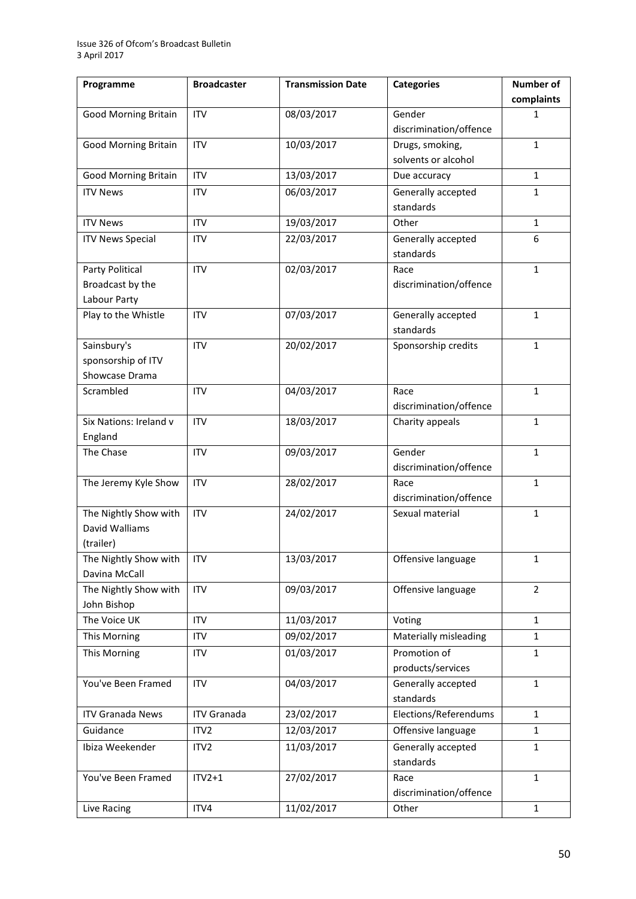| Programme | Broadcaster | Transmission Date | Categories | Number of complaints |
|---|---|---|---|---|
| Good Morning Britain | ITV | 08/03/2017 | Gender discrimination/offence | 1 |
| Good Morning Britain | ITV | 10/03/2017 | Drugs, smoking, solvents or alcohol | 1 |
| Good Morning Britain | ITV | 13/03/2017 | Due accuracy | 1 |
| ITV News | ITV | 06/03/2017 | Generally accepted standards | 1 |
| ITV News | ITV | 19/03/2017 | Other | 1 |
| ITV News Special | ITV | 22/03/2017 | Generally accepted standards | 6 |
| Party Political Broadcast by the Labour Party | ITV | 02/03/2017 | Race discrimination/offence | 1 |
| Play to the Whistle | ITV | 07/03/2017 | Generally accepted standards | 1 |
| Sainsbury's sponsorship of ITV Showcase Drama | ITV | 20/02/2017 | Sponsorship credits | 1 |
| Scrambled | ITV | 04/03/2017 | Race discrimination/offence | 1 |
| Six Nations: Ireland v England | ITV | 18/03/2017 | Charity appeals | 1 |
| The Chase | ITV | 09/03/2017 | Gender discrimination/offence | 1 |
| The Jeremy Kyle Show | ITV | 28/02/2017 | Race discrimination/offence | 1 |
| The Nightly Show with David Walliams (trailer) | ITV | 24/02/2017 | Sexual material | 1 |
| The Nightly Show with Davina McCall | ITV | 13/03/2017 | Offensive language | 1 |
| The Nightly Show with John Bishop | ITV | 09/03/2017 | Offensive language | 2 |
| The Voice UK | ITV | 11/03/2017 | Voting | 1 |
| This Morning | ITV | 09/02/2017 | Materially misleading | 1 |
| This Morning | ITV | 01/03/2017 | Promotion of products/services | 1 |
| You've Been Framed | ITV | 04/03/2017 | Generally accepted standards | 1 |
| ITV Granada News | ITV Granada | 23/02/2017 | Elections/Referendums | 1 |
| Guidance | ITV2 | 12/03/2017 | Offensive language | 1 |
| Ibiza Weekender | ITV2 | 11/03/2017 | Generally accepted standards | 1 |
| You've Been Framed | ITV2+1 | 27/02/2017 | Race discrimination/offence | 1 |
| Live Racing | ITV4 | 11/02/2017 | Other | 1 |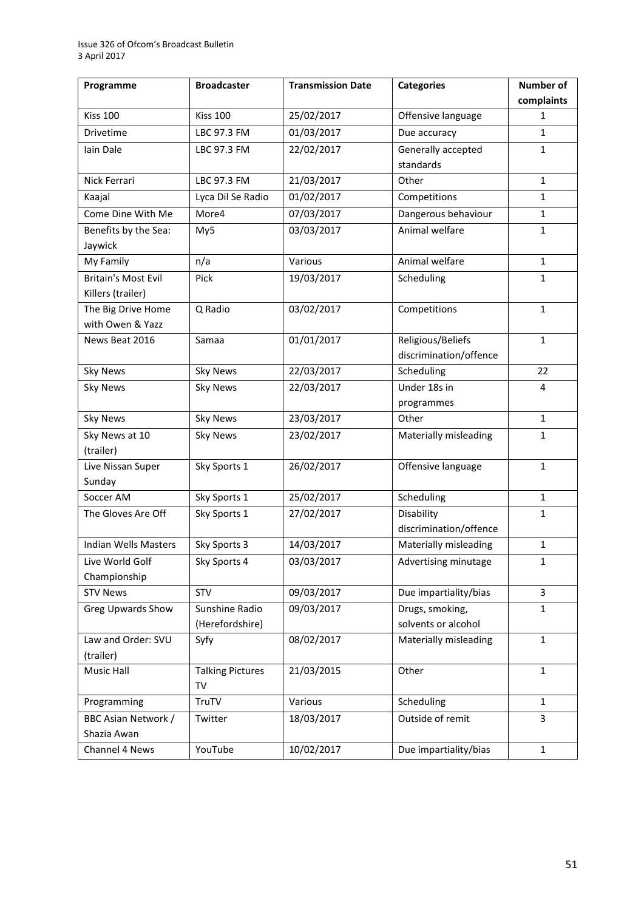| Programme | Broadcaster | Transmission Date | Categories | Number of complaints |
|---|---|---|---|---|
| Kiss 100 | Kiss 100 | 25/02/2017 | Offensive language | 1 |
| Drivetime | LBC 97.3 FM | 01/03/2017 | Due accuracy | 1 |
| Iain Dale | LBC 97.3 FM | 22/02/2017 | Generally accepted standards | 1 |
| Nick Ferrari | LBC 97.3 FM | 21/03/2017 | Other | 1 |
| Kaajal | Lyca Dil Se Radio | 01/02/2017 | Competitions | 1 |
| Come Dine With Me | More4 | 07/03/2017 | Dangerous behaviour | 1 |
| Benefits by the Sea: Jaywick | My5 | 03/03/2017 | Animal welfare | 1 |
| My Family | n/a | Various | Animal welfare | 1 |
| Britain's Most Evil Killers (trailer) | Pick | 19/03/2017 | Scheduling | 1 |
| The Big Drive Home with Owen & Yazz | Q Radio | 03/02/2017 | Competitions | 1 |
| News Beat 2016 | Samaa | 01/01/2017 | Religious/Beliefs discrimination/offence | 1 |
| Sky News | Sky News | 22/03/2017 | Scheduling | 22 |
| Sky News | Sky News | 22/03/2017 | Under 18s in programmes | 4 |
| Sky News | Sky News | 23/03/2017 | Other | 1 |
| Sky News at 10 (trailer) | Sky News | 23/02/2017 | Materially misleading | 1 |
| Live Nissan Super Sunday | Sky Sports 1 | 26/02/2017 | Offensive language | 1 |
| Soccer AM | Sky Sports 1 | 25/02/2017 | Scheduling | 1 |
| The Gloves Are Off | Sky Sports 1 | 27/02/2017 | Disability discrimination/offence | 1 |
| Indian Wells Masters | Sky Sports 3 | 14/03/2017 | Materially misleading | 1 |
| Live World Golf Championship | Sky Sports 4 | 03/03/2017 | Advertising minutage | 1 |
| STV News | STV | 09/03/2017 | Due impartiality/bias | 3 |
| Greg Upwards Show | Sunshine Radio (Herefordshire) | 09/03/2017 | Drugs, smoking, solvents or alcohol | 1 |
| Law and Order: SVU (trailer) | Syfy | 08/02/2017 | Materially misleading | 1 |
| Music Hall | Talking Pictures TV | 21/03/2015 | Other | 1 |
| Programming | TruTV | Various | Scheduling | 1 |
| BBC Asian Network / Shazia Awan | Twitter | 18/03/2017 | Outside of remit | 3 |
| Channel 4 News | YouTube | 10/02/2017 | Due impartiality/bias | 1 |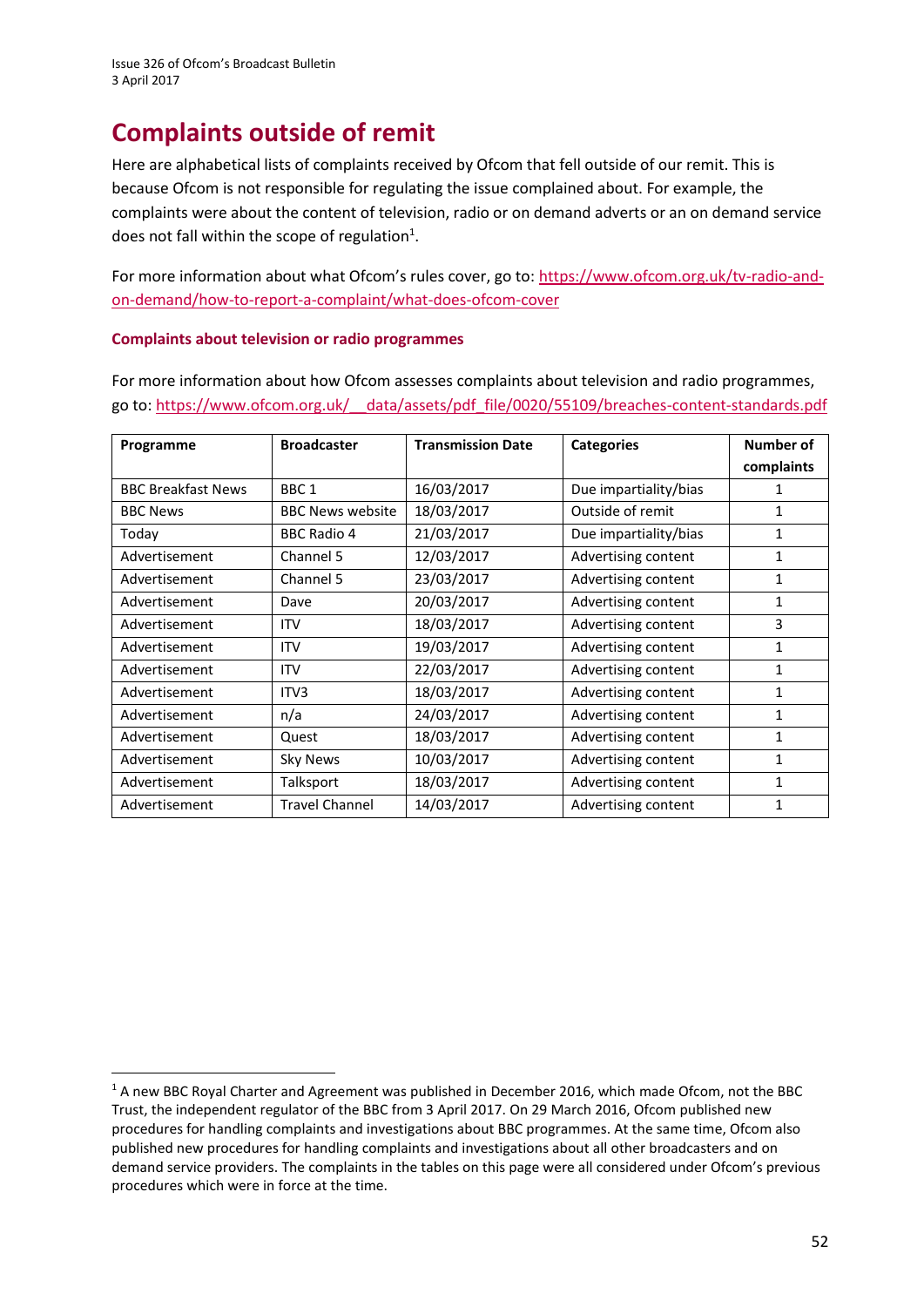# Complaints outside of remit

Here are alphabetical lists of complaints received by Ofcom that fell outside of our remit. This is because Ofcom is not responsible for regulating the issue complained about. For example, the complaints were about the content of television, radio or on demand adverts or an on demand service does not fall within the scope of regulation[1].

For more information about what Ofcom's rules cover, go to: https://www.ofcom.org.uk/tv-radio-and-on-demand/how-to-report-a-complaint/what-does-ofcom-cover

### Complaints about television or radio programmes

For more information about how Ofcom assesses complaints about television and radio programmes, go to: https://www.ofcom.org.uk/__data/assets/pdf_file/0020/55109/breaches-content-standards.pdf

| Programme | Broadcaster | Transmission Date | Categories | Number of complaints |
|---|---|---|---|---|
| BBC Breakfast News | BBC 1 | 16/03/2017 | Due impartiality/bias | 1 |
| BBC News | BBC News website | 18/03/2017 | Outside of remit | 1 |
| Today | BBC Radio 4 | 21/03/2017 | Due impartiality/bias | 1 |
| Advertisement | Channel 5 | 12/03/2017 | Advertising content | 1 |
| Advertisement | Channel 5 | 23/03/2017 | Advertising content | 1 |
| Advertisement | Dave | 20/03/2017 | Advertising content | 1 |
| Advertisement | ITV | 18/03/2017 | Advertising content | 3 |
| Advertisement | ITV | 19/03/2017 | Advertising content | 1 |
| Advertisement | ITV | 22/03/2017 | Advertising content | 1 |
| Advertisement | ITV3 | 18/03/2017 | Advertising content | 1 |
| Advertisement | n/a | 24/03/2017 | Advertising content | 1 |
| Advertisement | Quest | 18/03/2017 | Advertising content | 1 |
| Advertisement | Sky News | 10/03/2017 | Advertising content | 1 |
| Advertisement | Talksport | 18/03/2017 | Advertising content | 1 |
| Advertisement | Travel Channel | 14/03/2017 | Advertising content | 1 |

[1] A new BBC Royal Charter and Agreement was published in December 2016, which made Ofcom, not the BBC Trust, the independent regulator of the BBC from 3 April 2017. On 29 March 2016, Ofcom published new procedures for handling complaints and investigations about BBC programmes. At the same time, Ofcom also published new procedures for handling complaints and investigations about all other broadcasters and on demand service providers. The complaints in the tables on this page were all considered under Ofcom's previous procedures which were in force at the time.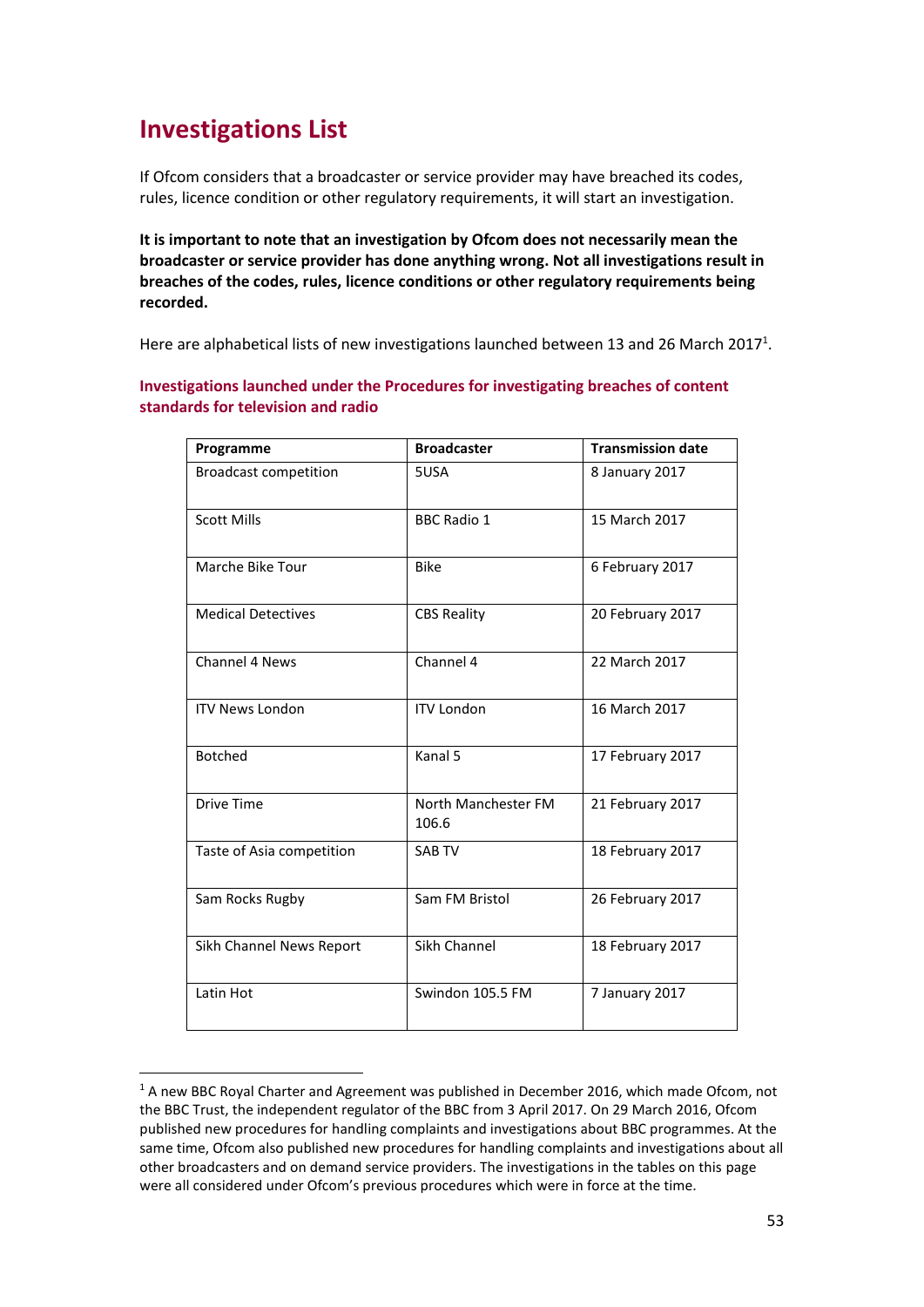# Investigations List

If Ofcom considers that a broadcaster or service provider may have breached its codes, rules, licence condition or other regulatory requirements, it will start an investigation.

**It is important to note that an investigation by Ofcom does not necessarily mean the broadcaster or service provider has done anything wrong. Not all investigations result in breaches of the codes, rules, licence conditions or other regulatory requirements being recorded.**

Here are alphabetical lists of new investigations launched between 13 and 26 March 2017[1].

## Investigations launched under the Procedures for investigating breaches of content standards for television and radio

| Programme | Broadcaster | Transmission date |
|---|---|---|
| Broadcast competition | 5USA | 8 January 2017 |
| Scott Mills | BBC Radio 1 | 15 March 2017 |
| Marche Bike Tour | Bike | 6 February 2017 |
| Medical Detectives | CBS Reality | 20 February 2017 |
| Channel 4 News | Channel 4 | 22 March 2017 |
| ITV News London | ITV London | 16 March 2017 |
| Botched | Kanal 5 | 17 February 2017 |
| Drive Time | North Manchester FM 106.6 | 21 February 2017 |
| Taste of Asia competition | SAB TV | 18 February 2017 |
| Sam Rocks Rugby | Sam FM Bristol | 26 February 2017 |
| Sikh Channel News Report | Sikh Channel | 18 February 2017 |
| Latin Hot | Swindon 105.5 FM | 7 January 2017 |

[1] A new BBC Royal Charter and Agreement was published in December 2016, which made Ofcom, not the BBC Trust, the independent regulator of the BBC from 3 April 2017. On 29 March 2016, Ofcom published new procedures for handling complaints and investigations about BBC programmes. At the same time, Ofcom also published new procedures for handling complaints and investigations about all other broadcasters and on demand service providers. The investigations in the tables on this page were all considered under Ofcom's previous procedures which were in force at the time.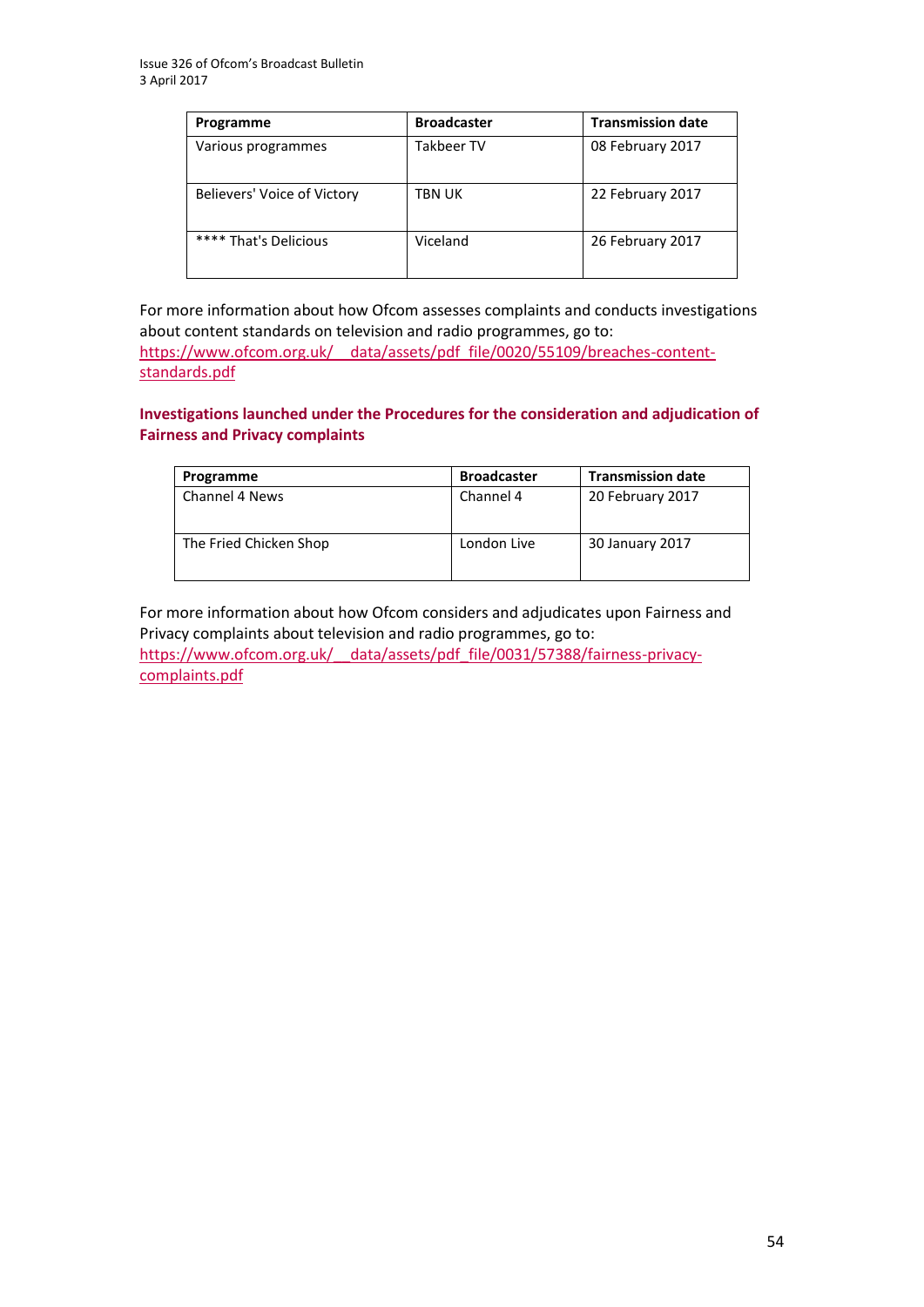| Programme | Broadcaster | Transmission date |
| --- | --- | --- |
| Various programmes | Takbeer TV | 08 February 2017 |
| Believers' Voice of Victory | TBN UK | 22 February 2017 |
| **** That's Delicious | Viceland | 26 February 2017 |

For more information about how Ofcom assesses complaints and conducts investigations about content standards on television and radio programmes, go to: https://www.ofcom.org.uk/__data/assets/pdf_file/0020/55109/breaches-content-standards.pdf

### Investigations launched under the Procedures for the consideration and adjudication of Fairness and Privacy complaints

| Programme | Broadcaster | Transmission date |
| --- | --- | --- |
| Channel 4 News | Channel 4 | 20 February 2017 |
| The Fried Chicken Shop | London Live | 30 January 2017 |

For more information about how Ofcom considers and adjudicates upon Fairness and Privacy complaints about television and radio programmes, go to: https://www.ofcom.org.uk/__data/assets/pdf_file/0031/57388/fairness-privacy-complaints.pdf